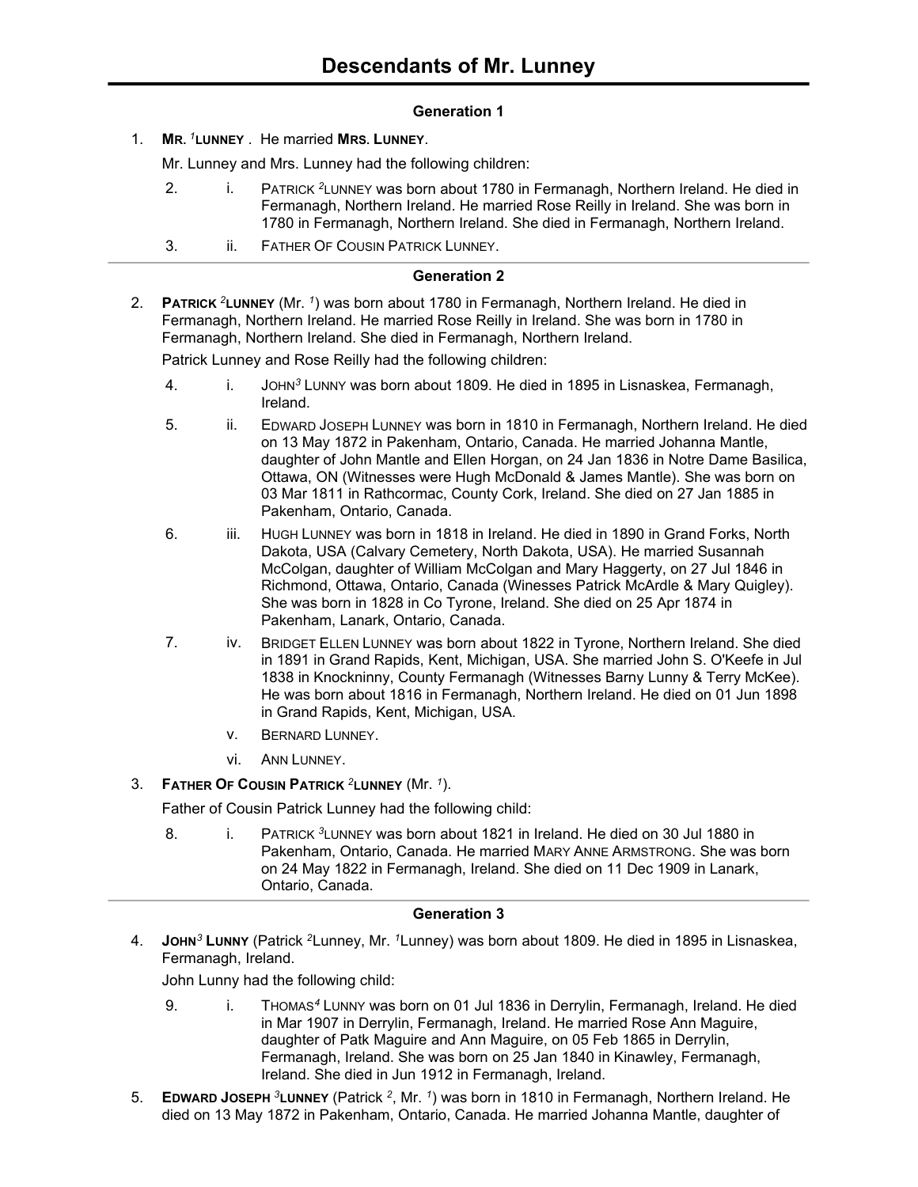# Descendants of Mr. Lunney

## Generation 1

1. **MR. [1]LUNNEY** . He married **MRS. LUNNEY**.

   Mr. Lunney and Mrs. Lunney had the following children:

   2. i. PATRICK [2]LUNNEY was born about 1780 in Fermanagh, Northern Ireland. He died in Fermanagh, Northern Ireland. He married Rose Reilly in Ireland. She was born in 1780 in Fermanagh, Northern Ireland. She died in Fermanagh, Northern Ireland.
   3. ii. FATHER OF COUSIN PATRICK LUNNEY.

## Generation 2

2. **PATRICK [2]LUNNEY** (Mr. [1]) was born about 1780 in Fermanagh, Northern Ireland. He died in Fermanagh, Northern Ireland. He married Rose Reilly in Ireland. She was born in 1780 in Fermanagh, Northern Ireland. She died in Fermanagh, Northern Ireland.

   Patrick Lunney and Rose Reilly had the following children:

   4. i. JOHN[3] LUNNY was born about 1809. He died in 1895 in Lisnaskea, Fermanagh, Ireland.
   5. ii. EDWARD JOSEPH LUNNEY was born in 1810 in Fermanagh, Northern Ireland. He died on 13 May 1872 in Pakenham, Ontario, Canada. He married Johanna Mantle, daughter of John Mantle and Ellen Horgan, on 24 Jan 1836 in Notre Dame Basilica, Ottawa, ON (Witnesses were Hugh McDonald & James Mantle). She was born on 03 Mar 1811 in Rathcormac, County Cork, Ireland. She died on 27 Jan 1885 in Pakenham, Ontario, Canada.
   6. iii. HUGH LUNNEY was born in 1818 in Ireland. He died in 1890 in Grand Forks, North Dakota, USA (Calvary Cemetery, North Dakota, USA). He married Susannah McColgan, daughter of William McColgan and Mary Haggerty, on 27 Jul 1846 in Richmond, Ottawa, Ontario, Canada (Winesses Patrick McArdle & Mary Quigley). She was born in 1828 in Co Tyrone, Ireland. She died on 25 Apr 1874 in Pakenham, Lanark, Ontario, Canada.
   7. iv. BRIDGET ELLEN LUNNEY was born about 1822 in Tyrone, Northern Ireland. She died in 1891 in Grand Rapids, Kent, Michigan, USA. She married John S. O'Keefe in Jul 1838 in Knockninny, County Fermanagh (Witnesses Barny Lunny & Terry McKee). He was born about 1816 in Fermanagh, Northern Ireland. He died on 01 Jun 1898 in Grand Rapids, Kent, Michigan, USA.
   - v. BERNARD LUNNEY.
   - vi. ANN LUNNEY.

3. **FATHER OF COUSIN PATRICK [2]LUNNEY** (Mr. [1]).

   Father of Cousin Patrick Lunney had the following child:

   8. i. PATRICK [3]LUNNEY was born about 1821 in Ireland. He died on 30 Jul 1880 in Pakenham, Ontario, Canada. He married MARY ANNE ARMSTRONG. She was born on 24 May 1822 in Fermanagh, Ireland. She died on 11 Dec 1909 in Lanark, Ontario, Canada.

## Generation 3

4. **JOHN[3] LUNNY** (Patrick [2]Lunney, Mr. [1]Lunney) was born about 1809. He died in 1895 in Lisnaskea, Fermanagh, Ireland.

   John Lunny had the following child:

   9. i. THOMAS[4] LUNNY was born on 01 Jul 1836 in Derrylin, Fermanagh, Ireland. He died in Mar 1907 in Derrylin, Fermanagh, Ireland. He married Rose Ann Maguire, daughter of Patk Maguire and Ann Maguire, on 05 Feb 1865 in Derrylin, Fermanagh, Ireland. She was born on 25 Jan 1840 in Kinawley, Fermanagh, Ireland. She died in Jun 1912 in Fermanagh, Ireland.

5. **EDWARD JOSEPH [3]LUNNEY** (Patrick [2], Mr. [1]) was born in 1810 in Fermanagh, Northern Ireland. He died on 13 May 1872 in Pakenham, Ontario, Canada. He married Johanna Mantle, daughter of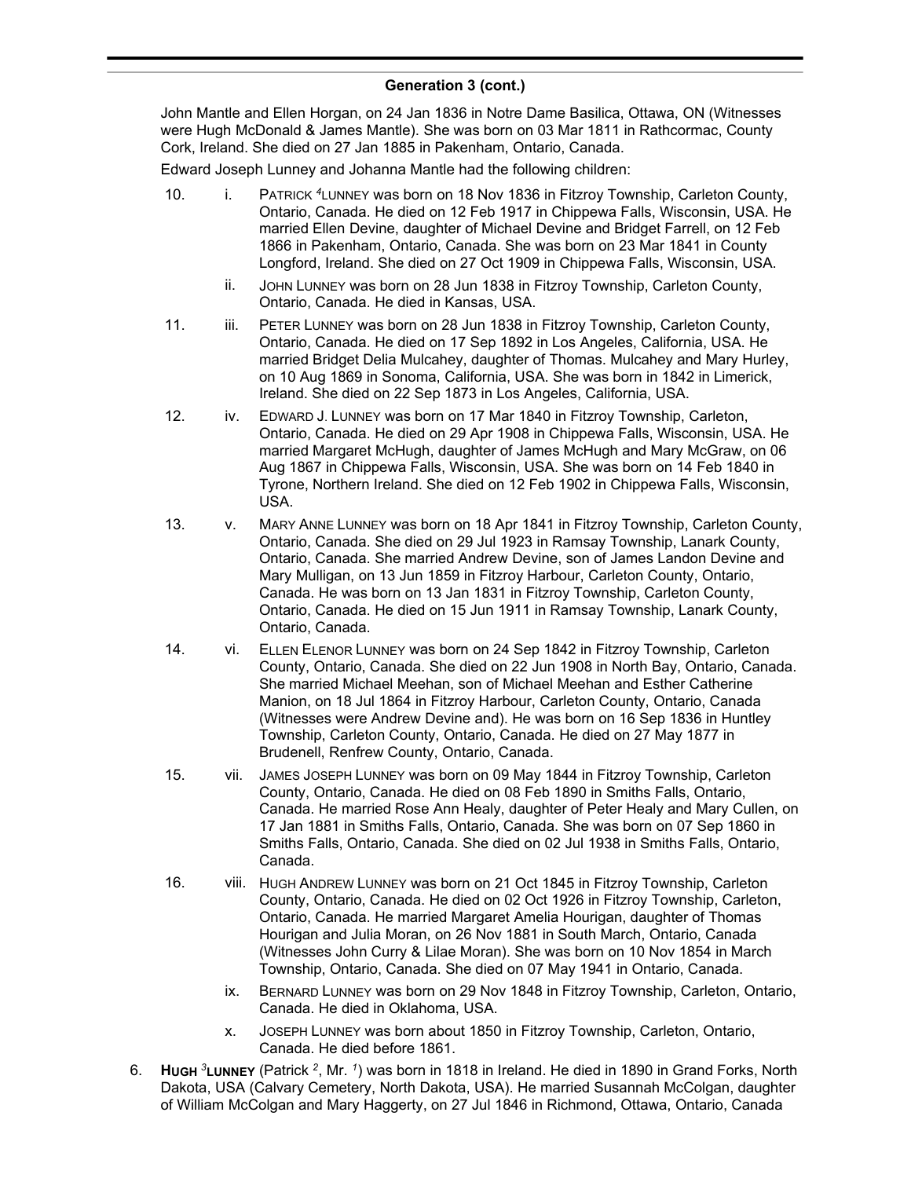## Generation 3 (cont.)

John Mantle and Ellen Horgan, on 24 Jan 1836 in Notre Dame Basilica, Ottawa, ON (Witnesses were Hugh McDonald & James Mantle). She was born on 03 Mar 1811 in Rathcormac, County Cork, Ireland. She died on 27 Jan 1885 in Pakenham, Ontario, Canada.

Edward Joseph Lunney and Johanna Mantle had the following children:

10. i. PATRICK [4]LUNNEY was born on 18 Nov 1836 in Fitzroy Township, Carleton County, Ontario, Canada. He died on 12 Feb 1917 in Chippewa Falls, Wisconsin, USA. He married Ellen Devine, daughter of Michael Devine and Bridget Farrell, on 12 Feb 1866 in Pakenham, Ontario, Canada. She was born on 23 Mar 1841 in County Longford, Ireland. She died on 27 Oct 1909 in Chippewa Falls, Wisconsin, USA.

ii. JOHN LUNNEY was born on 28 Jun 1838 in Fitzroy Township, Carleton County, Ontario, Canada. He died in Kansas, USA.

11. iii. PETER LUNNEY was born on 28 Jun 1838 in Fitzroy Township, Carleton County, Ontario, Canada. He died on 17 Sep 1892 in Los Angeles, California, USA. He married Bridget Delia Mulcahey, daughter of Thomas. Mulcahey and Mary Hurley, on 10 Aug 1869 in Sonoma, California, USA. She was born in 1842 in Limerick, Ireland. She died on 22 Sep 1873 in Los Angeles, California, USA.

12. iv. EDWARD J. LUNNEY was born on 17 Mar 1840 in Fitzroy Township, Carleton, Ontario, Canada. He died on 29 Apr 1908 in Chippewa Falls, Wisconsin, USA. He married Margaret McHugh, daughter of James McHugh and Mary McGraw, on 06 Aug 1867 in Chippewa Falls, Wisconsin, USA. She was born on 14 Feb 1840 in Tyrone, Northern Ireland. She died on 12 Feb 1902 in Chippewa Falls, Wisconsin, USA.

13. v. MARY ANNE LUNNEY was born on 18 Apr 1841 in Fitzroy Township, Carleton County, Ontario, Canada. She died on 29 Jul 1923 in Ramsay Township, Lanark County, Ontario, Canada. She married Andrew Devine, son of James Landon Devine and Mary Mulligan, on 13 Jun 1859 in Fitzroy Harbour, Carleton County, Ontario, Canada. He was born on 13 Jan 1831 in Fitzroy Township, Carleton County, Ontario, Canada. He died on 15 Jun 1911 in Ramsay Township, Lanark County, Ontario, Canada.

14. vi. ELLEN ELENOR LUNNEY was born on 24 Sep 1842 in Fitzroy Township, Carleton County, Ontario, Canada. She died on 22 Jun 1908 in North Bay, Ontario, Canada. She married Michael Meehan, son of Michael Meehan and Esther Catherine Manion, on 18 Jul 1864 in Fitzroy Harbour, Carleton County, Ontario, Canada (Witnesses were Andrew Devine and). He was born on 16 Sep 1836 in Huntley Township, Carleton County, Ontario, Canada. He died on 27 May 1877 in Brudenell, Renfrew County, Ontario, Canada.

15. vii. JAMES JOSEPH LUNNEY was born on 09 May 1844 in Fitzroy Township, Carleton County, Ontario, Canada. He died on 08 Feb 1890 in Smiths Falls, Ontario, Canada. He married Rose Ann Healy, daughter of Peter Healy and Mary Cullen, on 17 Jan 1881 in Smiths Falls, Ontario, Canada. She was born on 07 Sep 1860 in Smiths Falls, Ontario, Canada. She died on 02 Jul 1938 in Smiths Falls, Ontario, Canada.

16. viii. HUGH ANDREW LUNNEY was born on 21 Oct 1845 in Fitzroy Township, Carleton County, Ontario, Canada. He died on 02 Oct 1926 in Fitzroy Township, Carleton, Ontario, Canada. He married Margaret Amelia Hourigan, daughter of Thomas Hourigan and Julia Moran, on 26 Nov 1881 in South March, Ontario, Canada (Witnesses John Curry & Lilae Moran). She was born on 10 Nov 1854 in March Township, Ontario, Canada. She died on 07 May 1941 in Ontario, Canada.

ix. BERNARD LUNNEY was born on 29 Nov 1848 in Fitzroy Township, Carleton, Ontario, Canada. He died in Oklahoma, USA.

x. JOSEPH LUNNEY was born about 1850 in Fitzroy Township, Carleton, Ontario, Canada. He died before 1861.

6. **HUGH [3]LUNNEY** (Patrick [2], Mr. [1]) was born in 1818 in Ireland. He died in 1890 in Grand Forks, North Dakota, USA (Calvary Cemetery, North Dakota, USA). He married Susannah McColgan, daughter of William McColgan and Mary Haggerty, on 27 Jul 1846 in Richmond, Ottawa, Ontario, Canada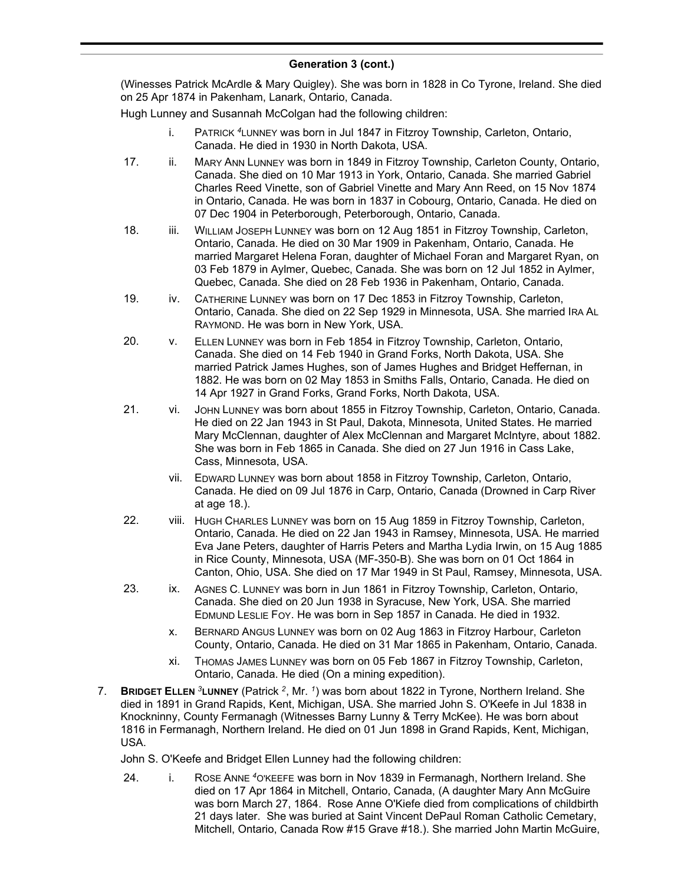## Generation 3 (cont.)

(Winesses Patrick McArdle & Mary Quigley). She was born in 1828 in Co Tyrone, Ireland. She died on 25 Apr 1874 in Pakenham, Lanark, Ontario, Canada.

Hugh Lunney and Susannah McColgan had the following children:

- i. PATRICK [4]LUNNEY was born in Jul 1847 in Fitzroy Township, Carleton, Ontario, Canada. He died in 1930 in North Dakota, USA.
- 17. ii. MARY ANN LUNNEY was born in 1849 in Fitzroy Township, Carleton County, Ontario, Canada. She died on 10 Mar 1913 in York, Ontario, Canada. She married Gabriel Charles Reed Vinette, son of Gabriel Vinette and Mary Ann Reed, on 15 Nov 1874 in Ontario, Canada. He was born in 1837 in Cobourg, Ontario, Canada. He died on 07 Dec 1904 in Peterborough, Peterborough, Ontario, Canada.
- 18. iii. WILLIAM JOSEPH LUNNEY was born on 12 Aug 1851 in Fitzroy Township, Carleton, Ontario, Canada. He died on 30 Mar 1909 in Pakenham, Ontario, Canada. He married Margaret Helena Foran, daughter of Michael Foran and Margaret Ryan, on 03 Feb 1879 in Aylmer, Quebec, Canada. She was born on 12 Jul 1852 in Aylmer, Quebec, Canada. She died on 28 Feb 1936 in Pakenham, Ontario, Canada.
- 19. iv. CATHERINE LUNNEY was born on 17 Dec 1853 in Fitzroy Township, Carleton, Ontario, Canada. She died on 22 Sep 1929 in Minnesota, USA. She married IRA AL RAYMOND. He was born in New York, USA.
- 20. v. ELLEN LUNNEY was born in Feb 1854 in Fitzroy Township, Carleton, Ontario, Canada. She died on 14 Feb 1940 in Grand Forks, North Dakota, USA. She married Patrick James Hughes, son of James Hughes and Bridget Heffernan, in 1882. He was born on 02 May 1853 in Smiths Falls, Ontario, Canada. He died on 14 Apr 1927 in Grand Forks, Grand Forks, North Dakota, USA.
- 21. vi. JOHN LUNNEY was born about 1855 in Fitzroy Township, Carleton, Ontario, Canada. He died on 22 Jan 1943 in St Paul, Dakota, Minnesota, United States. He married Mary McClennan, daughter of Alex McClennan and Margaret McIntyre, about 1882. She was born in Feb 1865 in Canada. She died on 27 Jun 1916 in Cass Lake, Cass, Minnesota, USA.
- vii. EDWARD LUNNEY was born about 1858 in Fitzroy Township, Carleton, Ontario, Canada. He died on 09 Jul 1876 in Carp, Ontario, Canada (Drowned in Carp River at age 18.).
- 22. viii. HUGH CHARLES LUNNEY was born on 15 Aug 1859 in Fitzroy Township, Carleton, Ontario, Canada. He died on 22 Jan 1943 in Ramsey, Minnesota, USA. He married Eva Jane Peters, daughter of Harris Peters and Martha Lydia Irwin, on 15 Aug 1885 in Rice County, Minnesota, USA (MF-350-B). She was born on 01 Oct 1864 in Canton, Ohio, USA. She died on 17 Mar 1949 in St Paul, Ramsey, Minnesota, USA.
- 23. ix. AGNES C. LUNNEY was born in Jun 1861 in Fitzroy Township, Carleton, Ontario, Canada. She died on 20 Jun 1938 in Syracuse, New York, USA. She married EDMUND LESLIE FOY. He was born in Sep 1857 in Canada. He died in 1932.
- x. BERNARD ANGUS LUNNEY was born on 02 Aug 1863 in Fitzroy Harbour, Carleton County, Ontario, Canada. He died on 31 Mar 1865 in Pakenham, Ontario, Canada.
- xi. THOMAS JAMES LUNNEY was born on 05 Feb 1867 in Fitzroy Township, Carleton, Ontario, Canada. He died (On a mining expedition).

7. **BRIDGET ELLEN [3]LUNNEY** (Patrick [2], Mr. [1]) was born about 1822 in Tyrone, Northern Ireland. She died in 1891 in Grand Rapids, Kent, Michigan, USA. She married John S. O'Keefe in Jul 1838 in Knockninny, County Fermanagh (Witnesses Barny Lunny & Terry McKee). He was born about 1816 in Fermanagh, Northern Ireland. He died on 01 Jun 1898 in Grand Rapids, Kent, Michigan, USA.

   John S. O'Keefe and Bridget Ellen Lunney had the following children:

- 24. i. ROSE ANNE [4]O'KEEFE was born in Nov 1839 in Fermanagh, Northern Ireland. She died on 17 Apr 1864 in Mitchell, Ontario, Canada, (A daughter Mary Ann McGuire was born March 27, 1864. Rose Anne O'Kiefe died from complications of childbirth 21 days later. She was buried at Saint Vincent DePaul Roman Catholic Cemetary, Mitchell, Ontario, Canada Row #15 Grave #18.). She married John Martin McGuire,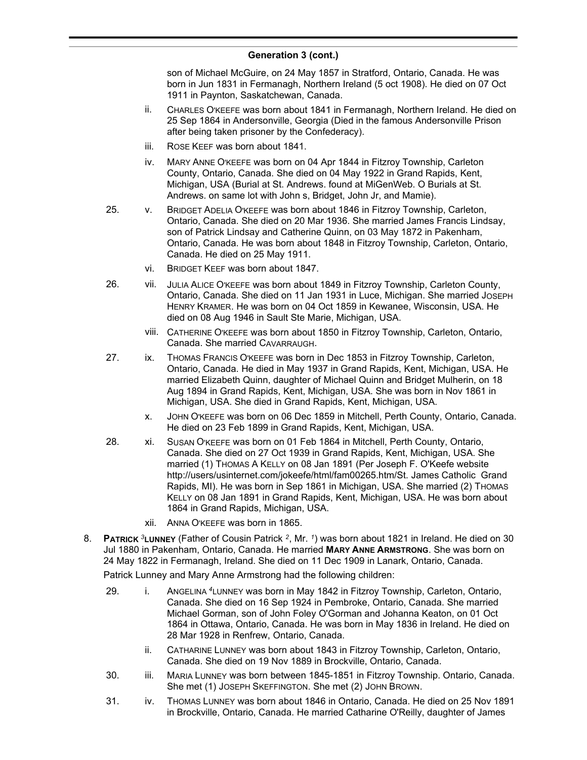## Generation 3 (cont.)

son of Michael McGuire, on 24 May 1857 in Stratford, Ontario, Canada. He was born in Jun 1831 in Fermanagh, Northern Ireland (5 oct 1908). He died on 07 Oct 1911 in Paynton, Saskatchewan, Canada.

ii. Charles O'keefe was born about 1841 in Fermanagh, Northern Ireland. He died on 25 Sep 1864 in Andersonville, Georgia (Died in the famous Andersonville Prison after being taken prisoner by the Confederacy).

iii. Rose Keef was born about 1841.

iv. Mary Anne O'keefe was born on 04 Apr 1844 in Fitzroy Township, Carleton County, Ontario, Canada. She died on 04 May 1922 in Grand Rapids, Kent, Michigan, USA (Burial at St. Andrews. found at MiGenWeb. O Burials at St. Andrews. on same lot with John s, Bridget, John Jr, and Mamie).

25. v. Bridget Adelia O'keefe was born about 1846 in Fitzroy Township, Carleton, Ontario, Canada. She died on 20 Mar 1936. She married James Francis Lindsay, son of Patrick Lindsay and Catherine Quinn, on 03 May 1872 in Pakenham, Ontario, Canada. He was born about 1848 in Fitzroy Township, Carleton, Ontario, Canada. He died on 25 May 1911.

vi. Bridget Keef was born about 1847.

26. vii. Julia Alice O'keefe was born about 1849 in Fitzroy Township, Carleton County, Ontario, Canada. She died on 11 Jan 1931 in Luce, Michigan. She married Joseph Henry Kramer. He was born on 04 Oct 1859 in Kewanee, Wisconsin, USA. He died on 08 Aug 1946 in Sault Ste Marie, Michigan, USA.

viii. Catherine O'keefe was born about 1850 in Fitzroy Township, Carleton, Ontario, Canada. She married Cavarraugh.

27. ix. Thomas Francis O'keefe was born in Dec 1853 in Fitzroy Township, Carleton, Ontario, Canada. He died in May 1937 in Grand Rapids, Kent, Michigan, USA. He married Elizabeth Quinn, daughter of Michael Quinn and Bridget Mulherin, on 18 Aug 1894 in Grand Rapids, Kent, Michigan, USA. She was born in Nov 1861 in Michigan, USA. She died in Grand Rapids, Kent, Michigan, USA.

x. John O'keefe was born on 06 Dec 1859 in Mitchell, Perth County, Ontario, Canada. He died on 23 Feb 1899 in Grand Rapids, Kent, Michigan, USA.

28. xi. Susan O'keefe was born on 01 Feb 1864 in Mitchell, Perth County, Ontario, Canada. She died on 27 Oct 1939 in Grand Rapids, Kent, Michigan, USA. She married (1) Thomas A Kelly on 08 Jan 1891 (Per Joseph F. O'Keefe website http://users/usinternet.com/jokeefe/html/fam00265.htm/St. James Catholic Grand Rapids, MI). He was born in Sep 1861 in Michigan, USA. She married (2) Thomas Kelly on 08 Jan 1891 in Grand Rapids, Kent, Michigan, USA. He was born about 1864 in Grand Rapids, Michigan, USA.

xii. Anna O'keefe was born in 1865.

8. **Patrick [3]Lunney** (Father of Cousin Patrick [2], Mr. [1]) was born about 1821 in Ireland. He died on 30 Jul 1880 in Pakenham, Ontario, Canada. He married **Mary Anne Armstrong**. She was born on 24 May 1822 in Fermanagh, Ireland. She died on 11 Dec 1909 in Lanark, Ontario, Canada.

Patrick Lunney and Mary Anne Armstrong had the following children:

29. i. Angelina [4]Lunney was born in May 1842 in Fitzroy Township, Carleton, Ontario, Canada. She died on 16 Sep 1924 in Pembroke, Ontario, Canada. She married Michael Gorman, son of John Foley O'Gorman and Johanna Keaton, on 01 Oct 1864 in Ottawa, Ontario, Canada. He was born in May 1836 in Ireland. He died on 28 Mar 1928 in Renfrew, Ontario, Canada.

ii. Catharine Lunney was born about 1843 in Fitzroy Township, Carleton, Ontario, Canada. She died on 19 Nov 1889 in Brockville, Ontario, Canada.

30. iii. Maria Lunney was born between 1845-1851 in Fitzroy Township. Ontario, Canada. She met (1) Joseph Skeffington. She met (2) John Brown.

31. iv. Thomas Lunney was born about 1846 in Ontario, Canada. He died on 25 Nov 1891 in Brockville, Ontario, Canada. He married Catharine O'Reilly, daughter of James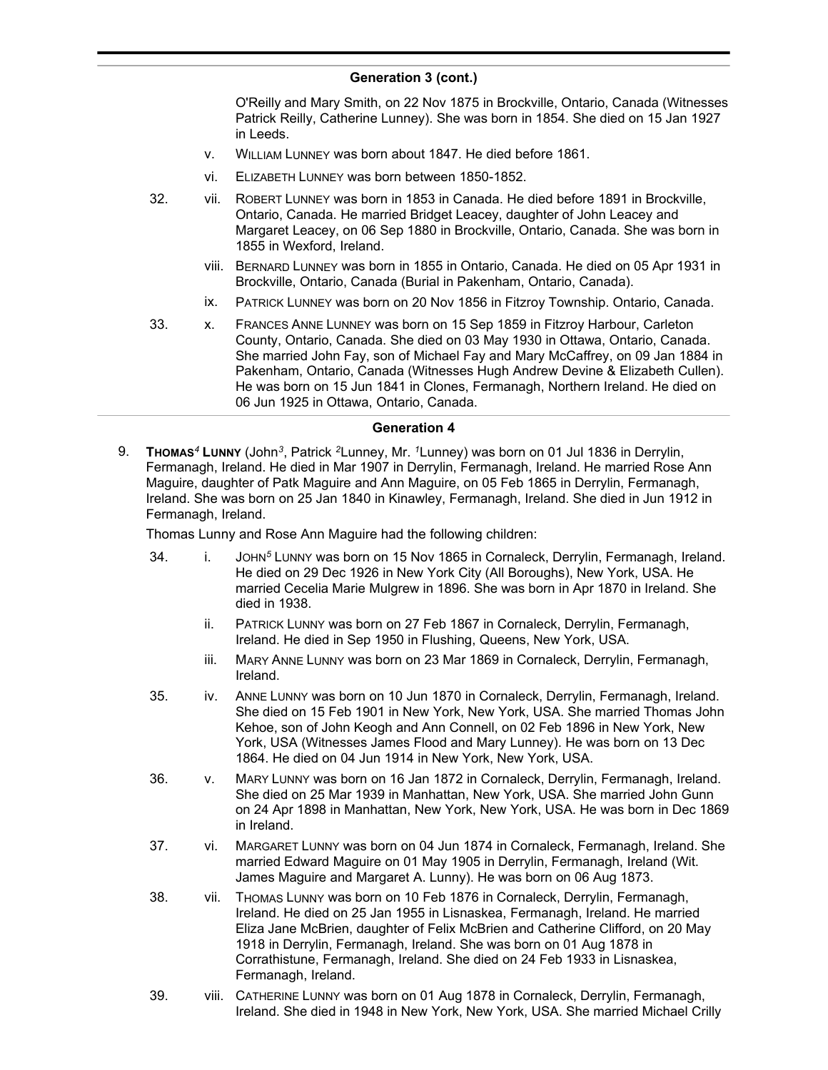## Generation 3 (cont.)

O'Reilly and Mary Smith, on 22 Nov 1875 in Brockville, Ontario, Canada (Witnesses Patrick Reilly, Catherine Lunney). She was born in 1854. She died on 15 Jan 1927 in Leeds.

- v. WILLIAM LUNNEY was born about 1847. He died before 1861.
- vi. ELIZABETH LUNNEY was born between 1850-1852.
- 32. vii. ROBERT LUNNEY was born in 1853 in Canada. He died before 1891 in Brockville, Ontario, Canada. He married Bridget Leacey, daughter of John Leacey and Margaret Leacey, on 06 Sep 1880 in Brockville, Ontario, Canada. She was born in 1855 in Wexford, Ireland.
- viii. BERNARD LUNNEY was born in 1855 in Ontario, Canada. He died on 05 Apr 1931 in Brockville, Ontario, Canada (Burial in Pakenham, Ontario, Canada).
- ix. PATRICK LUNNEY was born on 20 Nov 1856 in Fitzroy Township. Ontario, Canada.
- 33. x. FRANCES ANNE LUNNEY was born on 15 Sep 1859 in Fitzroy Harbour, Carleton County, Ontario, Canada. She died on 03 May 1930 in Ottawa, Ontario, Canada. She married John Fay, son of Michael Fay and Mary McCaffrey, on 09 Jan 1884 in Pakenham, Ontario, Canada (Witnesses Hugh Andrew Devine & Elizabeth Cullen). He was born on 15 Jun 1841 in Clones, Fermanagh, Northern Ireland. He died on 06 Jun 1925 in Ottawa, Ontario, Canada.

## Generation 4

9. **THOMAS[4] LUNNY** (John[3], Patrick [2]Lunney, Mr. [1]Lunney) was born on 01 Jul 1836 in Derrylin, Fermanagh, Ireland. He died in Mar 1907 in Derrylin, Fermanagh, Ireland. He married Rose Ann Maguire, daughter of Patk Maguire and Ann Maguire, on 05 Feb 1865 in Derrylin, Fermanagh, Ireland. She was born on 25 Jan 1840 in Kinawley, Fermanagh, Ireland. She died in Jun 1912 in Fermanagh, Ireland.

Thomas Lunny and Rose Ann Maguire had the following children:

- 34. i. JOHN[5] LUNNY was born on 15 Nov 1865 in Cornaleck, Derrylin, Fermanagh, Ireland. He died on 29 Dec 1926 in New York City (All Boroughs), New York, USA. He married Cecelia Marie Mulgrew in 1896. She was born in Apr 1870 in Ireland. She died in 1938.
- ii. PATRICK LUNNY was born on 27 Feb 1867 in Cornaleck, Derrylin, Fermanagh, Ireland. He died in Sep 1950 in Flushing, Queens, New York, USA.
- iii. MARY ANNE LUNNY was born on 23 Mar 1869 in Cornaleck, Derrylin, Fermanagh, Ireland.
- 35. iv. ANNE LUNNY was born on 10 Jun 1870 in Cornaleck, Derrylin, Fermanagh, Ireland. She died on 15 Feb 1901 in New York, New York, USA. She married Thomas John Kehoe, son of John Keogh and Ann Connell, on 02 Feb 1896 in New York, New York, USA (Witnesses James Flood and Mary Lunney). He was born on 13 Dec 1864. He died on 04 Jun 1914 in New York, New York, USA.
- 36. v. MARY LUNNY was born on 16 Jan 1872 in Cornaleck, Derrylin, Fermanagh, Ireland. She died on 25 Mar 1939 in Manhattan, New York, USA. She married John Gunn on 24 Apr 1898 in Manhattan, New York, New York, USA. He was born in Dec 1869 in Ireland.
- 37. vi. MARGARET LUNNY was born on 04 Jun 1874 in Cornaleck, Fermanagh, Ireland. She married Edward Maguire on 01 May 1905 in Derrylin, Fermanagh, Ireland (Wit. James Maguire and Margaret A. Lunny). He was born on 06 Aug 1873.
- 38. vii. THOMAS LUNNY was born on 10 Feb 1876 in Cornaleck, Derrylin, Fermanagh, Ireland. He died on 25 Jan 1955 in Lisnaskea, Fermanagh, Ireland. He married Eliza Jane McBrien, daughter of Felix McBrien and Catherine Clifford, on 20 May 1918 in Derrylin, Fermanagh, Ireland. She was born on 01 Aug 1878 in Corrathistune, Fermanagh, Ireland. She died on 24 Feb 1933 in Lisnaskea, Fermanagh, Ireland.
- 39. viii. CATHERINE LUNNY was born on 01 Aug 1878 in Cornaleck, Derrylin, Fermanagh, Ireland. She died in 1948 in New York, New York, USA. She married Michael Crilly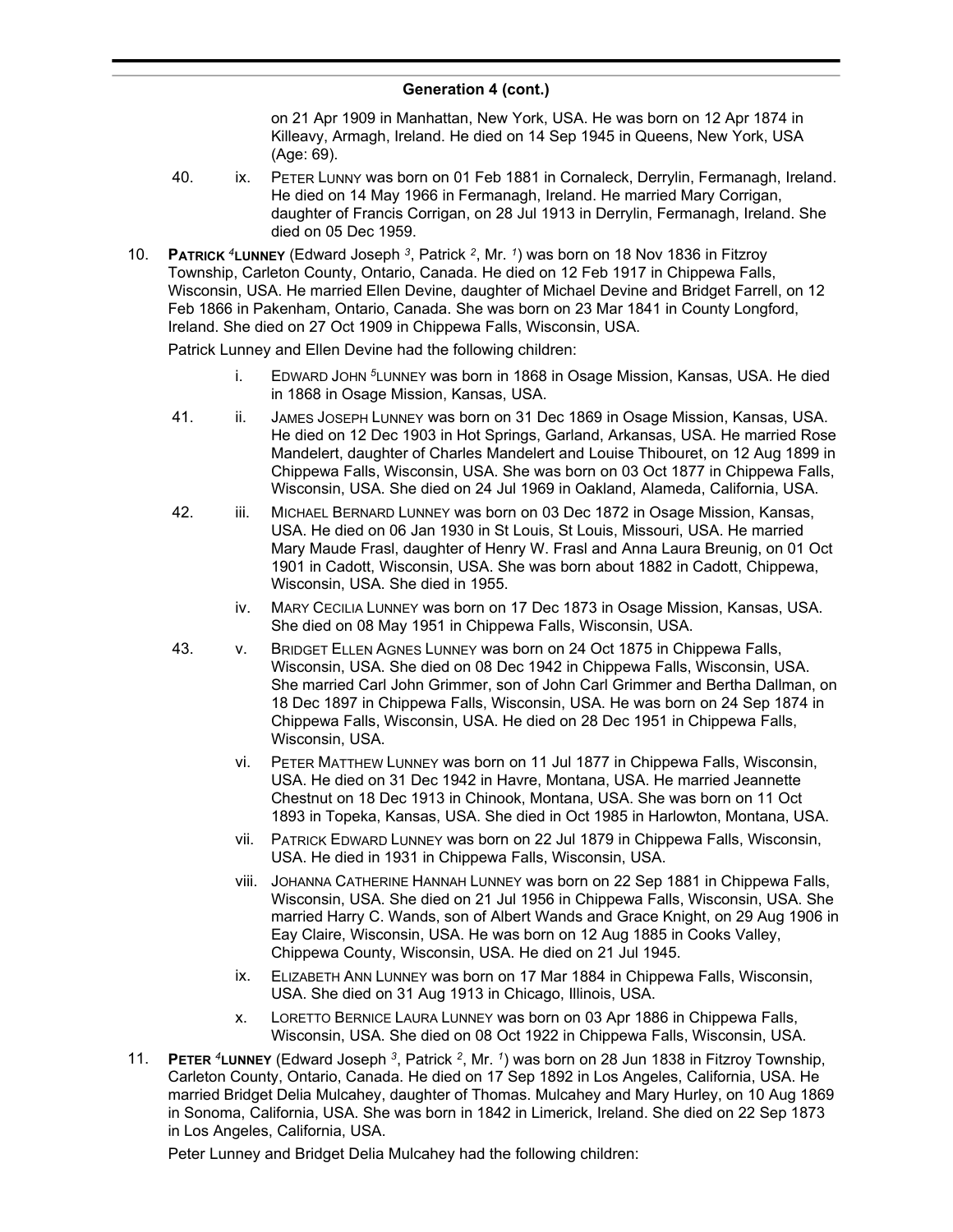## Generation 4 (cont.)

on 21 Apr 1909 in Manhattan, New York, USA. He was born on 12 Apr 1874 in Killeavy, Armagh, Ireland. He died on 14 Sep 1945 in Queens, New York, USA (Age: 69).

40. ix. PETER LUNNY was born on 01 Feb 1881 in Cornaleck, Derrylin, Fermanagh, Ireland. He died on 14 May 1966 in Fermanagh, Ireland. He married Mary Corrigan, daughter of Francis Corrigan, on 28 Jul 1913 in Derrylin, Fermanagh, Ireland. She died on 05 Dec 1959.

10. **PATRICK [4]LUNNEY** (Edward Joseph [3], Patrick [2], Mr. [1]) was born on 18 Nov 1836 in Fitzroy Township, Carleton County, Ontario, Canada. He died on 12 Feb 1917 in Chippewa Falls, Wisconsin, USA. He married Ellen Devine, daughter of Michael Devine and Bridget Farrell, on 12 Feb 1866 in Pakenham, Ontario, Canada. She was born on 23 Mar 1841 in County Longford, Ireland. She died on 27 Oct 1909 in Chippewa Falls, Wisconsin, USA.

Patrick Lunney and Ellen Devine had the following children:

i. EDWARD JOHN [5]LUNNEY was born in 1868 in Osage Mission, Kansas, USA. He died in 1868 in Osage Mission, Kansas, USA.

41. ii. JAMES JOSEPH LUNNEY was born on 31 Dec 1869 in Osage Mission, Kansas, USA. He died on 12 Dec 1903 in Hot Springs, Garland, Arkansas, USA. He married Rose Mandelert, daughter of Charles Mandelert and Louise Thibouret, on 12 Aug 1899 in Chippewa Falls, Wisconsin, USA. She was born on 03 Oct 1877 in Chippewa Falls, Wisconsin, USA. She died on 24 Jul 1969 in Oakland, Alameda, California, USA.

42. iii. MICHAEL BERNARD LUNNEY was born on 03 Dec 1872 in Osage Mission, Kansas, USA. He died on 06 Jan 1930 in St Louis, St Louis, Missouri, USA. He married Mary Maude Frasl, daughter of Henry W. Frasl and Anna Laura Breunig, on 01 Oct 1901 in Cadott, Wisconsin, USA. She was born about 1882 in Cadott, Chippewa, Wisconsin, USA. She died in 1955.

iv. MARY CECILIA LUNNEY was born on 17 Dec 1873 in Osage Mission, Kansas, USA. She died on 08 May 1951 in Chippewa Falls, Wisconsin, USA.

43. v. BRIDGET ELLEN AGNES LUNNEY was born on 24 Oct 1875 in Chippewa Falls, Wisconsin, USA. She died on 08 Dec 1942 in Chippewa Falls, Wisconsin, USA. She married Carl John Grimmer, son of John Carl Grimmer and Bertha Dallman, on 18 Dec 1897 in Chippewa Falls, Wisconsin, USA. He was born on 24 Sep 1874 in Chippewa Falls, Wisconsin, USA. He died on 28 Dec 1951 in Chippewa Falls, Wisconsin, USA.

vi. PETER MATTHEW LUNNEY was born on 11 Jul 1877 in Chippewa Falls, Wisconsin, USA. He died on 31 Dec 1942 in Havre, Montana, USA. He married Jeannette Chestnut on 18 Dec 1913 in Chinook, Montana, USA. She was born on 11 Oct 1893 in Topeka, Kansas, USA. She died in Oct 1985 in Harlowton, Montana, USA.

vii. PATRICK EDWARD LUNNEY was born on 22 Jul 1879 in Chippewa Falls, Wisconsin, USA. He died in 1931 in Chippewa Falls, Wisconsin, USA.

viii. JOHANNA CATHERINE HANNAH LUNNEY was born on 22 Sep 1881 in Chippewa Falls, Wisconsin, USA. She died on 21 Jul 1956 in Chippewa Falls, Wisconsin, USA. She married Harry C. Wands, son of Albert Wands and Grace Knight, on 29 Aug 1906 in Eay Claire, Wisconsin, USA. He was born on 12 Aug 1885 in Cooks Valley, Chippewa County, Wisconsin, USA. He died on 21 Jul 1945.

ix. ELIZABETH ANN LUNNEY was born on 17 Mar 1884 in Chippewa Falls, Wisconsin, USA. She died on 31 Aug 1913 in Chicago, Illinois, USA.

x. LORETTO BERNICE LAURA LUNNEY was born on 03 Apr 1886 in Chippewa Falls, Wisconsin, USA. She died on 08 Oct 1922 in Chippewa Falls, Wisconsin, USA.

11. **PETER [4]LUNNEY** (Edward Joseph [3], Patrick [2], Mr. [1]) was born on 28 Jun 1838 in Fitzroy Township, Carleton County, Ontario, Canada. He died on 17 Sep 1892 in Los Angeles, California, USA. He married Bridget Delia Mulcahey, daughter of Thomas. Mulcahey and Mary Hurley, on 10 Aug 1869 in Sonoma, California, USA. She was born in 1842 in Limerick, Ireland. She died on 22 Sep 1873 in Los Angeles, California, USA.

Peter Lunney and Bridget Delia Mulcahey had the following children: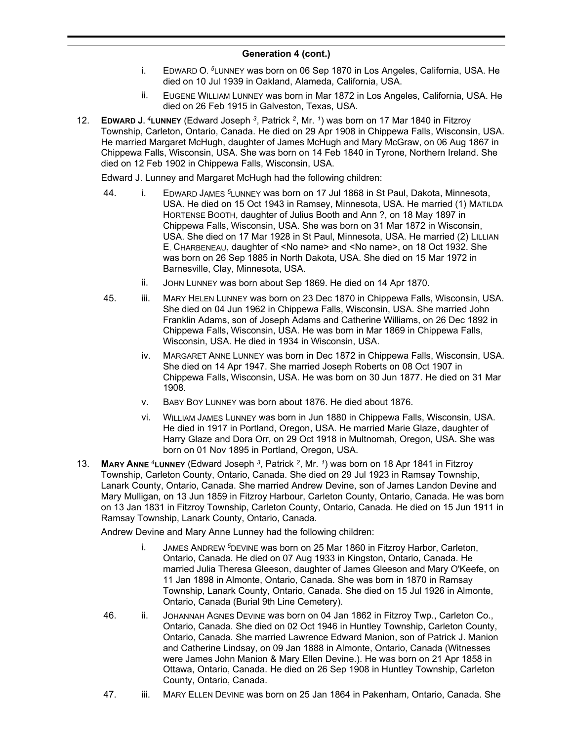**Generation 4 (cont.)**

- i. EDWARD O. [5]LUNNEY was born on 06 Sep 1870 in Los Angeles, California, USA. He died on 10 Jul 1939 in Oakland, Alameda, California, USA.
- ii. EUGENE WILLIAM LUNNEY was born in Mar 1872 in Los Angeles, California, USA. He died on 26 Feb 1915 in Galveston, Texas, USA.

12. **EDWARD J. [4]LUNNEY** (Edward Joseph [3], Patrick [2], Mr. [1]) was born on 17 Mar 1840 in Fitzroy Township, Carleton, Ontario, Canada. He died on 29 Apr 1908 in Chippewa Falls, Wisconsin, USA. He married Margaret McHugh, daughter of James McHugh and Mary McGraw, on 06 Aug 1867 in Chippewa Falls, Wisconsin, USA. She was born on 14 Feb 1840 in Tyrone, Northern Ireland. She died on 12 Feb 1902 in Chippewa Falls, Wisconsin, USA.

    Edward J. Lunney and Margaret McHugh had the following children:

    - 44. i. EDWARD JAMES [5]LUNNEY was born on 17 Jul 1868 in St Paul, Dakota, Minnesota, USA. He died on 15 Oct 1943 in Ramsey, Minnesota, USA. He married (1) MATILDA HORTENSE BOOTH, daughter of Julius Booth and Ann ?, on 18 May 1897 in Chippewa Falls, Wisconsin, USA. She was born on 31 Mar 1872 in Wisconsin, USA. She died on 17 Mar 1928 in St Paul, Minnesota, USA. He married (2) LILLIAN E. CHARBENEAU, daughter of <No name> and <No name>, on 18 Oct 1932. She was born on 26 Sep 1885 in North Dakota, USA. She died on 15 Mar 1972 in Barnesville, Clay, Minnesota, USA.
    - ii. JOHN LUNNEY was born about Sep 1869. He died on 14 Apr 1870.
    - 45. iii. MARY HELEN LUNNEY was born on 23 Dec 1870 in Chippewa Falls, Wisconsin, USA. She died on 04 Jun 1962 in Chippewa Falls, Wisconsin, USA. She married John Franklin Adams, son of Joseph Adams and Catherine Williams, on 26 Dec 1892 in Chippewa Falls, Wisconsin, USA. He was born in Mar 1869 in Chippewa Falls, Wisconsin, USA. He died in 1934 in Wisconsin, USA.
    - iv. MARGARET ANNE LUNNEY was born in Dec 1872 in Chippewa Falls, Wisconsin, USA. She died on 14 Apr 1947. She married Joseph Roberts on 08 Oct 1907 in Chippewa Falls, Wisconsin, USA. He was born on 30 Jun 1877. He died on 31 Mar 1908.
    - v. BABY BOY LUNNEY was born about 1876. He died about 1876.
    - vi. WILLIAM JAMES LUNNEY was born in Jun 1880 in Chippewa Falls, Wisconsin, USA. He died in 1917 in Portland, Oregon, USA. He married Marie Glaze, daughter of Harry Glaze and Dora Orr, on 29 Oct 1918 in Multnomah, Oregon, USA. She was born on 01 Nov 1895 in Portland, Oregon, USA.

13. **MARY ANNE [4]LUNNEY** (Edward Joseph [3], Patrick [2], Mr. [1]) was born on 18 Apr 1841 in Fitzroy Township, Carleton County, Ontario, Canada. She died on 29 Jul 1923 in Ramsay Township, Lanark County, Ontario, Canada. She married Andrew Devine, son of James Landon Devine and Mary Mulligan, on 13 Jun 1859 in Fitzroy Harbour, Carleton County, Ontario, Canada. He was born on 13 Jan 1831 in Fitzroy Township, Carleton County, Ontario, Canada. He died on 15 Jun 1911 in Ramsay Township, Lanark County, Ontario, Canada.

    Andrew Devine and Mary Anne Lunney had the following children:

    - i. JAMES ANDREW [5]DEVINE was born on 25 Mar 1860 in Fitzroy Harbor, Carleton, Ontario, Canada. He died on 07 Aug 1933 in Kingston, Ontario, Canada. He married Julia Theresa Gleeson, daughter of James Gleeson and Mary O'Keefe, on 11 Jan 1898 in Almonte, Ontario, Canada. She was born in 1870 in Ramsay Township, Lanark County, Ontario, Canada. She died on 15 Jul 1926 in Almonte, Ontario, Canada (Burial 9th Line Cemetery).
    - 46. ii. JOHANNAH AGNES DEVINE was born on 04 Jan 1862 in Fitzroy Twp., Carleton Co., Ontario, Canada. She died on 02 Oct 1946 in Huntley Township, Carleton County, Ontario, Canada. She married Lawrence Edward Manion, son of Patrick J. Manion and Catherine Lindsay, on 09 Jan 1888 in Almonte, Ontario, Canada (Witnesses were James John Manion & Mary Ellen Devine.). He was born on 21 Apr 1858 in Ottawa, Ontario, Canada. He died on 26 Sep 1908 in Huntley Township, Carleton County, Ontario, Canada.
    - 47. iii. MARY ELLEN DEVINE was born on 25 Jan 1864 in Pakenham, Ontario, Canada. She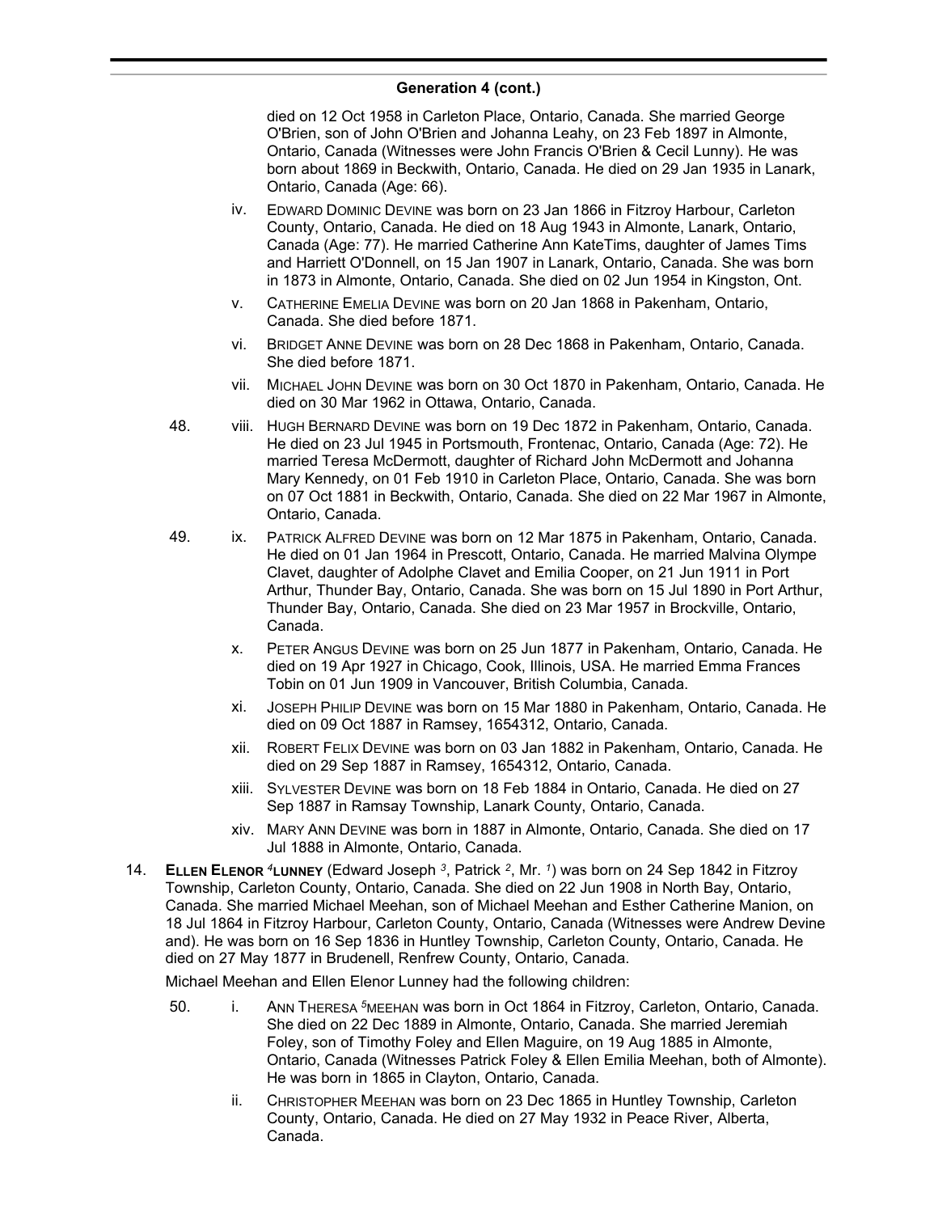## Generation 4 (cont.)

died on 12 Oct 1958 in Carleton Place, Ontario, Canada. She married George O'Brien, son of John O'Brien and Johanna Leahy, on 23 Feb 1897 in Almonte, Ontario, Canada (Witnesses were John Francis O'Brien & Cecil Lunny). He was born about 1869 in Beckwith, Ontario, Canada. He died on 29 Jan 1935 in Lanark, Ontario, Canada (Age: 66).

- iv. EDWARD DOMINIC DEVINE was born on 23 Jan 1866 in Fitzroy Harbour, Carleton County, Ontario, Canada. He died on 18 Aug 1943 in Almonte, Lanark, Ontario, Canada (Age: 77). He married Catherine Ann KateTims, daughter of James Tims and Harriett O'Donnell, on 15 Jan 1907 in Lanark, Ontario, Canada. She was born in 1873 in Almonte, Ontario, Canada. She died on 02 Jun 1954 in Kingston, Ont.
- v. CATHERINE EMELIA DEVINE was born on 20 Jan 1868 in Pakenham, Ontario, Canada. She died before 1871.
- vi. BRIDGET ANNE DEVINE was born on 28 Dec 1868 in Pakenham, Ontario, Canada. She died before 1871.
- vii. MICHAEL JOHN DEVINE was born on 30 Oct 1870 in Pakenham, Ontario, Canada. He died on 30 Mar 1962 in Ottawa, Ontario, Canada.
- 48. viii. HUGH BERNARD DEVINE was born on 19 Dec 1872 in Pakenham, Ontario, Canada. He died on 23 Jul 1945 in Portsmouth, Frontenac, Ontario, Canada (Age: 72). He married Teresa McDermott, daughter of Richard John McDermott and Johanna Mary Kennedy, on 01 Feb 1910 in Carleton Place, Ontario, Canada. She was born on 07 Oct 1881 in Beckwith, Ontario, Canada. She died on 22 Mar 1967 in Almonte, Ontario, Canada.
- 49. ix. PATRICK ALFRED DEVINE was born on 12 Mar 1875 in Pakenham, Ontario, Canada. He died on 01 Jan 1964 in Prescott, Ontario, Canada. He married Malvina Olympe Clavet, daughter of Adolphe Clavet and Emilia Cooper, on 21 Jun 1911 in Port Arthur, Thunder Bay, Ontario, Canada. She was born on 15 Jul 1890 in Port Arthur, Thunder Bay, Ontario, Canada. She died on 23 Mar 1957 in Brockville, Ontario, Canada.
- x. PETER ANGUS DEVINE was born on 25 Jun 1877 in Pakenham, Ontario, Canada. He died on 19 Apr 1927 in Chicago, Cook, Illinois, USA. He married Emma Frances Tobin on 01 Jun 1909 in Vancouver, British Columbia, Canada.
- xi. JOSEPH PHILIP DEVINE was born on 15 Mar 1880 in Pakenham, Ontario, Canada. He died on 09 Oct 1887 in Ramsey, 1654312, Ontario, Canada.
- xii. ROBERT FELIX DEVINE was born on 03 Jan 1882 in Pakenham, Ontario, Canada. He died on 29 Sep 1887 in Ramsey, 1654312, Ontario, Canada.
- xiii. SYLVESTER DEVINE was born on 18 Feb 1884 in Ontario, Canada. He died on 27 Sep 1887 in Ramsay Township, Lanark County, Ontario, Canada.
- xiv. MARY ANN DEVINE was born in 1887 in Almonte, Ontario, Canada. She died on 17 Jul 1888 in Almonte, Ontario, Canada.

14. **ELLEN ELENOR [4]LUNNEY** (Edward Joseph [3], Patrick [2], Mr. [1]) was born on 24 Sep 1842 in Fitzroy Township, Carleton County, Ontario, Canada. She died on 22 Jun 1908 in North Bay, Ontario, Canada. She married Michael Meehan, son of Michael Meehan and Esther Catherine Manion, on 18 Jul 1864 in Fitzroy Harbour, Carleton County, Ontario, Canada (Witnesses were Andrew Devine and). He was born on 16 Sep 1836 in Huntley Township, Carleton County, Ontario, Canada. He died on 27 May 1877 in Brudenell, Renfrew County, Ontario, Canada.

Michael Meehan and Ellen Elenor Lunney had the following children:

- 50. i. ANN THERESA [5]MEEHAN was born in Oct 1864 in Fitzroy, Carleton, Ontario, Canada. She died on 22 Dec 1889 in Almonte, Ontario, Canada. She married Jeremiah Foley, son of Timothy Foley and Ellen Maguire, on 19 Aug 1885 in Almonte, Ontario, Canada (Witnesses Patrick Foley & Ellen Emilia Meehan, both of Almonte). He was born in 1865 in Clayton, Ontario, Canada.
- ii. CHRISTOPHER MEEHAN was born on 23 Dec 1865 in Huntley Township, Carleton County, Ontario, Canada. He died on 27 May 1932 in Peace River, Alberta, Canada.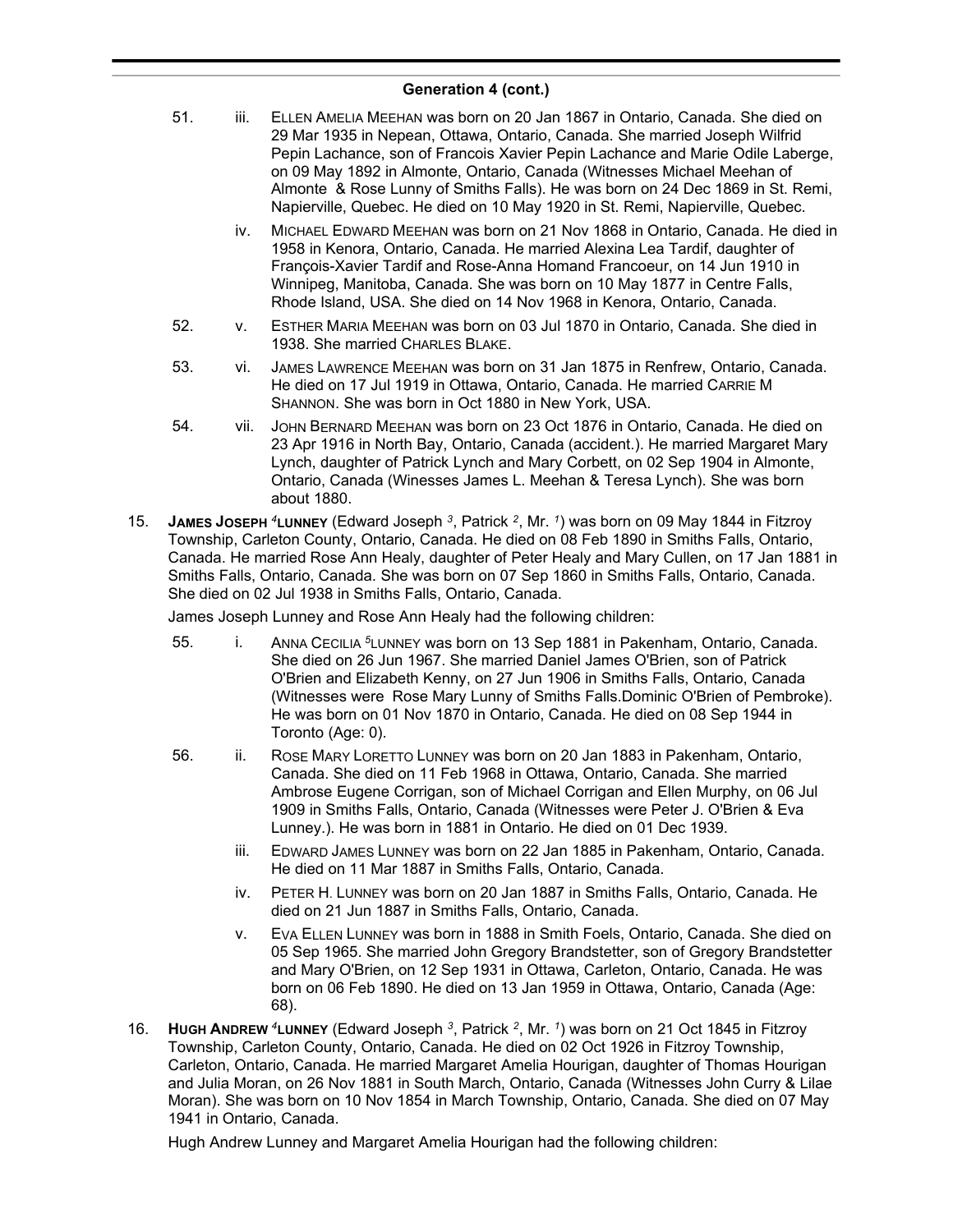## Generation 4 (cont.)

51. iii. ELLEN AMELIA MEEHAN was born on 20 Jan 1867 in Ontario, Canada. She died on 29 Mar 1935 in Nepean, Ottawa, Ontario, Canada. She married Joseph Wilfrid Pepin Lachance, son of Francois Xavier Pepin Lachance and Marie Odile Laberge, on 09 May 1892 in Almonte, Ontario, Canada (Witnesses Michael Meehan of Almonte & Rose Lunny of Smiths Falls). He was born on 24 Dec 1869 in St. Remi, Napierville, Quebec. He died on 10 May 1920 in St. Remi, Napierville, Quebec.

iv. MICHAEL EDWARD MEEHAN was born on 21 Nov 1868 in Ontario, Canada. He died in 1958 in Kenora, Ontario, Canada. He married Alexina Lea Tardif, daughter of François-Xavier Tardif and Rose-Anna Homand Francoeur, on 14 Jun 1910 in Winnipeg, Manitoba, Canada. She was born on 10 May 1877 in Centre Falls, Rhode Island, USA. She died on 14 Nov 1968 in Kenora, Ontario, Canada.

52. v. ESTHER MARIA MEEHAN was born on 03 Jul 1870 in Ontario, Canada. She died in 1938. She married CHARLES BLAKE.

53. vi. JAMES LAWRENCE MEEHAN was born on 31 Jan 1875 in Renfrew, Ontario, Canada. He died on 17 Jul 1919 in Ottawa, Ontario, Canada. He married CARRIE M SHANNON. She was born in Oct 1880 in New York, USA.

54. vii. JOHN BERNARD MEEHAN was born on 23 Oct 1876 in Ontario, Canada. He died on 23 Apr 1916 in North Bay, Ontario, Canada (accident.). He married Margaret Mary Lynch, daughter of Patrick Lynch and Mary Corbett, on 02 Sep 1904 in Almonte, Ontario, Canada (Winesses James L. Meehan & Teresa Lynch). She was born about 1880.

15. **JAMES JOSEPH [4]LUNNEY** (Edward Joseph [3], Patrick [2], Mr. [1]) was born on 09 May 1844 in Fitzroy Township, Carleton County, Ontario, Canada. He died on 08 Feb 1890 in Smiths Falls, Ontario, Canada. He married Rose Ann Healy, daughter of Peter Healy and Mary Cullen, on 17 Jan 1881 in Smiths Falls, Ontario, Canada. She was born on 07 Sep 1860 in Smiths Falls, Ontario, Canada. She died on 02 Jul 1938 in Smiths Falls, Ontario, Canada.

James Joseph Lunney and Rose Ann Healy had the following children:

55. i. ANNA CECILIA [5]LUNNEY was born on 13 Sep 1881 in Pakenham, Ontario, Canada. She died on 26 Jun 1967. She married Daniel James O'Brien, son of Patrick O'Brien and Elizabeth Kenny, on 27 Jun 1906 in Smiths Falls, Ontario, Canada (Witnesses were Rose Mary Lunny of Smiths Falls.Dominic O'Brien of Pembroke). He was born on 01 Nov 1870 in Ontario, Canada. He died on 08 Sep 1944 in Toronto (Age: 0).

56. ii. ROSE MARY LORETTO LUNNEY was born on 20 Jan 1883 in Pakenham, Ontario, Canada. She died on 11 Feb 1968 in Ottawa, Ontario, Canada. She married Ambrose Eugene Corrigan, son of Michael Corrigan and Ellen Murphy, on 06 Jul 1909 in Smiths Falls, Ontario, Canada (Witnesses were Peter J. O'Brien & Eva Lunney.). He was born in 1881 in Ontario. He died on 01 Dec 1939.

iii. EDWARD JAMES LUNNEY was born on 22 Jan 1885 in Pakenham, Ontario, Canada. He died on 11 Mar 1887 in Smiths Falls, Ontario, Canada.

iv. PETER H. LUNNEY was born on 20 Jan 1887 in Smiths Falls, Ontario, Canada. He died on 21 Jun 1887 in Smiths Falls, Ontario, Canada.

v. EVA ELLEN LUNNEY was born in 1888 in Smith Foels, Ontario, Canada. She died on 05 Sep 1965. She married John Gregory Brandstetter, son of Gregory Brandstetter and Mary O'Brien, on 12 Sep 1931 in Ottawa, Carleton, Ontario, Canada. He was born on 06 Feb 1890. He died on 13 Jan 1959 in Ottawa, Ontario, Canada (Age: 68).

16. **HUGH ANDREW [4]LUNNEY** (Edward Joseph [3], Patrick [2], Mr. [1]) was born on 21 Oct 1845 in Fitzroy Township, Carleton County, Ontario, Canada. He died on 02 Oct 1926 in Fitzroy Township, Carleton, Ontario, Canada. He married Margaret Amelia Hourigan, daughter of Thomas Hourigan and Julia Moran, on 26 Nov 1881 in South March, Ontario, Canada (Witnesses John Curry & Lilae Moran). She was born on 10 Nov 1854 in March Township, Ontario, Canada. She died on 07 May 1941 in Ontario, Canada.

Hugh Andrew Lunney and Margaret Amelia Hourigan had the following children: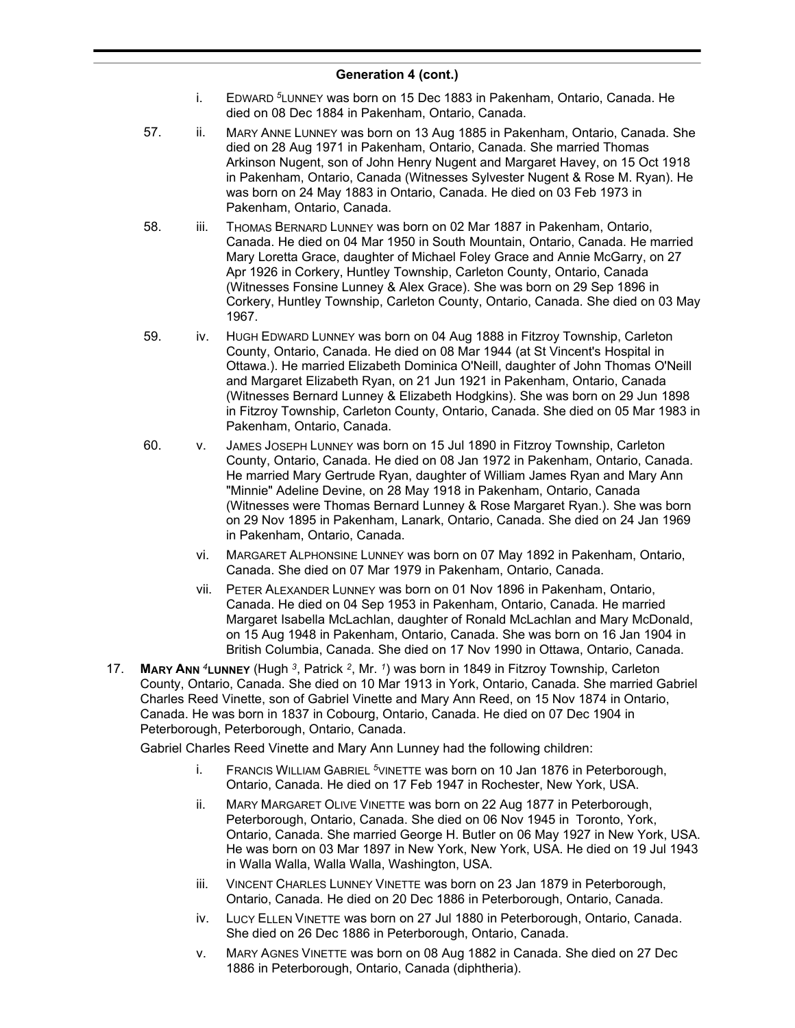### Generation 4 (cont.)

i. EDWARD [5]LUNNEY was born on 15 Dec 1883 in Pakenham, Ontario, Canada. He died on 08 Dec 1884 in Pakenham, Ontario, Canada.

57. ii. MARY ANNE LUNNEY was born on 13 Aug 1885 in Pakenham, Ontario, Canada. She died on 28 Aug 1971 in Pakenham, Ontario, Canada. She married Thomas Arkinson Nugent, son of John Henry Nugent and Margaret Havey, on 15 Oct 1918 in Pakenham, Ontario, Canada (Witnesses Sylvester Nugent & Rose M. Ryan). He was born on 24 May 1883 in Ontario, Canada. He died on 03 Feb 1973 in Pakenham, Ontario, Canada.

58. iii. THOMAS BERNARD LUNNEY was born on 02 Mar 1887 in Pakenham, Ontario, Canada. He died on 04 Mar 1950 in South Mountain, Ontario, Canada. He married Mary Loretta Grace, daughter of Michael Foley Grace and Annie McGarry, on 27 Apr 1926 in Corkery, Huntley Township, Carleton County, Ontario, Canada (Witnesses Fonsine Lunney & Alex Grace). She was born on 29 Sep 1896 in Corkery, Huntley Township, Carleton County, Ontario, Canada. She died on 03 May 1967.

59. iv. HUGH EDWARD LUNNEY was born on 04 Aug 1888 in Fitzroy Township, Carleton County, Ontario, Canada. He died on 08 Mar 1944 (at St Vincent's Hospital in Ottawa.). He married Elizabeth Dominica O'Neill, daughter of John Thomas O'Neill and Margaret Elizabeth Ryan, on 21 Jun 1921 in Pakenham, Ontario, Canada (Witnesses Bernard Lunney & Elizabeth Hodgkins). She was born on 29 Jun 1898 in Fitzroy Township, Carleton County, Ontario, Canada. She died on 05 Mar 1983 in Pakenham, Ontario, Canada.

60. v. JAMES JOSEPH LUNNEY was born on 15 Jul 1890 in Fitzroy Township, Carleton County, Ontario, Canada. He died on 08 Jan 1972 in Pakenham, Ontario, Canada. He married Mary Gertrude Ryan, daughter of William James Ryan and Mary Ann "Minnie" Adeline Devine, on 28 May 1918 in Pakenham, Ontario, Canada (Witnesses were Thomas Bernard Lunney & Rose Margaret Ryan.). She was born on 29 Nov 1895 in Pakenham, Lanark, Ontario, Canada. She died on 24 Jan 1969 in Pakenham, Ontario, Canada.

vi. MARGARET ALPHONSINE LUNNEY was born on 07 May 1892 in Pakenham, Ontario, Canada. She died on 07 Mar 1979 in Pakenham, Ontario, Canada.

vii. PETER ALEXANDER LUNNEY was born on 01 Nov 1896 in Pakenham, Ontario, Canada. He died on 04 Sep 1953 in Pakenham, Ontario, Canada. He married Margaret Isabella McLachlan, daughter of Ronald McLachlan and Mary McDonald, on 15 Aug 1948 in Pakenham, Ontario, Canada. She was born on 16 Jan 1904 in British Columbia, Canada. She died on 17 Nov 1990 in Ottawa, Ontario, Canada.

17. **MARY ANN [4]LUNNEY** (Hugh [3], Patrick [2], Mr. [1]) was born in 1849 in Fitzroy Township, Carleton County, Ontario, Canada. She died on 10 Mar 1913 in York, Ontario, Canada. She married Gabriel Charles Reed Vinette, son of Gabriel Vinette and Mary Ann Reed, on 15 Nov 1874 in Ontario, Canada. He was born in 1837 in Cobourg, Ontario, Canada. He died on 07 Dec 1904 in Peterborough, Peterborough, Ontario, Canada.

Gabriel Charles Reed Vinette and Mary Ann Lunney had the following children:

i. FRANCIS WILLIAM GABRIEL [5]VINETTE was born on 10 Jan 1876 in Peterborough, Ontario, Canada. He died on 17 Feb 1947 in Rochester, New York, USA.

ii. MARY MARGARET OLIVE VINETTE was born on 22 Aug 1877 in Peterborough, Peterborough, Ontario, Canada. She died on 06 Nov 1945 in Toronto, York, Ontario, Canada. She married George H. Butler on 06 May 1927 in New York, USA. He was born on 03 Mar 1897 in New York, New York, USA. He died on 19 Jul 1943 in Walla Walla, Walla Walla, Washington, USA.

iii. VINCENT CHARLES LUNNEY VINETTE was born on 23 Jan 1879 in Peterborough, Ontario, Canada. He died on 20 Dec 1886 in Peterborough, Ontario, Canada.

iv. LUCY ELLEN VINETTE was born on 27 Jul 1880 in Peterborough, Ontario, Canada. She died on 26 Dec 1886 in Peterborough, Ontario, Canada.

v. MARY AGNES VINETTE was born on 08 Aug 1882 in Canada. She died on 27 Dec 1886 in Peterborough, Ontario, Canada (diphtheria).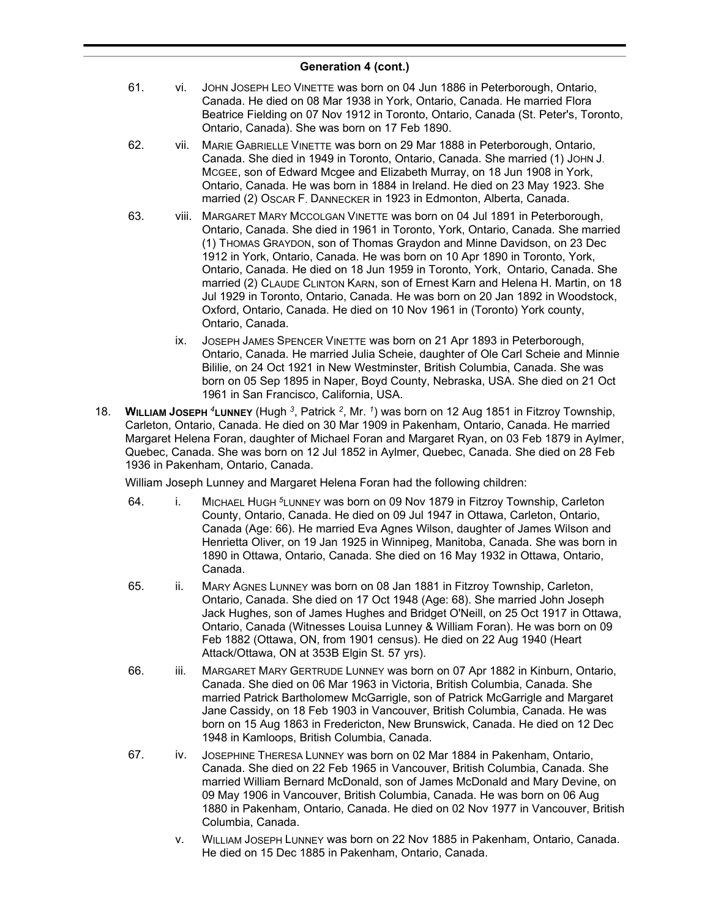## Generation 4 (cont.)

61. vi. JOHN JOSEPH LEO VINETTE was born on 04 Jun 1886 in Peterborough, Ontario, Canada. He died on 08 Mar 1938 in York, Ontario, Canada. He married Flora Beatrice Fielding on 07 Nov 1912 in Toronto, Ontario, Canada (St. Peter's, Toronto, Ontario, Canada). She was born on 17 Feb 1890.

62. vii. MARIE GABRIELLE VINETTE was born on 29 Mar 1888 in Peterborough, Ontario, Canada. She died in 1949 in Toronto, Ontario, Canada. She married (1) JOHN J. MCGEE, son of Edward Mcgee and Elizabeth Murray, on 18 Jun 1908 in York, Ontario, Canada. He was born in 1884 in Ireland. He died on 23 May 1923. She married (2) OSCAR F. DANNECKER in 1923 in Edmonton, Alberta, Canada.

63. viii. MARGARET MARY MCCOLGAN VINETTE was born on 04 Jul 1891 in Peterborough, Ontario, Canada. She died in 1961 in Toronto, York, Ontario, Canada. She married (1) THOMAS GRAYDON, son of Thomas Graydon and Minne Davidson, on 23 Dec 1912 in York, Ontario, Canada. He was born on 10 Apr 1890 in Toronto, York, Ontario, Canada. He died on 18 Jun 1959 in Toronto, York, Ontario, Canada. She married (2) CLAUDE CLINTON KARN, son of Ernest Karn and Helena H. Martin, on 18 Jul 1929 in Toronto, Ontario, Canada. He was born on 20 Jan 1892 in Woodstock, Oxford, Ontario, Canada. He died on 10 Nov 1961 in (Toronto) York county, Ontario, Canada.

ix. JOSEPH JAMES SPENCER VINETTE was born on 21 Apr 1893 in Peterborough, Ontario, Canada. He married Julia Scheie, daughter of Ole Carl Scheie and Minnie Bililie, on 24 Oct 1921 in New Westminster, British Columbia, Canada. She was born on 05 Sep 1895 in Naper, Boyd County, Nebraska, USA. She died on 21 Oct 1961 in San Francisco, California, USA.

18. **WILLIAM JOSEPH [4]LUNNEY** (Hugh [3], Patrick [2], Mr. [1]) was born on 12 Aug 1851 in Fitzroy Township, Carleton, Ontario, Canada. He died on 30 Mar 1909 in Pakenham, Ontario, Canada. He married Margaret Helena Foran, daughter of Michael Foran and Margaret Ryan, on 03 Feb 1879 in Aylmer, Quebec, Canada. She was born on 12 Jul 1852 in Aylmer, Quebec, Canada. She died on 28 Feb 1936 in Pakenham, Ontario, Canada.

William Joseph Lunney and Margaret Helena Foran had the following children:

64. i. MICHAEL HUGH [5]LUNNEY was born on 09 Nov 1879 in Fitzroy Township, Carleton County, Ontario, Canada. He died on 09 Jul 1947 in Ottawa, Carleton, Ontario, Canada (Age: 66). He married Eva Agnes Wilson, daughter of James Wilson and Henrietta Oliver, on 19 Jan 1925 in Winnipeg, Manitoba, Canada. She was born in 1890 in Ottawa, Ontario, Canada. She died on 16 May 1932 in Ottawa, Ontario, Canada.

65. ii. MARY AGNES LUNNEY was born on 08 Jan 1881 in Fitzroy Township, Carleton, Ontario, Canada. She died on 17 Oct 1948 (Age: 68). She married John Joseph Jack Hughes, son of James Hughes and Bridget O'Neill, on 25 Oct 1917 in Ottawa, Ontario, Canada (Witnesses Louisa Lunney & William Foran). He was born on 09 Feb 1882 (Ottawa, ON, from 1901 census). He died on 22 Aug 1940 (Heart Attack/Ottawa, ON at 353B Elgin St. 57 yrs).

66. iii. MARGARET MARY GERTRUDE LUNNEY was born on 07 Apr 1882 in Kinburn, Ontario, Canada. She died on 06 Mar 1963 in Victoria, British Columbia, Canada. She married Patrick Bartholomew McGarrigle, son of Patrick McGarrigle and Margaret Jane Cassidy, on 18 Feb 1903 in Vancouver, British Columbia, Canada. He was born on 15 Aug 1863 in Fredericton, New Brunswick, Canada. He died on 12 Dec 1948 in Kamloops, British Columbia, Canada.

67. iv. JOSEPHINE THERESA LUNNEY was born on 02 Mar 1884 in Pakenham, Ontario, Canada. She died on 22 Feb 1965 in Vancouver, British Columbia, Canada. She married William Bernard McDonald, son of James McDonald and Mary Devine, on 09 May 1906 in Vancouver, British Columbia, Canada. He was born on 06 Aug 1880 in Pakenham, Ontario, Canada. He died on 02 Nov 1977 in Vancouver, British Columbia, Canada.

v. WILLIAM JOSEPH LUNNEY was born on 22 Nov 1885 in Pakenham, Ontario, Canada. He died on 15 Dec 1885 in Pakenham, Ontario, Canada.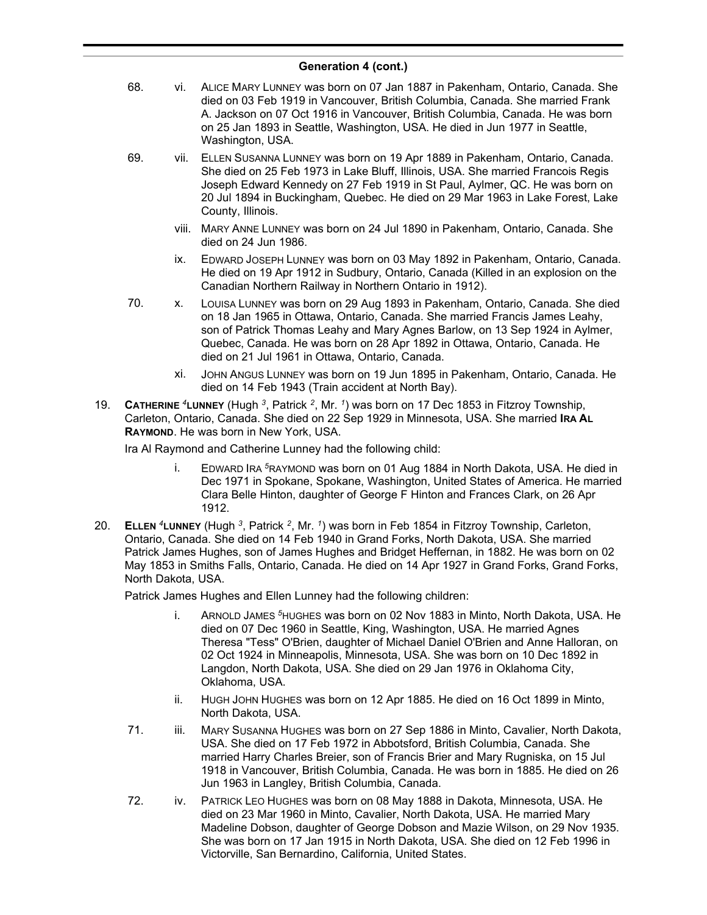## Generation 4 (cont.)

68. vi. ALICE MARY LUNNEY was born on 07 Jan 1887 in Pakenham, Ontario, Canada. She died on 03 Feb 1919 in Vancouver, British Columbia, Canada. She married Frank A. Jackson on 07 Oct 1916 in Vancouver, British Columbia, Canada. He was born on 25 Jan 1893 in Seattle, Washington, USA. He died in Jun 1977 in Seattle, Washington, USA.

69. vii. ELLEN SUSANNA LUNNEY was born on 19 Apr 1889 in Pakenham, Ontario, Canada. She died on 25 Feb 1973 in Lake Bluff, Illinois, USA. She married Francois Regis Joseph Edward Kennedy on 27 Feb 1919 in St Paul, Aylmer, QC. He was born on 20 Jul 1894 in Buckingham, Quebec. He died on 29 Mar 1963 in Lake Forest, Lake County, Illinois.

viii. MARY ANNE LUNNEY was born on 24 Jul 1890 in Pakenham, Ontario, Canada. She died on 24 Jun 1986.

ix. EDWARD JOSEPH LUNNEY was born on 03 May 1892 in Pakenham, Ontario, Canada. He died on 19 Apr 1912 in Sudbury, Ontario, Canada (Killed in an explosion on the Canadian Northern Railway in Northern Ontario in 1912).

70. x. LOUISA LUNNEY was born on 29 Aug 1893 in Pakenham, Ontario, Canada. She died on 18 Jan 1965 in Ottawa, Ontario, Canada. She married Francis James Leahy, son of Patrick Thomas Leahy and Mary Agnes Barlow, on 13 Sep 1924 in Aylmer, Quebec, Canada. He was born on 28 Apr 1892 in Ottawa, Ontario, Canada. He died on 21 Jul 1961 in Ottawa, Ontario, Canada.

xi. JOHN ANGUS LUNNEY was born on 19 Jun 1895 in Pakenham, Ontario, Canada. He died on 14 Feb 1943 (Train accident at North Bay).

19. **CATHERINE [4]LUNNEY** (Hugh [3], Patrick [2], Mr. [1]) was born on 17 Dec 1853 in Fitzroy Township, Carleton, Ontario, Canada. She died on 22 Sep 1929 in Minnesota, USA. She married **IRA AL RAYMOND**. He was born in New York, USA.

Ira Al Raymond and Catherine Lunney had the following child:

i. EDWARD IRA [5]RAYMOND was born on 01 Aug 1884 in North Dakota, USA. He died in Dec 1971 in Spokane, Spokane, Washington, United States of America. He married Clara Belle Hinton, daughter of George F Hinton and Frances Clark, on 26 Apr 1912.

20. **ELLEN [4]LUNNEY** (Hugh [3], Patrick [2], Mr. [1]) was born in Feb 1854 in Fitzroy Township, Carleton, Ontario, Canada. She died on 14 Feb 1940 in Grand Forks, North Dakota, USA. She married Patrick James Hughes, son of James Hughes and Bridget Heffernan, in 1882. He was born on 02 May 1853 in Smiths Falls, Ontario, Canada. He died on 14 Apr 1927 in Grand Forks, Grand Forks, North Dakota, USA.

Patrick James Hughes and Ellen Lunney had the following children:

i. ARNOLD JAMES [5]HUGHES was born on 02 Nov 1883 in Minto, North Dakota, USA. He died on 07 Dec 1960 in Seattle, King, Washington, USA. He married Agnes Theresa "Tess" O'Brien, daughter of Michael Daniel O'Brien and Anne Halloran, on 02 Oct 1924 in Minneapolis, Minnesota, USA. She was born on 10 Dec 1892 in Langdon, North Dakota, USA. She died on 29 Jan 1976 in Oklahoma City, Oklahoma, USA.

ii. HUGH JOHN HUGHES was born on 12 Apr 1885. He died on 16 Oct 1899 in Minto, North Dakota, USA.

71. iii. MARY SUSANNA HUGHES was born on 27 Sep 1886 in Minto, Cavalier, North Dakota, USA. She died on 17 Feb 1972 in Abbotsford, British Columbia, Canada. She married Harry Charles Breier, son of Francis Brier and Mary Rugniska, on 15 Jul 1918 in Vancouver, British Columbia, Canada. He was born in 1885. He died on 26 Jun 1963 in Langley, British Columbia, Canada.

72. iv. PATRICK LEO HUGHES was born on 08 May 1888 in Dakota, Minnesota, USA. He died on 23 Mar 1960 in Minto, Cavalier, North Dakota, USA. He married Mary Madeline Dobson, daughter of George Dobson and Mazie Wilson, on 29 Nov 1935. She was born on 17 Jan 1915 in North Dakota, USA. She died on 12 Feb 1996 in Victorville, San Bernardino, California, United States.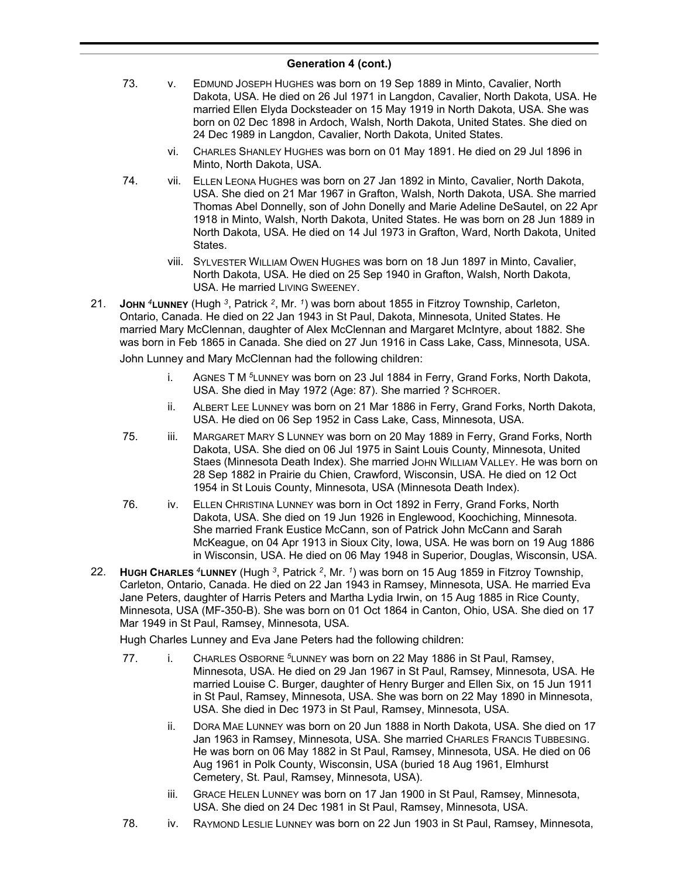## Generation 4 (cont.)

73. v. EDMUND JOSEPH HUGHES was born on 19 Sep 1889 in Minto, Cavalier, North Dakota, USA. He died on 26 Jul 1971 in Langdon, Cavalier, North Dakota, USA. He married Ellen Elyda Docksteader on 15 May 1919 in North Dakota, USA. She was born on 02 Dec 1898 in Ardoch, Walsh, North Dakota, United States. She died on 24 Dec 1989 in Langdon, Cavalier, North Dakota, United States.

vi. CHARLES SHANLEY HUGHES was born on 01 May 1891. He died on 29 Jul 1896 in Minto, North Dakota, USA.

74. vii. ELLEN LEONA HUGHES was born on 27 Jan 1892 in Minto, Cavalier, North Dakota, USA. She died on 21 Mar 1967 in Grafton, Walsh, North Dakota, USA. She married Thomas Abel Donnelly, son of John Donelly and Marie Adeline DeSautel, on 22 Apr 1918 in Minto, Walsh, North Dakota, United States. He was born on 28 Jun 1889 in North Dakota, USA. He died on 14 Jul 1973 in Grafton, Ward, North Dakota, United States.

viii. SYLVESTER WILLIAM OWEN HUGHES was born on 18 Jun 1897 in Minto, Cavalier, North Dakota, USA. He died on 25 Sep 1940 in Grafton, Walsh, North Dakota, USA. He married LIVING SWEENEY.

21. **JOHN [4]LUNNEY** (Hugh [3], Patrick [2], Mr. [1]) was born about 1855 in Fitzroy Township, Carleton, Ontario, Canada. He died on 22 Jan 1943 in St Paul, Dakota, Minnesota, United States. He married Mary McClennan, daughter of Alex McClennan and Margaret McIntyre, about 1882. She was born in Feb 1865 in Canada. She died on 27 Jun 1916 in Cass Lake, Cass, Minnesota, USA.

John Lunney and Mary McClennan had the following children:

i. AGNES T M [5]LUNNEY was born on 23 Jul 1884 in Ferry, Grand Forks, North Dakota, USA. She died in May 1972 (Age: 87). She married ? SCHROER.

ii. ALBERT LEE LUNNEY was born on 21 Mar 1886 in Ferry, Grand Forks, North Dakota, USA. He died on 06 Sep 1952 in Cass Lake, Cass, Minnesota, USA.

75. iii. MARGARET MARY S LUNNEY was born on 20 May 1889 in Ferry, Grand Forks, North Dakota, USA. She died on 06 Jul 1975 in Saint Louis County, Minnesota, United Staes (Minnesota Death Index). She married JOHN WILLIAM VALLEY. He was born on 28 Sep 1882 in Prairie du Chien, Crawford, Wisconsin, USA. He died on 12 Oct 1954 in St Louis County, Minnesota, USA (Minnesota Death Index).

76. iv. ELLEN CHRISTINA LUNNEY was born in Oct 1892 in Ferry, Grand Forks, North Dakota, USA. She died on 19 Jun 1926 in Englewood, Koochiching, Minnesota. She married Frank Eustice McCann, son of Patrick John McCann and Sarah McKeague, on 04 Apr 1913 in Sioux City, Iowa, USA. He was born on 19 Aug 1886 in Wisconsin, USA. He died on 06 May 1948 in Superior, Douglas, Wisconsin, USA.

22. **HUGH CHARLES [4]LUNNEY** (Hugh [3], Patrick [2], Mr. [1]) was born on 15 Aug 1859 in Fitzroy Township, Carleton, Ontario, Canada. He died on 22 Jan 1943 in Ramsey, Minnesota, USA. He married Eva Jane Peters, daughter of Harris Peters and Martha Lydia Irwin, on 15 Aug 1885 in Rice County, Minnesota, USA (MF-350-B). She was born on 01 Oct 1864 in Canton, Ohio, USA. She died on 17 Mar 1949 in St Paul, Ramsey, Minnesota, USA.

Hugh Charles Lunney and Eva Jane Peters had the following children:

77. i. CHARLES OSBORNE [5]LUNNEY was born on 22 May 1886 in St Paul, Ramsey, Minnesota, USA. He died on 29 Jan 1967 in St Paul, Ramsey, Minnesota, USA. He married Louise C. Burger, daughter of Henry Burger and Ellen Six, on 15 Jun 1911 in St Paul, Ramsey, Minnesota, USA. She was born on 22 May 1890 in Minnesota, USA. She died in Dec 1973 in St Paul, Ramsey, Minnesota, USA.

ii. DORA MAE LUNNEY was born on 20 Jun 1888 in North Dakota, USA. She died on 17 Jan 1963 in Ramsey, Minnesota, USA. She married CHARLES FRANCIS TUBBESING. He was born on 06 May 1882 in St Paul, Ramsey, Minnesota, USA. He died on 06 Aug 1961 in Polk County, Wisconsin, USA (buried 18 Aug 1961, Elmhurst Cemetery, St. Paul, Ramsey, Minnesota, USA).

iii. GRACE HELEN LUNNEY was born on 17 Jan 1900 in St Paul, Ramsey, Minnesota, USA. She died on 24 Dec 1981 in St Paul, Ramsey, Minnesota, USA.

78. iv. RAYMOND LESLIE LUNNEY was born on 22 Jun 1903 in St Paul, Ramsey, Minnesota,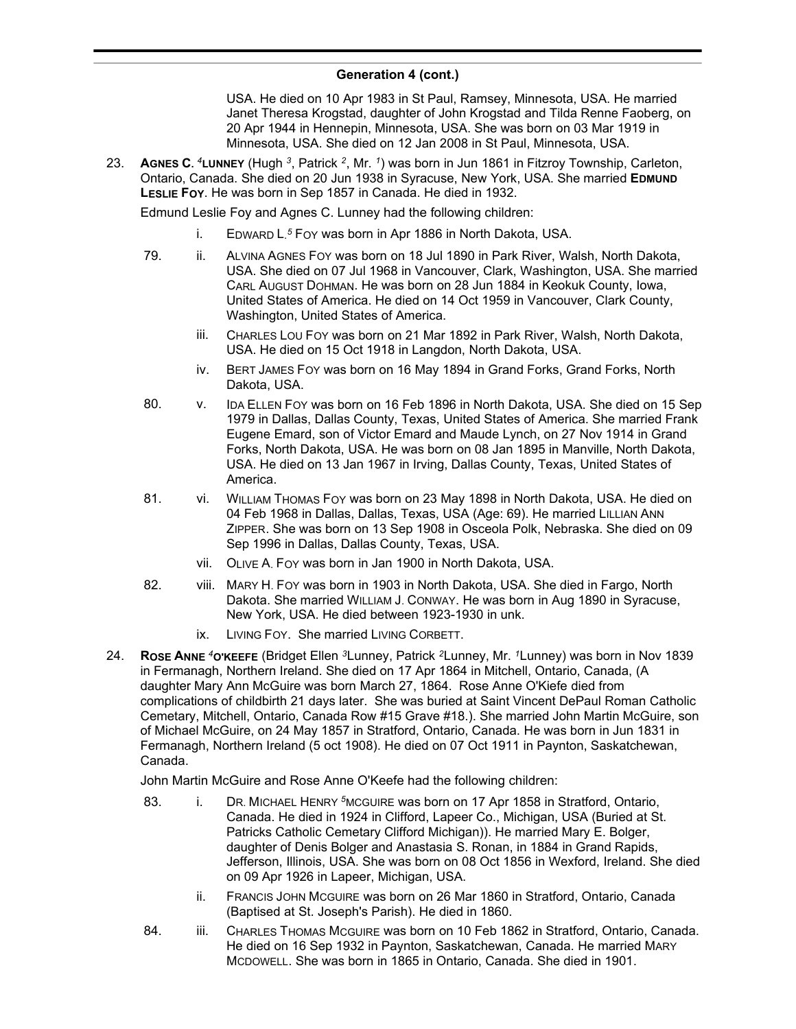## Generation 4 (cont.)

USA. He died on 10 Apr 1983 in St Paul, Ramsey, Minnesota, USA. He married Janet Theresa Krogstad, daughter of John Krogstad and Tilda Renne Faoberg, on 20 Apr 1944 in Hennepin, Minnesota, USA. She was born on 03 Mar 1919 in Minnesota, USA. She died on 12 Jan 2008 in St Paul, Minnesota, USA.

23. **AGNES C. [4]LUNNEY** (Hugh [3], Patrick [2], Mr. [1]) was born in Jun 1861 in Fitzroy Township, Carleton, Ontario, Canada. She died on 20 Jun 1938 in Syracuse, New York, USA. She married **EDMUND LESLIE FOY**. He was born in Sep 1857 in Canada. He died in 1932.

Edmund Leslie Foy and Agnes C. Lunney had the following children:

- i. EDWARD L.[5] FOY was born in Apr 1886 in North Dakota, USA.
- 79. ii. ALVINA AGNES FOY was born on 18 Jul 1890 in Park River, Walsh, North Dakota, USA. She died on 07 Jul 1968 in Vancouver, Clark, Washington, USA. She married CARL AUGUST DOHMAN. He was born on 28 Jun 1884 in Keokuk County, Iowa, United States of America. He died on 14 Oct 1959 in Vancouver, Clark County, Washington, United States of America.
- iii. CHARLES LOU FOY was born on 21 Mar 1892 in Park River, Walsh, North Dakota, USA. He died on 15 Oct 1918 in Langdon, North Dakota, USA.
- iv. BERT JAMES FOY was born on 16 May 1894 in Grand Forks, Grand Forks, North Dakota, USA.
- 80. v. IDA ELLEN FOY was born on 16 Feb 1896 in North Dakota, USA. She died on 15 Sep 1979 in Dallas, Dallas County, Texas, United States of America. She married Frank Eugene Emard, son of Victor Emard and Maude Lynch, on 27 Nov 1914 in Grand Forks, North Dakota, USA. He was born on 08 Jan 1895 in Manville, North Dakota, USA. He died on 13 Jan 1967 in Irving, Dallas County, Texas, United States of America.
- 81. vi. WILLIAM THOMAS FOY was born on 23 May 1898 in North Dakota, USA. He died on 04 Feb 1968 in Dallas, Dallas, Texas, USA (Age: 69). He married LILLIAN ANN ZIPPER. She was born on 13 Sep 1908 in Osceola Polk, Nebraska. She died on 09 Sep 1996 in Dallas, Dallas County, Texas, USA.
- vii. OLIVE A. FOY was born in Jan 1900 in North Dakota, USA.
- 82. viii. MARY H. FOY was born in 1903 in North Dakota, USA. She died in Fargo, North Dakota. She married WILLIAM J. CONWAY. He was born in Aug 1890 in Syracuse, New York, USA. He died between 1923-1930 in unk.
- ix. LIVING FOY. She married LIVING CORBETT.

24. **ROSE ANNE [4]O'KEEFE** (Bridget Ellen [3]Lunney, Patrick [2]Lunney, Mr. [1]Lunney) was born in Nov 1839 in Fermanagh, Northern Ireland. She died on 17 Apr 1864 in Mitchell, Ontario, Canada, (A daughter Mary Ann McGuire was born March 27, 1864. Rose Anne O'Kiefe died from complications of childbirth 21 days later. She was buried at Saint Vincent DePaul Roman Catholic Cemetary, Mitchell, Ontario, Canada Row #15 Grave #18.). She married John Martin McGuire, son of Michael McGuire, on 24 May 1857 in Stratford, Ontario, Canada. He was born in Jun 1831 in Fermanagh, Northern Ireland (5 oct 1908). He died on 07 Oct 1911 in Paynton, Saskatchewan, Canada.

John Martin McGuire and Rose Anne O'Keefe had the following children:

- 83. i. DR. MICHAEL HENRY [5]MCGUIRE was born on 17 Apr 1858 in Stratford, Ontario, Canada. He died in 1924 in Clifford, Lapeer Co., Michigan, USA (Buried at St. Patricks Catholic Cemetary Clifford Michigan)). He married Mary E. Bolger, daughter of Denis Bolger and Anastasia S. Ronan, in 1884 in Grand Rapids, Jefferson, Illinois, USA. She was born on 08 Oct 1856 in Wexford, Ireland. She died on 09 Apr 1926 in Lapeer, Michigan, USA.
- ii. FRANCIS JOHN MCGUIRE was born on 26 Mar 1860 in Stratford, Ontario, Canada (Baptised at St. Joseph's Parish). He died in 1860.
- 84. iii. CHARLES THOMAS MCGUIRE was born on 10 Feb 1862 in Stratford, Ontario, Canada. He died on 16 Sep 1932 in Paynton, Saskatchewan, Canada. He married MARY MCDOWELL. She was born in 1865 in Ontario, Canada. She died in 1901.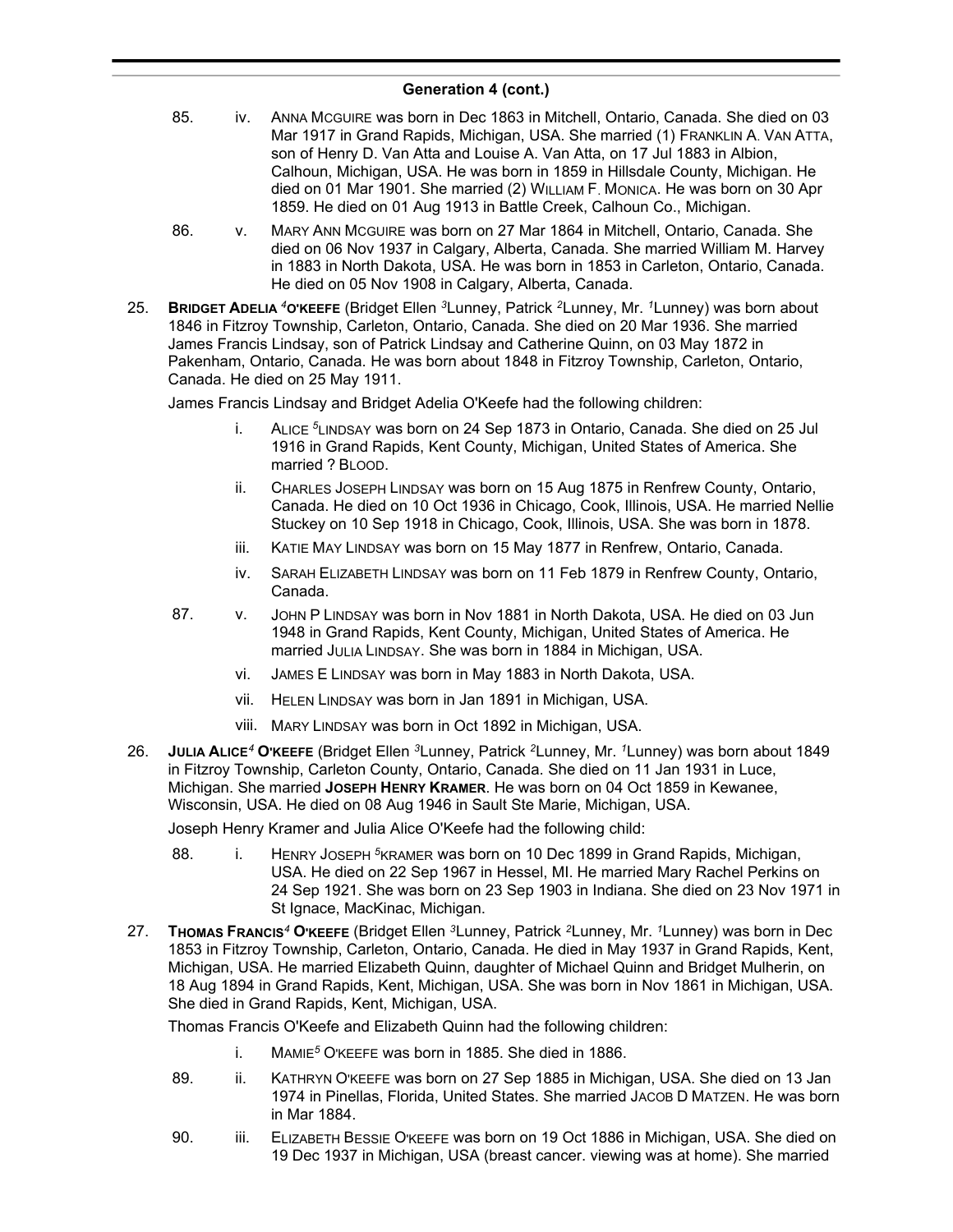## Generation 4 (cont.)

85. iv. ANNA MCGUIRE was born in Dec 1863 in Mitchell, Ontario, Canada. She died on 03 Mar 1917 in Grand Rapids, Michigan, USA. She married (1) FRANKLIN A. VAN ATTA, son of Henry D. Van Atta and Louise A. Van Atta, on 17 Jul 1883 in Albion, Calhoun, Michigan, USA. He was born in 1859 in Hillsdale County, Michigan. He died on 01 Mar 1901. She married (2) WILLIAM F. MONICA. He was born on 30 Apr 1859. He died on 01 Aug 1913 in Battle Creek, Calhoun Co., Michigan.

86. v. MARY ANN MCGUIRE was born on 27 Mar 1864 in Mitchell, Ontario, Canada. She died on 06 Nov 1937 in Calgary, Alberta, Canada. She married William M. Harvey in 1883 in North Dakota, USA. He was born in 1853 in Carleton, Ontario, Canada. He died on 05 Nov 1908 in Calgary, Alberta, Canada.

25. **BRIDGET ADELIA [4]O'KEEFE** (Bridget Ellen [3]Lunney, Patrick [2]Lunney, Mr. [1]Lunney) was born about 1846 in Fitzroy Township, Carleton, Ontario, Canada. She died on 20 Mar 1936. She married James Francis Lindsay, son of Patrick Lindsay and Catherine Quinn, on 03 May 1872 in Pakenham, Ontario, Canada. He was born about 1848 in Fitzroy Township, Carleton, Ontario, Canada. He died on 25 May 1911.

James Francis Lindsay and Bridget Adelia O'Keefe had the following children:

- i. ALICE [5]LINDSAY was born on 24 Sep 1873 in Ontario, Canada. She died on 25 Jul 1916 in Grand Rapids, Kent County, Michigan, United States of America. She married ? BLOOD.
- ii. CHARLES JOSEPH LINDSAY was born on 15 Aug 1875 in Renfrew County, Ontario, Canada. He died on 10 Oct 1936 in Chicago, Cook, Illinois, USA. He married Nellie Stuckey on 10 Sep 1918 in Chicago, Cook, Illinois, USA. She was born in 1878.
- iii. KATIE MAY LINDSAY was born on 15 May 1877 in Renfrew, Ontario, Canada.
- iv. SARAH ELIZABETH LINDSAY was born on 11 Feb 1879 in Renfrew County, Ontario, Canada.
- 87. v. JOHN P LINDSAY was born in Nov 1881 in North Dakota, USA. He died on 03 Jun 1948 in Grand Rapids, Kent County, Michigan, United States of America. He married JULIA LINDSAY. She was born in 1884 in Michigan, USA.
- vi. JAMES E LINDSAY was born in May 1883 in North Dakota, USA.
- vii. HELEN LINDSAY was born in Jan 1891 in Michigan, USA.
- viii. MARY LINDSAY was born in Oct 1892 in Michigan, USA.

26. **JULIA ALICE[4] O'KEEFE** (Bridget Ellen [3]Lunney, Patrick [2]Lunney, Mr. [1]Lunney) was born about 1849 in Fitzroy Township, Carleton County, Ontario, Canada. She died on 11 Jan 1931 in Luce, Michigan. She married **JOSEPH HENRY KRAMER**. He was born on 04 Oct 1859 in Kewanee, Wisconsin, USA. He died on 08 Aug 1946 in Sault Ste Marie, Michigan, USA.

Joseph Henry Kramer and Julia Alice O'Keefe had the following child:

- 88. i. HENRY JOSEPH [5]KRAMER was born on 10 Dec 1899 in Grand Rapids, Michigan, USA. He died on 22 Sep 1967 in Hessel, MI. He married Mary Rachel Perkins on 24 Sep 1921. She was born on 23 Sep 1903 in Indiana. She died on 23 Nov 1971 in St Ignace, MacKinac, Michigan.

27. **THOMAS FRANCIS[4] O'KEEFE** (Bridget Ellen [3]Lunney, Patrick [2]Lunney, Mr. [1]Lunney) was born in Dec 1853 in Fitzroy Township, Carleton, Ontario, Canada. He died in May 1937 in Grand Rapids, Kent, Michigan, USA. He married Elizabeth Quinn, daughter of Michael Quinn and Bridget Mulherin, on 18 Aug 1894 in Grand Rapids, Kent, Michigan, USA. She was born in Nov 1861 in Michigan, USA. She died in Grand Rapids, Kent, Michigan, USA.

Thomas Francis O'Keefe and Elizabeth Quinn had the following children:

- i. MAMIE[5] O'KEEFE was born in 1885. She died in 1886.
- 89. ii. KATHRYN O'KEEFE was born on 27 Sep 1885 in Michigan, USA. She died on 13 Jan 1974 in Pinellas, Florida, United States. She married JACOB D MATZEN. He was born in Mar 1884.
- 90. iii. ELIZABETH BESSIE O'KEEFE was born on 19 Oct 1886 in Michigan, USA. She died on 19 Dec 1937 in Michigan, USA (breast cancer. viewing was at home). She married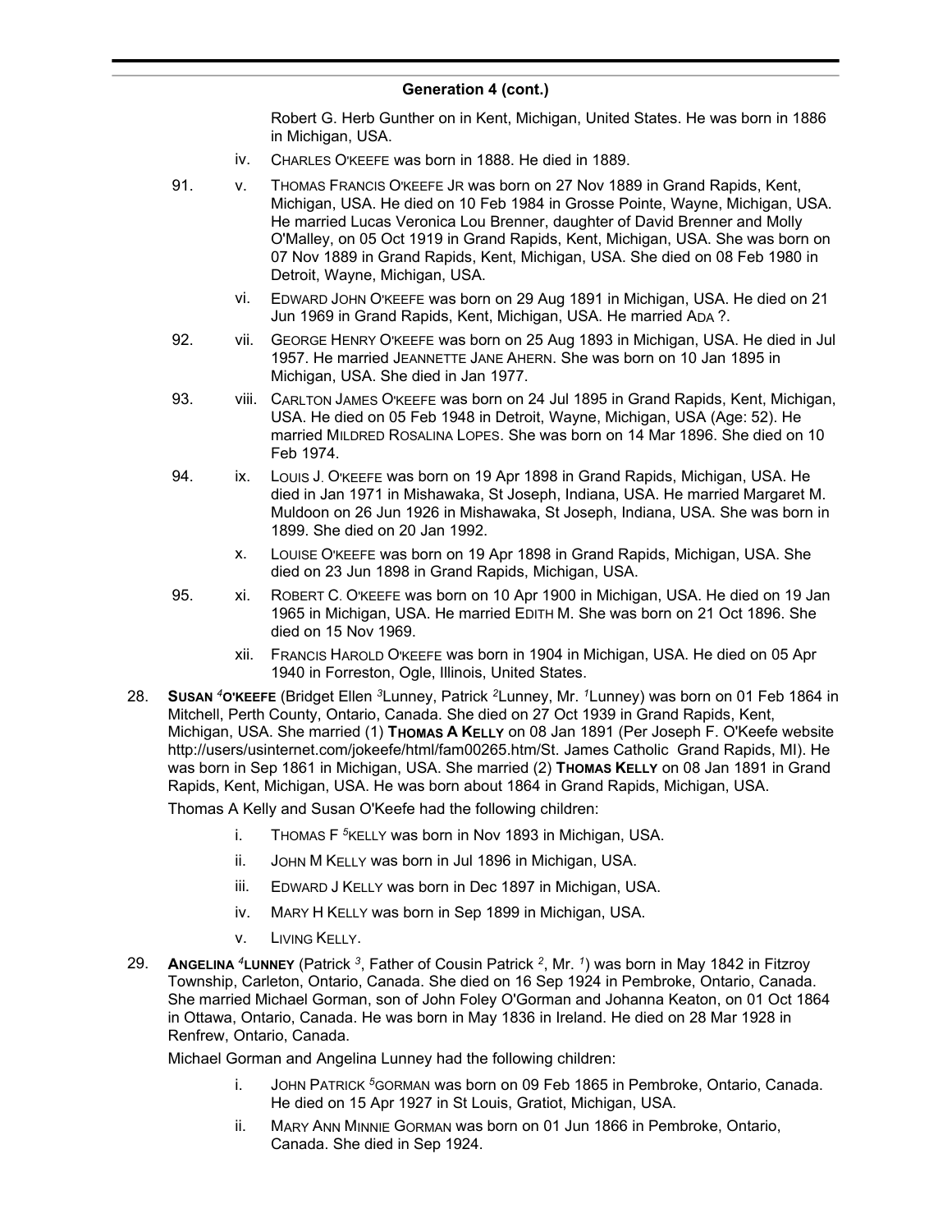## Generation 4 (cont.)

Robert G. Herb Gunther on in Kent, Michigan, United States. He was born in 1886 in Michigan, USA.

iv. CHARLES O'KEEFE was born in 1888. He died in 1889.

91. v. THOMAS FRANCIS O'KEEFE JR was born on 27 Nov 1889 in Grand Rapids, Kent, Michigan, USA. He died on 10 Feb 1984 in Grosse Pointe, Wayne, Michigan, USA. He married Lucas Veronica Lou Brenner, daughter of David Brenner and Molly O'Malley, on 05 Oct 1919 in Grand Rapids, Kent, Michigan, USA. She was born on 07 Nov 1889 in Grand Rapids, Kent, Michigan, USA. She died on 08 Feb 1980 in Detroit, Wayne, Michigan, USA.

vi. EDWARD JOHN O'KEEFE was born on 29 Aug 1891 in Michigan, USA. He died on 21 Jun 1969 in Grand Rapids, Kent, Michigan, USA. He married ADA ?.

92. vii. GEORGE HENRY O'KEEFE was born on 25 Aug 1893 in Michigan, USA. He died in Jul 1957. He married JEANNETTE JANE AHERN. She was born on 10 Jan 1895 in Michigan, USA. She died in Jan 1977.

93. viii. CARLTON JAMES O'KEEFE was born on 24 Jul 1895 in Grand Rapids, Kent, Michigan, USA. He died on 05 Feb 1948 in Detroit, Wayne, Michigan, USA (Age: 52). He married MILDRED ROSALINA LOPES. She was born on 14 Mar 1896. She died on 10 Feb 1974.

94. ix. LOUIS J. O'KEEFE was born on 19 Apr 1898 in Grand Rapids, Michigan, USA. He died in Jan 1971 in Mishawaka, St Joseph, Indiana, USA. He married Margaret M. Muldoon on 26 Jun 1926 in Mishawaka, St Joseph, Indiana, USA. She was born in 1899. She died on 20 Jan 1992.

x. LOUISE O'KEEFE was born on 19 Apr 1898 in Grand Rapids, Michigan, USA. She died on 23 Jun 1898 in Grand Rapids, Michigan, USA.

95. xi. ROBERT C. O'KEEFE was born on 10 Apr 1900 in Michigan, USA. He died on 19 Jan 1965 in Michigan, USA. He married EDITH M. She was born on 21 Oct 1896. She died on 15 Nov 1969.

xii. FRANCIS HAROLD O'KEEFE was born in 1904 in Michigan, USA. He died on 05 Apr 1940 in Forreston, Ogle, Illinois, United States.

28. **SUSAN [4]O'KEEFE** (Bridget Ellen [3]Lunney, Patrick [2]Lunney, Mr. [1]Lunney) was born on 01 Feb 1864 in Mitchell, Perth County, Ontario, Canada. She died on 27 Oct 1939 in Grand Rapids, Kent, Michigan, USA. She married (1) **THOMAS A KELLY** on 08 Jan 1891 (Per Joseph F. O'Keefe website http://users/usinternet.com/jokeefe/html/fam00265.htm/St. James Catholic Grand Rapids, MI). He was born in Sep 1861 in Michigan, USA. She married (2) **THOMAS KELLY** on 08 Jan 1891 in Grand Rapids, Kent, Michigan, USA. He was born about 1864 in Grand Rapids, Michigan, USA.

Thomas A Kelly and Susan O'Keefe had the following children:

i. THOMAS F [5]KELLY was born in Nov 1893 in Michigan, USA.

ii. JOHN M KELLY was born in Jul 1896 in Michigan, USA.

iii. EDWARD J KELLY was born in Dec 1897 in Michigan, USA.

iv. MARY H KELLY was born in Sep 1899 in Michigan, USA.

v. LIVING KELLY.

29. **ANGELINA [4]LUNNEY** (Patrick [3], Father of Cousin Patrick [2], Mr. [1]) was born in May 1842 in Fitzroy Township, Carleton, Ontario, Canada. She died on 16 Sep 1924 in Pembroke, Ontario, Canada. She married Michael Gorman, son of John Foley O'Gorman and Johanna Keaton, on 01 Oct 1864 in Ottawa, Ontario, Canada. He was born in May 1836 in Ireland. He died on 28 Mar 1928 in Renfrew, Ontario, Canada.

Michael Gorman and Angelina Lunney had the following children:

i. JOHN PATRICK [5]GORMAN was born on 09 Feb 1865 in Pembroke, Ontario, Canada. He died on 15 Apr 1927 in St Louis, Gratiot, Michigan, USA.

ii. MARY ANN MINNIE GORMAN was born on 01 Jun 1866 in Pembroke, Ontario, Canada. She died in Sep 1924.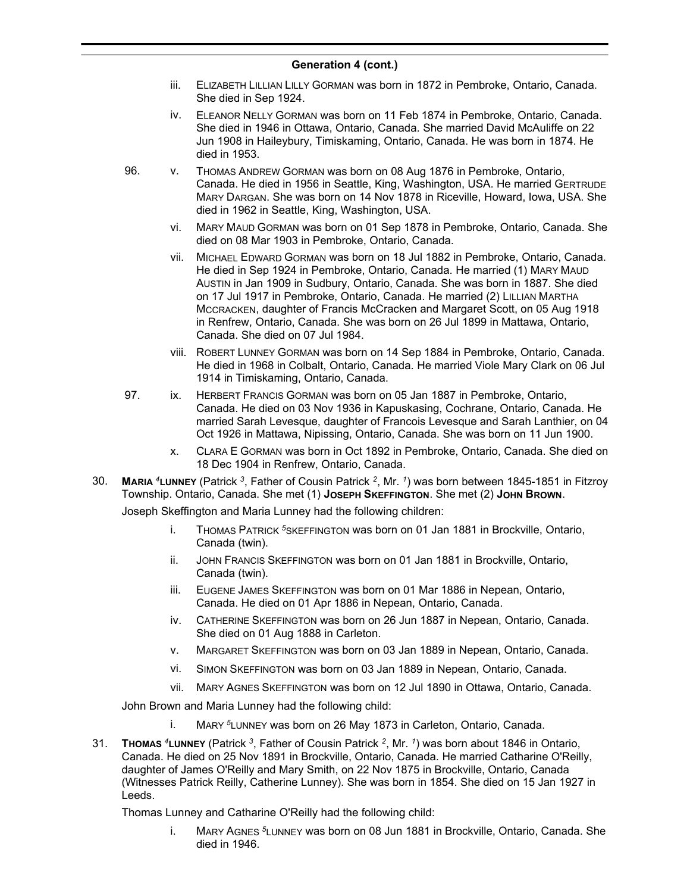## Generation 4 (cont.)

iii. Elizabeth Lillian Lilly Gorman was born in 1872 in Pembroke, Ontario, Canada. She died in Sep 1924.

iv. Eleanor Nelly Gorman was born on 11 Feb 1874 in Pembroke, Ontario, Canada. She died in 1946 in Ottawa, Ontario, Canada. She married David McAuliffe on 22 Jun 1908 in Haileybury, Timiskaming, Ontario, Canada. He was born in 1874. He died in 1953.

96. v. Thomas Andrew Gorman was born on 08 Aug 1876 in Pembroke, Ontario, Canada. He died in 1956 in Seattle, King, Washington, USA. He married Gertrude Mary Dargan. She was born on 14 Nov 1878 in Riceville, Howard, Iowa, USA. She died in 1962 in Seattle, King, Washington, USA.

vi. Mary Maud Gorman was born on 01 Sep 1878 in Pembroke, Ontario, Canada. She died on 08 Mar 1903 in Pembroke, Ontario, Canada.

vii. Michael Edward Gorman was born on 18 Jul 1882 in Pembroke, Ontario, Canada. He died in Sep 1924 in Pembroke, Ontario, Canada. He married (1) Mary Maud Austin in Jan 1909 in Sudbury, Ontario, Canada. She was born in 1887. She died on 17 Jul 1917 in Pembroke, Ontario, Canada. He married (2) Lillian Martha McCracken, daughter of Francis McCracken and Margaret Scott, on 05 Aug 1918 in Renfrew, Ontario, Canada. She was born on 26 Jul 1899 in Mattawa, Ontario, Canada. She died on 07 Jul 1984.

viii. Robert Lunney Gorman was born on 14 Sep 1884 in Pembroke, Ontario, Canada. He died in 1968 in Colbalt, Ontario, Canada. He married Viole Mary Clark on 06 Jul 1914 in Timiskaming, Ontario, Canada.

97. ix. Herbert Francis Gorman was born on 05 Jan 1887 in Pembroke, Ontario, Canada. He died on 03 Nov 1936 in Kapuskasing, Cochrane, Ontario, Canada. He married Sarah Levesque, daughter of Francois Levesque and Sarah Lanthier, on 04 Oct 1926 in Mattawa, Nipissing, Ontario, Canada. She was born on 11 Jun 1900.

x. Clara E Gorman was born in Oct 1892 in Pembroke, Ontario, Canada. She died on 18 Dec 1904 in Renfrew, Ontario, Canada.

30. **Maria [4]Lunney** (Patrick [3], Father of Cousin Patrick [2], Mr. [1]) was born between 1845-1851 in Fitzroy Township. Ontario, Canada. She met (1) **Joseph Skeffington**. She met (2) **John Brown**.

Joseph Skeffington and Maria Lunney had the following children:

i. Thomas Patrick [5]Skeffington was born on 01 Jan 1881 in Brockville, Ontario, Canada (twin).

ii. John Francis Skeffington was born on 01 Jan 1881 in Brockville, Ontario, Canada (twin).

iii. Eugene James Skeffington was born on 01 Mar 1886 in Nepean, Ontario, Canada. He died on 01 Apr 1886 in Nepean, Ontario, Canada.

iv. Catherine Skeffington was born on 26 Jun 1887 in Nepean, Ontario, Canada. She died on 01 Aug 1888 in Carleton.

v. Margaret Skeffington was born on 03 Jan 1889 in Nepean, Ontario, Canada.

vi. Simon Skeffington was born on 03 Jan 1889 in Nepean, Ontario, Canada.

vii. Mary Agnes Skeffington was born on 12 Jul 1890 in Ottawa, Ontario, Canada.

John Brown and Maria Lunney had the following child:

i. Mary [5]Lunney was born on 26 May 1873 in Carleton, Ontario, Canada.

31. **Thomas [4]Lunney** (Patrick [3], Father of Cousin Patrick [2], Mr. [1]) was born about 1846 in Ontario, Canada. He died on 25 Nov 1891 in Brockville, Ontario, Canada. He married Catharine O'Reilly, daughter of James O'Reilly and Mary Smith, on 22 Nov 1875 in Brockville, Ontario, Canada (Witnesses Patrick Reilly, Catherine Lunney). She was born in 1854. She died on 15 Jan 1927 in Leeds.

Thomas Lunney and Catharine O'Reilly had the following child:

i. Mary Agnes [5]Lunney was born on 08 Jun 1881 in Brockville, Ontario, Canada. She died in 1946.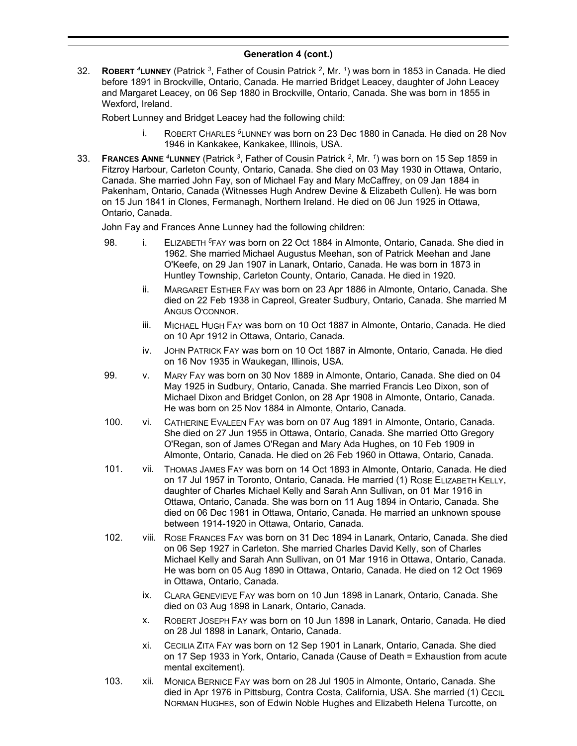## Generation 4 (cont.)

32. **ROBERT [4]LUNNEY** (Patrick [3], Father of Cousin Patrick [2], Mr. [1]) was born in 1853 in Canada. He died before 1891 in Brockville, Ontario, Canada. He married Bridget Leacey, daughter of John Leacey and Margaret Leacey, on 06 Sep 1880 in Brockville, Ontario, Canada. She was born in 1855 in Wexford, Ireland.

    Robert Lunney and Bridget Leacey had the following child:

    - i. ROBERT CHARLES [5]LUNNEY was born on 23 Dec 1880 in Canada. He died on 28 Nov 1946 in Kankakee, Kankakee, Illinois, USA.

33. **FRANCES ANNE [4]LUNNEY** (Patrick [3], Father of Cousin Patrick [2], Mr. [1]) was born on 15 Sep 1859 in Fitzroy Harbour, Carleton County, Ontario, Canada. She died on 03 May 1930 in Ottawa, Ontario, Canada. She married John Fay, son of Michael Fay and Mary McCaffrey, on 09 Jan 1884 in Pakenham, Ontario, Canada (Witnesses Hugh Andrew Devine & Elizabeth Cullen). He was born on 15 Jun 1841 in Clones, Fermanagh, Northern Ireland. He died on 06 Jun 1925 in Ottawa, Ontario, Canada.

    John Fay and Frances Anne Lunney had the following children:

    - 98. i. ELIZABETH [5]FAY was born on 22 Oct 1884 in Almonte, Ontario, Canada. She died in 1962. She married Michael Augustus Meehan, son of Patrick Meehan and Jane O'Keefe, on 29 Jan 1907 in Lanark, Ontario, Canada. He was born in 1873 in Huntley Township, Carleton County, Ontario, Canada. He died in 1920.
    - ii. MARGARET ESTHER FAY was born on 23 Apr 1886 in Almonte, Ontario, Canada. She died on 22 Feb 1938 in Capreol, Greater Sudbury, Ontario, Canada. She married M ANGUS O'CONNOR.
    - iii. MICHAEL HUGH FAY was born on 10 Oct 1887 in Almonte, Ontario, Canada. He died on 10 Apr 1912 in Ottawa, Ontario, Canada.
    - iv. JOHN PATRICK FAY was born on 10 Oct 1887 in Almonte, Ontario, Canada. He died on 16 Nov 1935 in Waukegan, Illinois, USA.
    - 99. v. MARY FAY was born on 30 Nov 1889 in Almonte, Ontario, Canada. She died on 04 May 1925 in Sudbury, Ontario, Canada. She married Francis Leo Dixon, son of Michael Dixon and Bridget Conlon, on 28 Apr 1908 in Almonte, Ontario, Canada. He was born on 25 Nov 1884 in Almonte, Ontario, Canada.
    - 100. vi. CATHERINE EVALEEN FAY was born on 07 Aug 1891 in Almonte, Ontario, Canada. She died on 27 Jun 1955 in Ottawa, Ontario, Canada. She married Otto Gregory O'Regan, son of James O'Regan and Mary Ada Hughes, on 10 Feb 1909 in Almonte, Ontario, Canada. He died on 26 Feb 1960 in Ottawa, Ontario, Canada.
    - 101. vii. THOMAS JAMES FAY was born on 14 Oct 1893 in Almonte, Ontario, Canada. He died on 17 Jul 1957 in Toronto, Ontario, Canada. He married (1) ROSE ELIZABETH KELLY, daughter of Charles Michael Kelly and Sarah Ann Sullivan, on 01 Mar 1916 in Ottawa, Ontario, Canada. She was born on 11 Aug 1894 in Ontario, Canada. She died on 06 Dec 1981 in Ottawa, Ontario, Canada. He married an unknown spouse between 1914-1920 in Ottawa, Ontario, Canada.
    - 102. viii. ROSE FRANCES FAY was born on 31 Dec 1894 in Lanark, Ontario, Canada. She died on 06 Sep 1927 in Carleton. She married Charles David Kelly, son of Charles Michael Kelly and Sarah Ann Sullivan, on 01 Mar 1916 in Ottawa, Ontario, Canada. He was born on 05 Aug 1890 in Ottawa, Ontario, Canada. He died on 12 Oct 1969 in Ottawa, Ontario, Canada.
    - ix. CLARA GENEVIEVE FAY was born on 10 Jun 1898 in Lanark, Ontario, Canada. She died on 03 Aug 1898 in Lanark, Ontario, Canada.
    - x. ROBERT JOSEPH FAY was born on 10 Jun 1898 in Lanark, Ontario, Canada. He died on 28 Jul 1898 in Lanark, Ontario, Canada.
    - xi. CECILIA ZITA FAY was born on 12 Sep 1901 in Lanark, Ontario, Canada. She died on 17 Sep 1933 in York, Ontario, Canada (Cause of Death = Exhaustion from acute mental excitement).
    - 103. xii. MONICA BERNICE FAY was born on 28 Jul 1905 in Almonte, Ontario, Canada. She died in Apr 1976 in Pittsburg, Contra Costa, California, USA. She married (1) CECIL NORMAN HUGHES, son of Edwin Noble Hughes and Elizabeth Helena Turcotte, on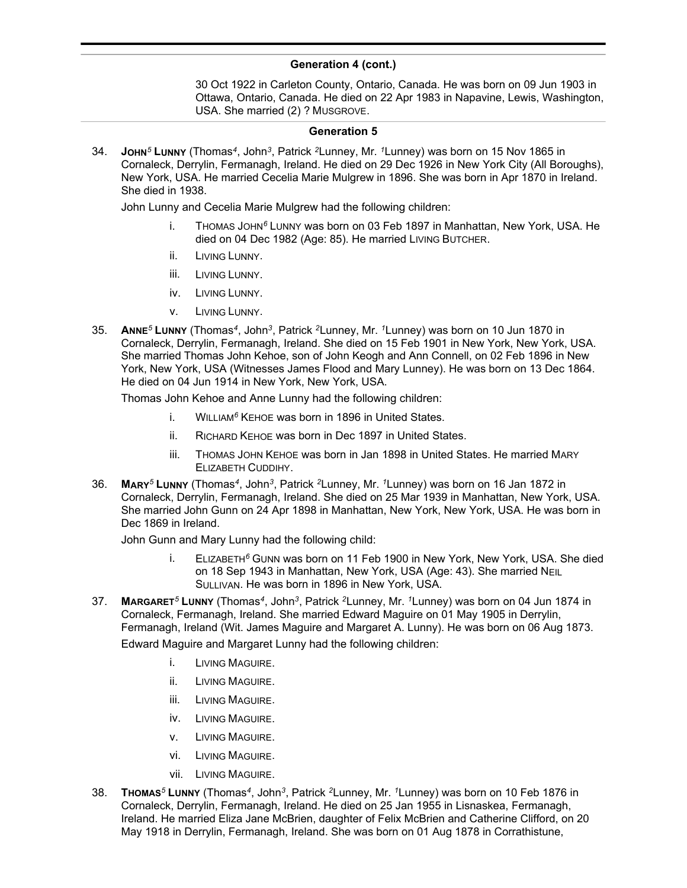## Generation 4 (cont.)

30 Oct 1922 in Carleton County, Ontario, Canada. He was born on 09 Jun 1903 in Ottawa, Ontario, Canada. He died on 22 Apr 1983 in Napavine, Lewis, Washington, USA. She married (2) ? Musgrove.

## Generation 5

34. **John[5] Lunny** (Thomas[4], John[3], Patrick [2]Lunney, Mr. [1]Lunney) was born on 15 Nov 1865 in Cornaleck, Derrylin, Fermanagh, Ireland. He died on 29 Dec 1926 in New York City (All Boroughs), New York, USA. He married Cecelia Marie Mulgrew in 1896. She was born in Apr 1870 in Ireland. She died in 1938.

    John Lunny and Cecelia Marie Mulgrew had the following children:

    i. Thomas John[6] Lunny was born on 03 Feb 1897 in Manhattan, New York, USA. He died on 04 Dec 1982 (Age: 85). He married Living Butcher.

    ii. Living Lunny.

    iii. Living Lunny.

    iv. Living Lunny.

    v. Living Lunny.

35. **Anne[5] Lunny** (Thomas[4], John[3], Patrick [2]Lunney, Mr. [1]Lunney) was born on 10 Jun 1870 in Cornaleck, Derrylin, Fermanagh, Ireland. She died on 15 Feb 1901 in New York, New York, USA. She married Thomas John Kehoe, son of John Keogh and Ann Connell, on 02 Feb 1896 in New York, New York, USA (Witnesses James Flood and Mary Lunney). He was born on 13 Dec 1864. He died on 04 Jun 1914 in New York, New York, USA.

    Thomas John Kehoe and Anne Lunny had the following children:

    i. William[6] Kehoe was born in 1896 in United States.

    ii. Richard Kehoe was born in Dec 1897 in United States.

    iii. Thomas John Kehoe was born in Jan 1898 in United States. He married Mary Elizabeth Cuddihy.

36. **Mary[5] Lunny** (Thomas[4], John[3], Patrick [2]Lunney, Mr. [1]Lunney) was born on 16 Jan 1872 in Cornaleck, Derrylin, Fermanagh, Ireland. She died on 25 Mar 1939 in Manhattan, New York, USA. She married John Gunn on 24 Apr 1898 in Manhattan, New York, New York, USA. He was born in Dec 1869 in Ireland.

    John Gunn and Mary Lunny had the following child:

    i. Elizabeth[6] Gunn was born on 11 Feb 1900 in New York, New York, USA. She died on 18 Sep 1943 in Manhattan, New York, USA (Age: 43). She married Neil Sullivan. He was born in 1896 in New York, USA.

37. **Margaret[5] Lunny** (Thomas[4], John[3], Patrick [2]Lunney, Mr. [1]Lunney) was born on 04 Jun 1874 in Cornaleck, Fermanagh, Ireland. She married Edward Maguire on 01 May 1905 in Derrylin, Fermanagh, Ireland (Wit. James Maguire and Margaret A. Lunny). He was born on 06 Aug 1873.

    Edward Maguire and Margaret Lunny had the following children:

    i. Living Maguire.

    ii. Living Maguire.

    iii. Living Maguire.

    iv. Living Maguire.

    v. Living Maguire.

    vi. Living Maguire.

    vii. Living Maguire.

38. **Thomas[5] Lunny** (Thomas[4], John[3], Patrick [2]Lunney, Mr. [1]Lunney) was born on 10 Feb 1876 in Cornaleck, Derrylin, Fermanagh, Ireland. He died on 25 Jan 1955 in Lisnaskea, Fermanagh, Ireland. He married Eliza Jane McBrien, daughter of Felix McBrien and Catherine Clifford, on 20 May 1918 in Derrylin, Fermanagh, Ireland. She was born on 01 Aug 1878 in Corrathistune,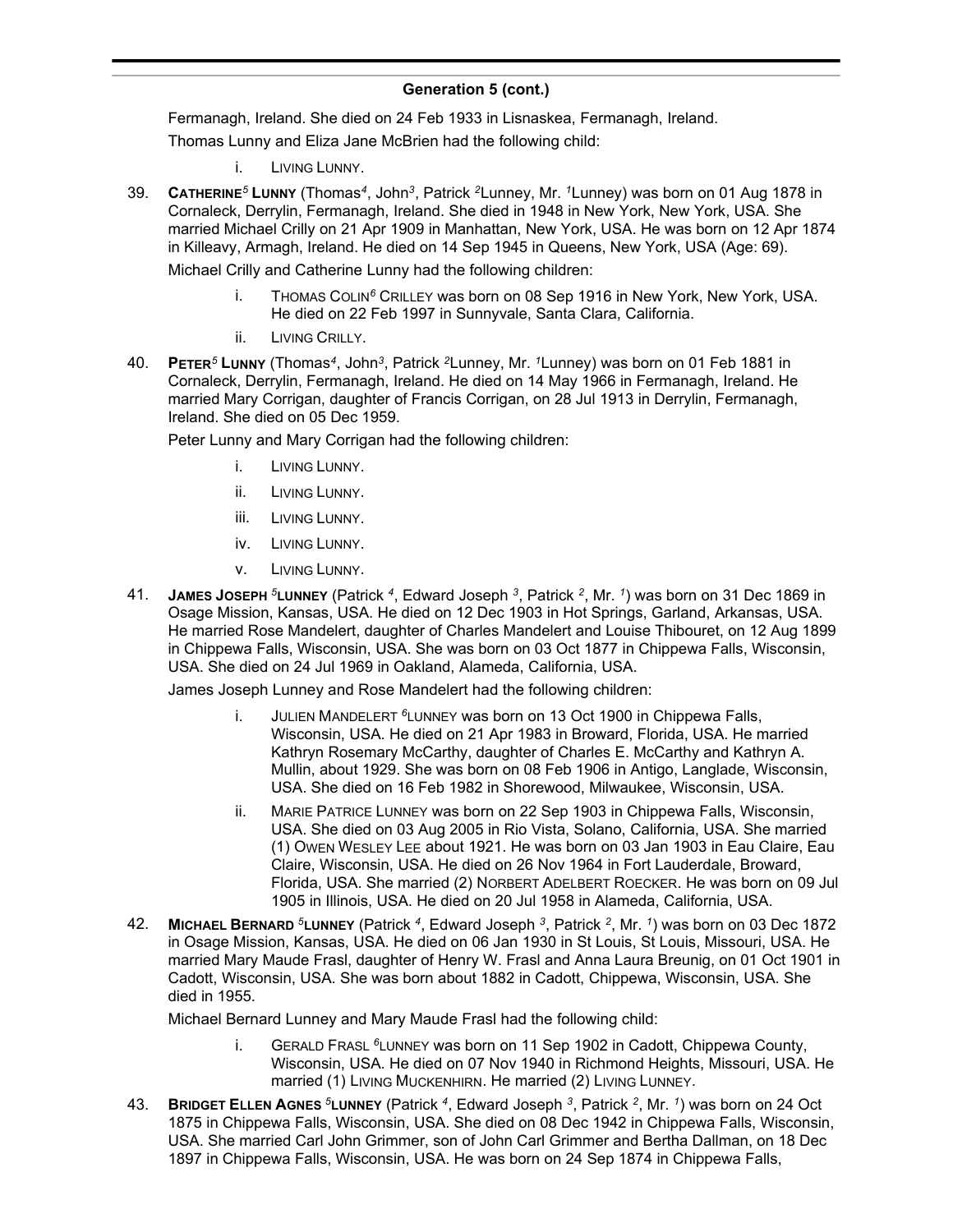### Generation 5 (cont.)

Fermanagh, Ireland. She died on 24 Feb 1933 in Lisnaskea, Fermanagh, Ireland.

Thomas Lunny and Eliza Jane McBrien had the following child:

- i. LIVING LUNNY.

39. **CATHERINE**[5] **LUNNY** (Thomas[4], John[3], Patrick [2]Lunney, Mr. [1]Lunney) was born on 01 Aug 1878 in Cornaleck, Derrylin, Fermanagh, Ireland. She died in 1948 in New York, New York, USA. She married Michael Crilly on 21 Apr 1909 in Manhattan, New York, USA. He was born on 12 Apr 1874 in Killeavy, Armagh, Ireland. He died on 14 Sep 1945 in Queens, New York, USA (Age: 69).

    Michael Crilly and Catherine Lunny had the following children:

    - i. THOMAS COLIN[6] CRILLEY was born on 08 Sep 1916 in New York, New York, USA. He died on 22 Feb 1997 in Sunnyvale, Santa Clara, California.
    - ii. LIVING CRILLY.

40. **PETER**[5] **LUNNY** (Thomas[4], John[3], Patrick [2]Lunney, Mr. [1]Lunney) was born on 01 Feb 1881 in Cornaleck, Derrylin, Fermanagh, Ireland. He died on 14 May 1966 in Fermanagh, Ireland. He married Mary Corrigan, daughter of Francis Corrigan, on 28 Jul 1913 in Derrylin, Fermanagh, Ireland. She died on 05 Dec 1959.

    Peter Lunny and Mary Corrigan had the following children:

    - i. LIVING LUNNY.
    - ii. LIVING LUNNY.
    - iii. LIVING LUNNY.
    - iv. LIVING LUNNY.
    - v. LIVING LUNNY.

41. **JAMES JOSEPH** [5]**LUNNEY** (Patrick [4], Edward Joseph [3], Patrick [2], Mr. [1]) was born on 31 Dec 1869 in Osage Mission, Kansas, USA. He died on 12 Dec 1903 in Hot Springs, Garland, Arkansas, USA. He married Rose Mandelert, daughter of Charles Mandelert and Louise Thibouret, on 12 Aug 1899 in Chippewa Falls, Wisconsin, USA. She was born on 03 Oct 1877 in Chippewa Falls, Wisconsin, USA. She died on 24 Jul 1969 in Oakland, Alameda, California, USA.

    James Joseph Lunney and Rose Mandelert had the following children:

    - i. JULIEN MANDELERT [6]LUNNEY was born on 13 Oct 1900 in Chippewa Falls, Wisconsin, USA. He died on 21 Apr 1983 in Broward, Florida, USA. He married Kathryn Rosemary McCarthy, daughter of Charles E. McCarthy and Kathryn A. Mullin, about 1929. She was born on 08 Feb 1906 in Antigo, Langlade, Wisconsin, USA. She died on 16 Feb 1982 in Shorewood, Milwaukee, Wisconsin, USA.
    - ii. MARIE PATRICE LUNNEY was born on 22 Sep 1903 in Chippewa Falls, Wisconsin, USA. She died on 03 Aug 2005 in Rio Vista, Solano, California, USA. She married (1) OWEN WESLEY LEE about 1921. He was born on 03 Jan 1903 in Eau Claire, Eau Claire, Wisconsin, USA. He died on 26 Nov 1964 in Fort Lauderdale, Broward, Florida, USA. She married (2) NORBERT ADELBERT ROECKER. He was born on 09 Jul 1905 in Illinois, USA. He died on 20 Jul 1958 in Alameda, California, USA.

42. **MICHAEL BERNARD** [5]**LUNNEY** (Patrick [4], Edward Joseph [3], Patrick [2], Mr. [1]) was born on 03 Dec 1872 in Osage Mission, Kansas, USA. He died on 06 Jan 1930 in St Louis, St Louis, Missouri, USA. He married Mary Maude Frasl, daughter of Henry W. Frasl and Anna Laura Breunig, on 01 Oct 1901 in Cadott, Wisconsin, USA. She was born about 1882 in Cadott, Chippewa, Wisconsin, USA. She died in 1955.

    Michael Bernard Lunney and Mary Maude Frasl had the following child:

    - i. GERALD FRASL [6]LUNNEY was born on 11 Sep 1902 in Cadott, Chippewa County, Wisconsin, USA. He died on 07 Nov 1940 in Richmond Heights, Missouri, USA. He married (1) LIVING MUCKENHIRN. He married (2) LIVING LUNNEY.

43. **BRIDGET ELLEN AGNES** [5]**LUNNEY** (Patrick [4], Edward Joseph [3], Patrick [2], Mr. [1]) was born on 24 Oct 1875 in Chippewa Falls, Wisconsin, USA. She died on 08 Dec 1942 in Chippewa Falls, Wisconsin, USA. She married Carl John Grimmer, son of John Carl Grimmer and Bertha Dallman, on 18 Dec 1897 in Chippewa Falls, Wisconsin, USA. He was born on 24 Sep 1874 in Chippewa Falls,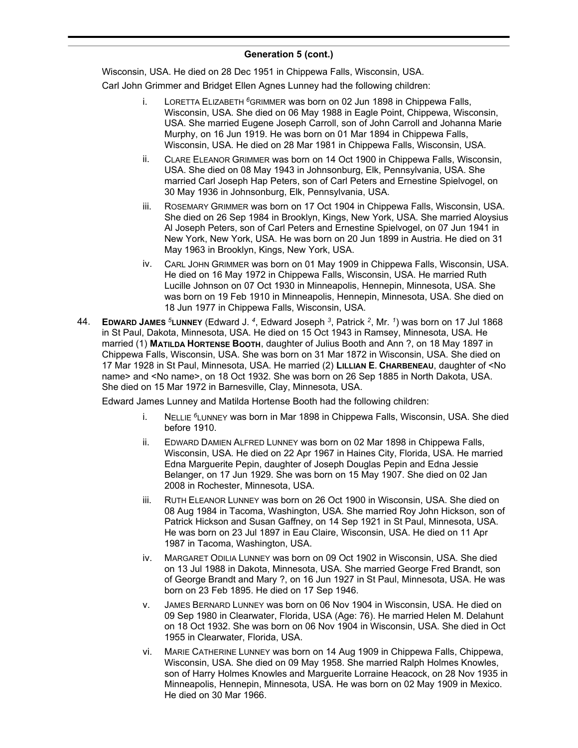## Generation 5 (cont.)

Wisconsin, USA. He died on 28 Dec 1951 in Chippewa Falls, Wisconsin, USA.

Carl John Grimmer and Bridget Ellen Agnes Lunney had the following children:

- i. LORETTA ELIZABETH $^{6}$GRIMMER was born on 02 Jun 1898 in Chippewa Falls, Wisconsin, USA. She died on 06 May 1988 in Eagle Point, Chippewa, Wisconsin, USA. She married Eugene Joseph Carroll, son of John Carroll and Johanna Marie Murphy, on 16 Jun 1919. He was born on 01 Mar 1894 in Chippewa Falls, Wisconsin, USA. He died on 28 Mar 1981 in Chippewa Falls, Wisconsin, USA.
- ii. CLARE ELEANOR GRIMMER was born on 14 Oct 1900 in Chippewa Falls, Wisconsin, USA. She died on 08 May 1943 in Johnsonburg, Elk, Pennsylvania, USA. She married Carl Joseph Hap Peters, son of Carl Peters and Ernestine Spielvogel, on 30 May 1936 in Johnsonburg, Elk, Pennsylvania, USA.
- iii. ROSEMARY GRIMMER was born on 17 Oct 1904 in Chippewa Falls, Wisconsin, USA. She died on 26 Sep 1984 in Brooklyn, Kings, New York, USA. She married Aloysius Al Joseph Peters, son of Carl Peters and Ernestine Spielvogel, on 07 Jun 1941 in New York, New York, USA. He was born on 20 Jun 1899 in Austria. He died on 31 May 1963 in Brooklyn, Kings, New York, USA.
- iv. CARL JOHN GRIMMER was born on 01 May 1909 in Chippewa Falls, Wisconsin, USA. He died on 16 May 1972 in Chippewa Falls, Wisconsin, USA. He married Ruth Lucille Johnson on 07 Oct 1930 in Minneapolis, Hennepin, Minnesota, USA. She was born on 19 Feb 1910 in Minneapolis, Hennepin, Minnesota, USA. She died on 18 Jun 1977 in Chippewa Falls, Wisconsin, USA.

44. **EDWARD JAMES $^{5}$LUNNEY** (Edward J. $^{4}$, Edward Joseph $^{3}$, Patrick $^{2}$, Mr. $^{1}$) was born on 17 Jul 1868 in St Paul, Dakota, Minnesota, USA. He died on 15 Oct 1943 in Ramsey, Minnesota, USA. He married (1) **MATILDA HORTENSE BOOTH**, daughter of Julius Booth and Ann ?, on 18 May 1897 in Chippewa Falls, Wisconsin, USA. She was born on 31 Mar 1872 in Wisconsin, USA. She died on 17 Mar 1928 in St Paul, Minnesota, USA. He married (2) **LILLIAN E. CHARBENEAU**, daughter of <No name> and <No name>, on 18 Oct 1932. She was born on 26 Sep 1885 in North Dakota, USA. She died on 15 Mar 1972 in Barnesville, Clay, Minnesota, USA.

Edward James Lunney and Matilda Hortense Booth had the following children:

- i. NELLIE $^{6}$LUNNEY was born in Mar 1898 in Chippewa Falls, Wisconsin, USA. She died before 1910.
- ii. EDWARD DAMIEN ALFRED LUNNEY was born on 02 Mar 1898 in Chippewa Falls, Wisconsin, USA. He died on 22 Apr 1967 in Haines City, Florida, USA. He married Edna Marguerite Pepin, daughter of Joseph Douglas Pepin and Edna Jessie Belanger, on 17 Jun 1929. She was born on 15 May 1907. She died on 02 Jan 2008 in Rochester, Minnesota, USA.
- iii. RUTH ELEANOR LUNNEY was born on 26 Oct 1900 in Wisconsin, USA. She died on 08 Aug 1984 in Tacoma, Washington, USA. She married Roy John Hickson, son of Patrick Hickson and Susan Gaffney, on 14 Sep 1921 in St Paul, Minnesota, USA. He was born on 23 Jul 1897 in Eau Claire, Wisconsin, USA. He died on 11 Apr 1987 in Tacoma, Washington, USA.
- iv. MARGARET ODILIA LUNNEY was born on 09 Oct 1902 in Wisconsin, USA. She died on 13 Jul 1988 in Dakota, Minnesota, USA. She married George Fred Brandt, son of George Brandt and Mary ?, on 16 Jun 1927 in St Paul, Minnesota, USA. He was born on 23 Feb 1895. He died on 17 Sep 1946.
- v. JAMES BERNARD LUNNEY was born on 06 Nov 1904 in Wisconsin, USA. He died on 09 Sep 1980 in Clearwater, Florida, USA (Age: 76). He married Helen M. Delahunt on 18 Oct 1932. She was born on 06 Nov 1904 in Wisconsin, USA. She died in Oct 1955 in Clearwater, Florida, USA.
- vi. MARIE CATHERINE LUNNEY was born on 14 Aug 1909 in Chippewa Falls, Chippewa, Wisconsin, USA. She died on 09 May 1958. She married Ralph Holmes Knowles, son of Harry Holmes Knowles and Marguerite Lorraine Heacock, on 28 Nov 1935 in Minneapolis, Hennepin, Minnesota, USA. He was born on 02 May 1909 in Mexico. He died on 30 Mar 1966.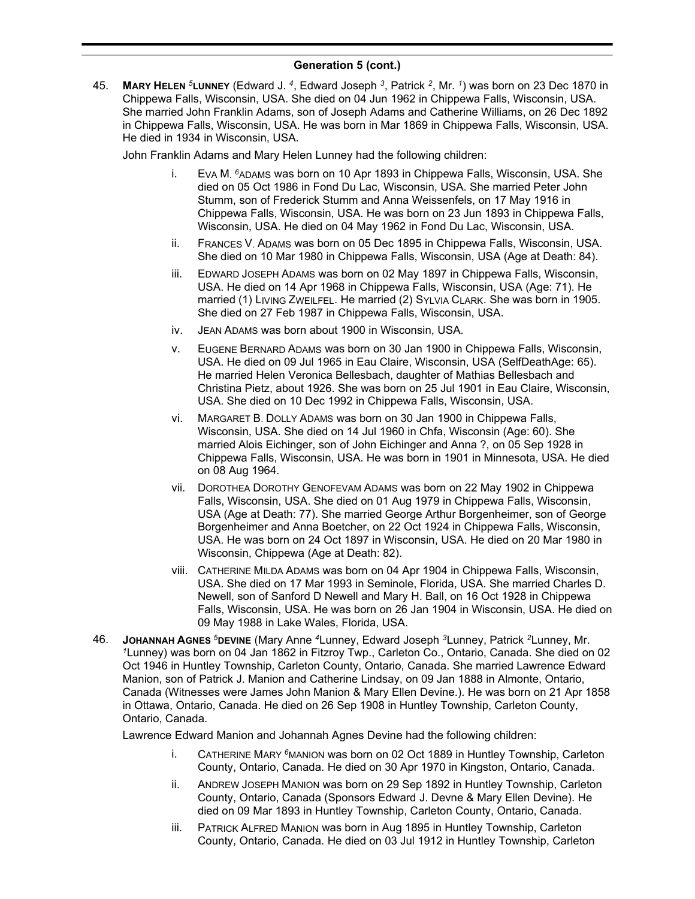## Generation 5 (cont.)

45. **Mary Helen [5]Lunney** (Edward J. [4], Edward Joseph [3], Patrick [2], Mr. [1]) was born on 23 Dec 1870 in Chippewa Falls, Wisconsin, USA. She died on 04 Jun 1962 in Chippewa Falls, Wisconsin, USA. She married John Franklin Adams, son of Joseph Adams and Catherine Williams, on 26 Dec 1892 in Chippewa Falls, Wisconsin, USA. He was born in Mar 1869 in Chippewa Falls, Wisconsin, USA. He died in 1934 in Wisconsin, USA.

    John Franklin Adams and Mary Helen Lunney had the following children:

    i. Eva M. [6]Adams was born on 10 Apr 1893 in Chippewa Falls, Wisconsin, USA. She died on 05 Oct 1986 in Fond Du Lac, Wisconsin, USA. She married Peter John Stumm, son of Frederick Stumm and Anna Weissenfels, on 17 May 1916 in Chippewa Falls, Wisconsin, USA. He was born on 23 Jun 1893 in Chippewa Falls, Wisconsin, USA. He died on 04 May 1962 in Fond Du Lac, Wisconsin, USA.

    ii. Frances V. Adams was born on 05 Dec 1895 in Chippewa Falls, Wisconsin, USA. She died on 10 Mar 1980 in Chippewa Falls, Wisconsin, USA (Age at Death: 84).

    iii. Edward Joseph Adams was born on 02 May 1897 in Chippewa Falls, Wisconsin, USA. He died on 14 Apr 1968 in Chippewa Falls, Wisconsin, USA (Age: 71). He married (1) Living Zweilfel. He married (2) Sylvia Clark. She was born in 1905. She died on 27 Feb 1987 in Chippewa Falls, Wisconsin, USA.

    iv. Jean Adams was born about 1900 in Wisconsin, USA.

    v. Eugene Bernard Adams was born on 30 Jan 1900 in Chippewa Falls, Wisconsin, USA. He died on 09 Jul 1965 in Eau Claire, Wisconsin, USA (SelfDeathAge: 65). He married Helen Veronica Bellesbach, daughter of Mathias Bellesbach and Christina Pietz, about 1926. She was born on 25 Jul 1901 in Eau Claire, Wisconsin, USA. She died on 10 Dec 1992 in Chippewa Falls, Wisconsin, USA.

    vi. Margaret B. Dolly Adams was born on 30 Jan 1900 in Chippewa Falls, Wisconsin, USA. She died on 14 Jul 1960 in Chfa, Wisconsin (Age: 60). She married Alois Eichinger, son of John Eichinger and Anna ?, on 05 Sep 1928 in Chippewa Falls, Wisconsin, USA. He was born in 1901 in Minnesota, USA. He died on 08 Aug 1964.

    vii. Dorothea Dorothy Genofevam Adams was born on 22 May 1902 in Chippewa Falls, Wisconsin, USA. She died on 01 Aug 1979 in Chippewa Falls, Wisconsin, USA (Age at Death: 77). She married George Arthur Borgenheimer, son of George Borgenheimer and Anna Boetcher, on 22 Oct 1924 in Chippewa Falls, Wisconsin, USA. He was born on 24 Oct 1897 in Wisconsin, USA. He died on 20 Mar 1980 in Wisconsin, Chippewa (Age at Death: 82).

    viii. Catherine Milda Adams was born on 04 Apr 1904 in Chippewa Falls, Wisconsin, USA. She died on 17 Mar 1993 in Seminole, Florida, USA. She married Charles D. Newell, son of Sanford D Newell and Mary H. Ball, on 16 Oct 1928 in Chippewa Falls, Wisconsin, USA. He was born on 26 Jan 1904 in Wisconsin, USA. He died on 09 May 1988 in Lake Wales, Florida, USA.

46. **Johannah Agnes [5]Devine** (Mary Anne [4]Lunney, Edward Joseph [3]Lunney, Patrick [2]Lunney, Mr. [1]Lunney) was born on 04 Jan 1862 in Fitzroy Twp., Carleton Co., Ontario, Canada. She died on 02 Oct 1946 in Huntley Township, Carleton County, Ontario, Canada. She married Lawrence Edward Manion, son of Patrick J. Manion and Catherine Lindsay, on 09 Jan 1888 in Almonte, Ontario, Canada (Witnesses were James John Manion & Mary Ellen Devine.). He was born on 21 Apr 1858 in Ottawa, Ontario, Canada. He died on 26 Sep 1908 in Huntley Township, Carleton County, Ontario, Canada.

    Lawrence Edward Manion and Johannah Agnes Devine had the following children:

    i. Catherine Mary [6]Manion was born on 02 Oct 1889 in Huntley Township, Carleton County, Ontario, Canada. He died on 30 Apr 1970 in Kingston, Ontario, Canada.

    ii. Andrew Joseph Manion was born on 29 Sep 1892 in Huntley Township, Carleton County, Ontario, Canada (Sponsors Edward J. Devne & Mary Ellen Devine). He died on 09 Mar 1893 in Huntley Township, Carleton County, Ontario, Canada.

    iii. Patrick Alfred Manion was born in Aug 1895 in Huntley Township, Carleton County, Ontario, Canada. He died on 03 Jul 1912 in Huntley Township, Carleton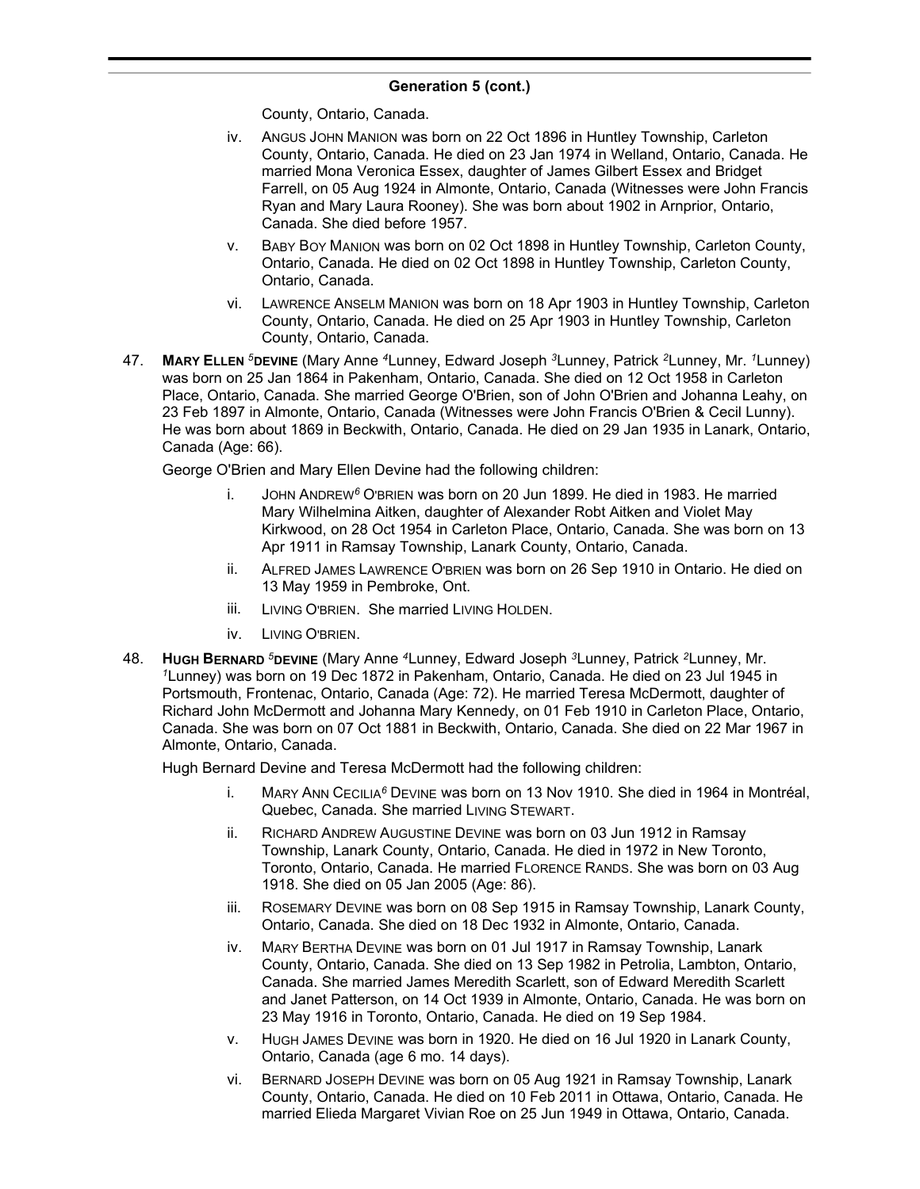## Generation 5 (cont.)

County, Ontario, Canada.

iv. ANGUS JOHN MANION was born on 22 Oct 1896 in Huntley Township, Carleton County, Ontario, Canada. He died on 23 Jan 1974 in Welland, Ontario, Canada. He married Mona Veronica Essex, daughter of James Gilbert Essex and Bridget Farrell, on 05 Aug 1924 in Almonte, Ontario, Canada (Witnesses were John Francis Ryan and Mary Laura Rooney). She was born about 1902 in Arnprior, Ontario, Canada. She died before 1957.

v. BABY BOY MANION was born on 02 Oct 1898 in Huntley Township, Carleton County, Ontario, Canada. He died on 02 Oct 1898 in Huntley Township, Carleton County, Ontario, Canada.

vi. LAWRENCE ANSELM MANION was born on 18 Apr 1903 in Huntley Township, Carleton County, Ontario, Canada. He died on 25 Apr 1903 in Huntley Township, Carleton County, Ontario, Canada.

47. **MARY ELLEN [5]DEVINE** (Mary Anne [4]Lunney, Edward Joseph [3]Lunney, Patrick [2]Lunney, Mr. [1]Lunney) was born on 25 Jan 1864 in Pakenham, Ontario, Canada. She died on 12 Oct 1958 in Carleton Place, Ontario, Canada. She married George O'Brien, son of John O'Brien and Johanna Leahy, on 23 Feb 1897 in Almonte, Ontario, Canada (Witnesses were John Francis O'Brien & Cecil Lunny). He was born about 1869 in Beckwith, Ontario, Canada. He died on 29 Jan 1935 in Lanark, Ontario, Canada (Age: 66).

George O'Brien and Mary Ellen Devine had the following children:

i. JOHN ANDREW[6] O'BRIEN was born on 20 Jun 1899. He died in 1983. He married Mary Wilhelmina Aitken, daughter of Alexander Robt Aitken and Violet May Kirkwood, on 28 Oct 1954 in Carleton Place, Ontario, Canada. She was born on 13 Apr 1911 in Ramsay Township, Lanark County, Ontario, Canada.

ii. ALFRED JAMES LAWRENCE O'BRIEN was born on 26 Sep 1910 in Ontario. He died on 13 May 1959 in Pembroke, Ont.

iii. LIVING O'BRIEN. She married LIVING HOLDEN.

iv. LIVING O'BRIEN.

48. **HUGH BERNARD [5]DEVINE** (Mary Anne [4]Lunney, Edward Joseph [3]Lunney, Patrick [2]Lunney, Mr. [1]Lunney) was born on 19 Dec 1872 in Pakenham, Ontario, Canada. He died on 23 Jul 1945 in Portsmouth, Frontenac, Ontario, Canada (Age: 72). He married Teresa McDermott, daughter of Richard John McDermott and Johanna Mary Kennedy, on 01 Feb 1910 in Carleton Place, Ontario, Canada. She was born on 07 Oct 1881 in Beckwith, Ontario, Canada. She died on 22 Mar 1967 in Almonte, Ontario, Canada.

Hugh Bernard Devine and Teresa McDermott had the following children:

i. MARY ANN CECILIA[6] DEVINE was born on 13 Nov 1910. She died in 1964 in Montréal, Quebec, Canada. She married LIVING STEWART.

ii. RICHARD ANDREW AUGUSTINE DEVINE was born on 03 Jun 1912 in Ramsay Township, Lanark County, Ontario, Canada. He died in 1972 in New Toronto, Toronto, Ontario, Canada. He married FLORENCE RANDS. She was born on 03 Aug 1918. She died on 05 Jan 2005 (Age: 86).

iii. ROSEMARY DEVINE was born on 08 Sep 1915 in Ramsay Township, Lanark County, Ontario, Canada. She died on 18 Dec 1932 in Almonte, Ontario, Canada.

iv. MARY BERTHA DEVINE was born on 01 Jul 1917 in Ramsay Township, Lanark County, Ontario, Canada. She died on 13 Sep 1982 in Petrolia, Lambton, Ontario, Canada. She married James Meredith Scarlett, son of Edward Meredith Scarlett and Janet Patterson, on 14 Oct 1939 in Almonte, Ontario, Canada. He was born on 23 May 1916 in Toronto, Ontario, Canada. He died on 19 Sep 1984.

v. HUGH JAMES DEVINE was born in 1920. He died on 16 Jul 1920 in Lanark County, Ontario, Canada (age 6 mo. 14 days).

vi. BERNARD JOSEPH DEVINE was born on 05 Aug 1921 in Ramsay Township, Lanark County, Ontario, Canada. He died on 10 Feb 2011 in Ottawa, Ontario, Canada. He married Elieda Margaret Vivian Roe on 25 Jun 1949 in Ottawa, Ontario, Canada.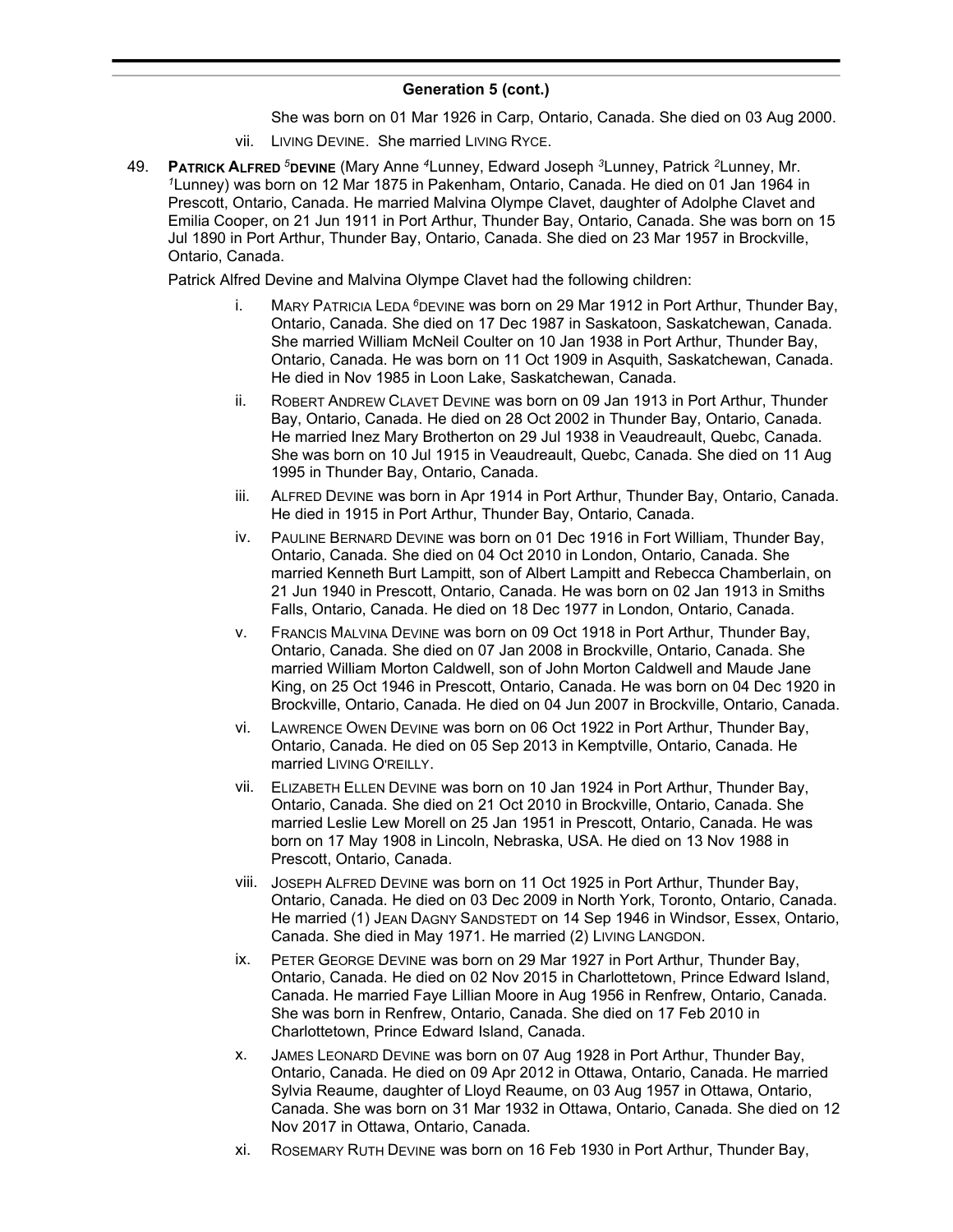## Generation 5 (cont.)

She was born on 01 Mar 1926 in Carp, Ontario, Canada. She died on 03 Aug 2000.

vii. LIVING DEVINE. She married LIVING RYCE.

49. **PATRICK ALFRED [5]DEVINE** (Mary Anne [4]Lunney, Edward Joseph [3]Lunney, Patrick [2]Lunney, Mr. [1]Lunney) was born on 12 Mar 1875 in Pakenham, Ontario, Canada. He died on 01 Jan 1964 in Prescott, Ontario, Canada. He married Malvina Olympe Clavet, daughter of Adolphe Clavet and Emilia Cooper, on 21 Jun 1911 in Port Arthur, Thunder Bay, Ontario, Canada. She was born on 15 Jul 1890 in Port Arthur, Thunder Bay, Ontario, Canada. She died on 23 Mar 1957 in Brockville, Ontario, Canada.

Patrick Alfred Devine and Malvina Olympe Clavet had the following children:

i. MARY PATRICIA LEDA [6]DEVINE was born on 29 Mar 1912 in Port Arthur, Thunder Bay, Ontario, Canada. She died on 17 Dec 1987 in Saskatoon, Saskatchewan, Canada. She married William McNeil Coulter on 10 Jan 1938 in Port Arthur, Thunder Bay, Ontario, Canada. He was born on 11 Oct 1909 in Asquith, Saskatchewan, Canada. He died in Nov 1985 in Loon Lake, Saskatchewan, Canada.

ii. ROBERT ANDREW CLAVET DEVINE was born on 09 Jan 1913 in Port Arthur, Thunder Bay, Ontario, Canada. He died on 28 Oct 2002 in Thunder Bay, Ontario, Canada. He married Inez Mary Brotherton on 29 Jul 1938 in Veaudreault, Quebc, Canada. She was born on 10 Jul 1915 in Veaudreault, Quebc, Canada. She died on 11 Aug 1995 in Thunder Bay, Ontario, Canada.

iii. ALFRED DEVINE was born in Apr 1914 in Port Arthur, Thunder Bay, Ontario, Canada. He died in 1915 in Port Arthur, Thunder Bay, Ontario, Canada.

iv. PAULINE BERNARD DEVINE was born on 01 Dec 1916 in Fort William, Thunder Bay, Ontario, Canada. She died on 04 Oct 2010 in London, Ontario, Canada. She married Kenneth Burt Lampitt, son of Albert Lampitt and Rebecca Chamberlain, on 21 Jun 1940 in Prescott, Ontario, Canada. He was born on 02 Jan 1913 in Smiths Falls, Ontario, Canada. He died on 18 Dec 1977 in London, Ontario, Canada.

v. FRANCIS MALVINA DEVINE was born on 09 Oct 1918 in Port Arthur, Thunder Bay, Ontario, Canada. She died on 07 Jan 2008 in Brockville, Ontario, Canada. She married William Morton Caldwell, son of John Morton Caldwell and Maude Jane King, on 25 Oct 1946 in Prescott, Ontario, Canada. He was born on 04 Dec 1920 in Brockville, Ontario, Canada. He died on 04 Jun 2007 in Brockville, Ontario, Canada.

vi. LAWRENCE OWEN DEVINE was born on 06 Oct 1922 in Port Arthur, Thunder Bay, Ontario, Canada. He died on 05 Sep 2013 in Kemptville, Ontario, Canada. He married LIVING O'REILLY.

vii. ELIZABETH ELLEN DEVINE was born on 10 Jan 1924 in Port Arthur, Thunder Bay, Ontario, Canada. She died on 21 Oct 2010 in Brockville, Ontario, Canada. She married Leslie Lew Morell on 25 Jan 1951 in Prescott, Ontario, Canada. He was born on 17 May 1908 in Lincoln, Nebraska, USA. He died on 13 Nov 1988 in Prescott, Ontario, Canada.

viii. JOSEPH ALFRED DEVINE was born on 11 Oct 1925 in Port Arthur, Thunder Bay, Ontario, Canada. He died on 03 Dec 2009 in North York, Toronto, Ontario, Canada. He married (1) JEAN DAGNY SANDSTEDT on 14 Sep 1946 in Windsor, Essex, Ontario, Canada. She died in May 1971. He married (2) LIVING LANGDON.

ix. PETER GEORGE DEVINE was born on 29 Mar 1927 in Port Arthur, Thunder Bay, Ontario, Canada. He died on 02 Nov 2015 in Charlottetown, Prince Edward Island, Canada. He married Faye Lillian Moore in Aug 1956 in Renfrew, Ontario, Canada. She was born in Renfrew, Ontario, Canada. She died on 17 Feb 2010 in Charlottetown, Prince Edward Island, Canada.

x. JAMES LEONARD DEVINE was born on 07 Aug 1928 in Port Arthur, Thunder Bay, Ontario, Canada. He died on 09 Apr 2012 in Ottawa, Ontario, Canada. He married Sylvia Reaume, daughter of Lloyd Reaume, on 03 Aug 1957 in Ottawa, Ontario, Canada. She was born on 31 Mar 1932 in Ottawa, Ontario, Canada. She died on 12 Nov 2017 in Ottawa, Ontario, Canada.

xi. ROSEMARY RUTH DEVINE was born on 16 Feb 1930 in Port Arthur, Thunder Bay,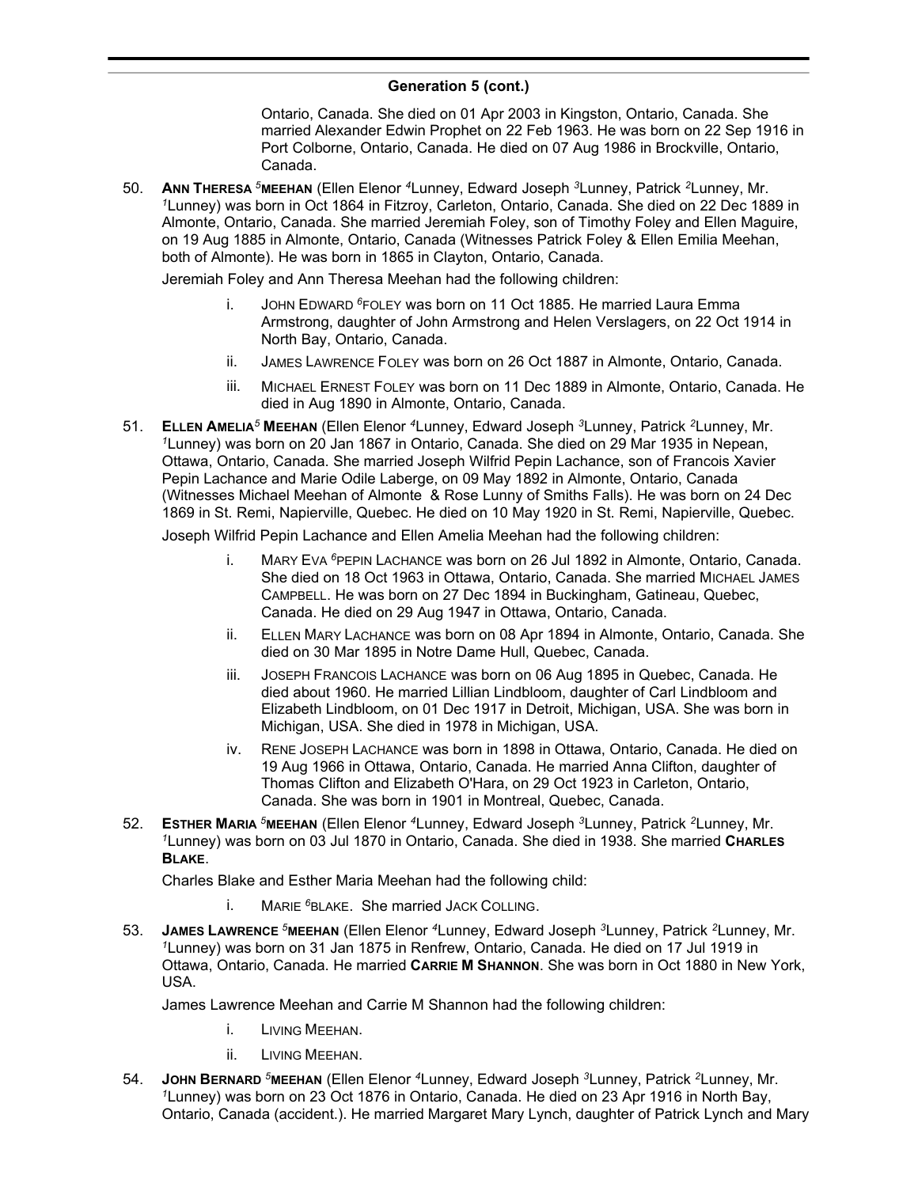## Generation 5 (cont.)

Ontario, Canada. She died on 01 Apr 2003 in Kingston, Ontario, Canada. She married Alexander Edwin Prophet on 22 Feb 1963. He was born on 22 Sep 1916 in Port Colborne, Ontario, Canada. He died on 07 Aug 1986 in Brockville, Ontario, Canada.

50. **Ann Theresa** [5]**Meehan** (Ellen Elenor [4]Lunney, Edward Joseph [3]Lunney, Patrick [2]Lunney, Mr. [1]Lunney) was born in Oct 1864 in Fitzroy, Carleton, Ontario, Canada. She died on 22 Dec 1889 in Almonte, Ontario, Canada. She married Jeremiah Foley, son of Timothy Foley and Ellen Maguire, on 19 Aug 1885 in Almonte, Ontario, Canada (Witnesses Patrick Foley & Ellen Emilia Meehan, both of Almonte). He was born in 1865 in Clayton, Ontario, Canada.

   Jeremiah Foley and Ann Theresa Meehan had the following children:

   i. John Edward [6]Foley was born on 11 Oct 1885. He married Laura Emma Armstrong, daughter of John Armstrong and Helen Verslagers, on 22 Oct 1914 in North Bay, Ontario, Canada.

   ii. James Lawrence Foley was born on 26 Oct 1887 in Almonte, Ontario, Canada.

   iii. Michael Ernest Foley was born on 11 Dec 1889 in Almonte, Ontario, Canada. He died in Aug 1890 in Almonte, Ontario, Canada.

51. **Ellen Amelia**[5] **Meehan** (Ellen Elenor [4]Lunney, Edward Joseph [3]Lunney, Patrick [2]Lunney, Mr. [1]Lunney) was born on 20 Jan 1867 in Ontario, Canada. She died on 29 Mar 1935 in Nepean, Ottawa, Ontario, Canada. She married Joseph Wilfrid Pepin Lachance, son of Francois Xavier Pepin Lachance and Marie Odile Laberge, on 09 May 1892 in Almonte, Ontario, Canada (Witnesses Michael Meehan of Almonte & Rose Lunny of Smiths Falls). He was born on 24 Dec 1869 in St. Remi, Napierville, Quebec. He died on 10 May 1920 in St. Remi, Napierville, Quebec.

   Joseph Wilfrid Pepin Lachance and Ellen Amelia Meehan had the following children:

   i. Mary Eva [6]Pepin Lachance was born on 26 Jul 1892 in Almonte, Ontario, Canada. She died on 18 Oct 1963 in Ottawa, Ontario, Canada. She married Michael James Campbell. He was born on 27 Dec 1894 in Buckingham, Gatineau, Quebec, Canada. He died on 29 Aug 1947 in Ottawa, Ontario, Canada.

   ii. Ellen Mary Lachance was born on 08 Apr 1894 in Almonte, Ontario, Canada. She died on 30 Mar 1895 in Notre Dame Hull, Quebec, Canada.

   iii. Joseph Francois Lachance was born on 06 Aug 1895 in Quebec, Canada. He died about 1960. He married Lillian Lindbloom, daughter of Carl Lindbloom and Elizabeth Lindbloom, on 01 Dec 1917 in Detroit, Michigan, USA. She was born in Michigan, USA. She died in 1978 in Michigan, USA.

   iv. Rene Joseph Lachance was born in 1898 in Ottawa, Ontario, Canada. He died on 19 Aug 1966 in Ottawa, Ontario, Canada. He married Anna Clifton, daughter of Thomas Clifton and Elizabeth O'Hara, on 29 Oct 1923 in Carleton, Ontario, Canada. She was born in 1901 in Montreal, Quebec, Canada.

52. **Esther Maria** [5]**Meehan** (Ellen Elenor [4]Lunney, Edward Joseph [3]Lunney, Patrick [2]Lunney, Mr. [1]Lunney) was born on 03 Jul 1870 in Ontario, Canada. She died in 1938. She married **Charles Blake**.

   Charles Blake and Esther Maria Meehan had the following child:

   i. Marie [6]Blake. She married Jack Colling.

53. **James Lawrence** [5]**Meehan** (Ellen Elenor [4]Lunney, Edward Joseph [3]Lunney, Patrick [2]Lunney, Mr. [1]Lunney) was born on 31 Jan 1875 in Renfrew, Ontario, Canada. He died on 17 Jul 1919 in Ottawa, Ontario, Canada. He married **Carrie M Shannon**. She was born in Oct 1880 in New York, USA.

   James Lawrence Meehan and Carrie M Shannon had the following children:

   i. Living Meehan.

   ii. Living Meehan.

54. **John Bernard** [5]**Meehan** (Ellen Elenor [4]Lunney, Edward Joseph [3]Lunney, Patrick [2]Lunney, Mr. [1]Lunney) was born on 23 Oct 1876 in Ontario, Canada. He died on 23 Apr 1916 in North Bay, Ontario, Canada (accident.). He married Margaret Mary Lynch, daughter of Patrick Lynch and Mary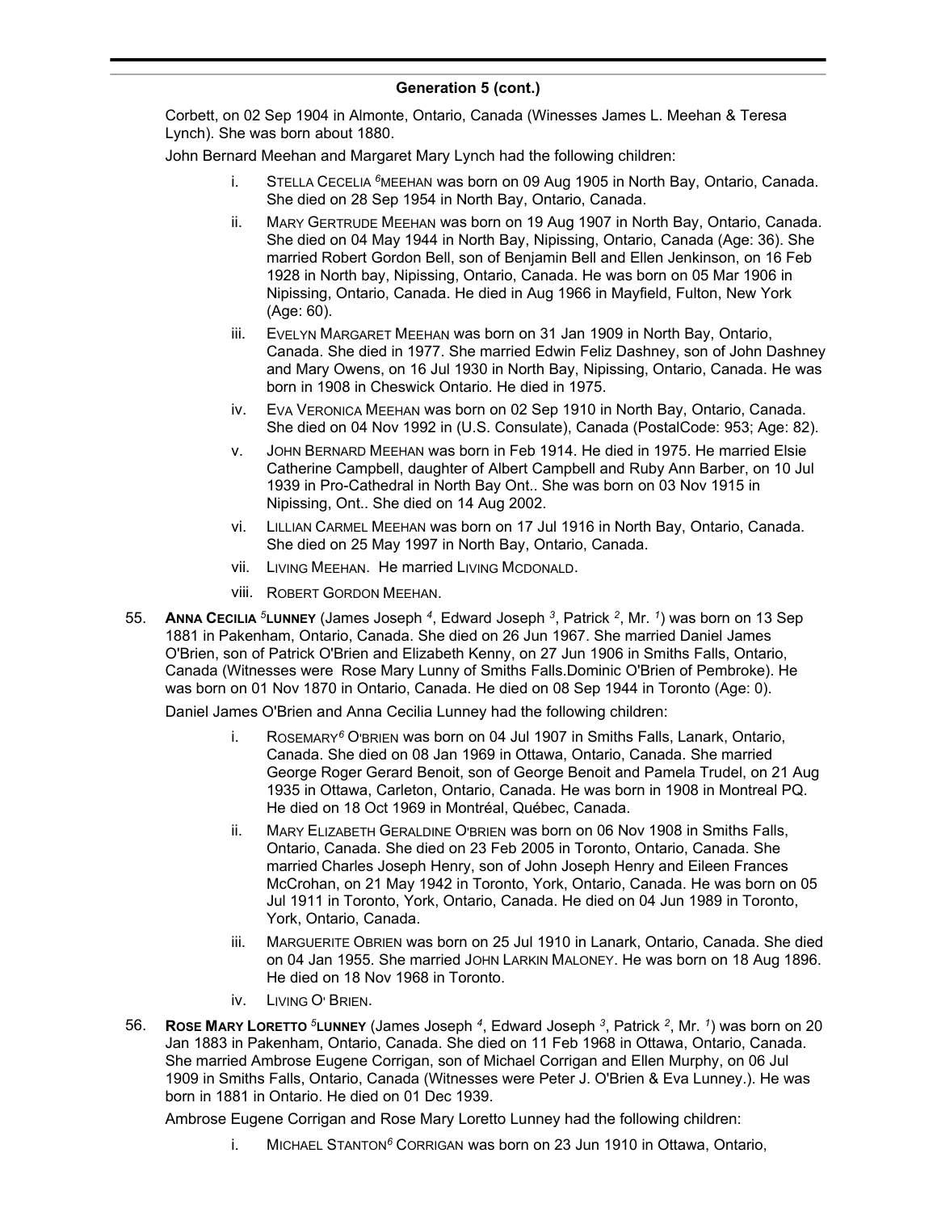## Generation 5 (cont.)

Corbett, on 02 Sep 1904 in Almonte, Ontario, Canada (Winesses James L. Meehan & Teresa Lynch). She was born about 1880.

John Bernard Meehan and Margaret Mary Lynch had the following children:

- i. STELLA CECELIA [6] MEEHAN was born on 09 Aug 1905 in North Bay, Ontario, Canada. She died on 28 Sep 1954 in North Bay, Ontario, Canada.
- ii. MARY GERTRUDE MEEHAN was born on 19 Aug 1907 in North Bay, Ontario, Canada. She died on 04 May 1944 in North Bay, Nipissing, Ontario, Canada (Age: 36). She married Robert Gordon Bell, son of Benjamin Bell and Ellen Jenkinson, on 16 Feb 1928 in North bay, Nipissing, Ontario, Canada. He was born on 05 Mar 1906 in Nipissing, Ontario, Canada. He died in Aug 1966 in Mayfield, Fulton, New York (Age: 60).
- iii. EVELYN MARGARET MEEHAN was born on 31 Jan 1909 in North Bay, Ontario, Canada. She died in 1977. She married Edwin Feliz Dashney, son of John Dashney and Mary Owens, on 16 Jul 1930 in North Bay, Nipissing, Ontario, Canada. He was born in 1908 in Cheswick Ontario. He died in 1975.
- iv. EVA VERONICA MEEHAN was born on 02 Sep 1910 in North Bay, Ontario, Canada. She died on 04 Nov 1992 in (U.S. Consulate), Canada (PostalCode: 953; Age: 82).
- v. JOHN BERNARD MEEHAN was born in Feb 1914. He died in 1975. He married Elsie Catherine Campbell, daughter of Albert Campbell and Ruby Ann Barber, on 10 Jul 1939 in Pro-Cathedral in North Bay Ont.. She was born on 03 Nov 1915 in Nipissing, Ont.. She died on 14 Aug 2002.
- vi. LILLIAN CARMEL MEEHAN was born on 17 Jul 1916 in North Bay, Ontario, Canada. She died on 25 May 1997 in North Bay, Ontario, Canada.
- vii. LIVING MEEHAN. He married LIVING MCDONALD.
- viii. ROBERT GORDON MEEHAN.

55. **ANNA CECILIA [5] LUNNEY** (James Joseph [4], Edward Joseph [3], Patrick [2], Mr. [1]) was born on 13 Sep 1881 in Pakenham, Ontario, Canada. She died on 26 Jun 1967. She married Daniel James O'Brien, son of Patrick O'Brien and Elizabeth Kenny, on 27 Jun 1906 in Smiths Falls, Ontario, Canada (Witnesses were Rose Mary Lunny of Smiths Falls.Dominic O'Brien of Pembroke). He was born on 01 Nov 1870 in Ontario, Canada. He died on 08 Sep 1944 in Toronto (Age: 0).

Daniel James O'Brien and Anna Cecilia Lunney had the following children:

- i. ROSEMARY[6] O'BRIEN was born on 04 Jul 1907 in Smiths Falls, Lanark, Ontario, Canada. She died on 08 Jan 1969 in Ottawa, Ontario, Canada. She married George Roger Gerard Benoit, son of George Benoit and Pamela Trudel, on 21 Aug 1935 in Ottawa, Carleton, Ontario, Canada. He was born in 1908 in Montreal PQ. He died on 18 Oct 1969 in Montréal, Québec, Canada.
- ii. MARY ELIZABETH GERALDINE O'BRIEN was born on 06 Nov 1908 in Smiths Falls, Ontario, Canada. She died on 23 Feb 2005 in Toronto, Ontario, Canada. She married Charles Joseph Henry, son of John Joseph Henry and Eileen Frances McCrohan, on 21 May 1942 in Toronto, York, Ontario, Canada. He was born on 05 Jul 1911 in Toronto, York, Ontario, Canada. He died on 04 Jun 1989 in Toronto, York, Ontario, Canada.
- iii. MARGUERITE OBRIEN was born on 25 Jul 1910 in Lanark, Ontario, Canada. She died on 04 Jan 1955. She married JOHN LARKIN MALONEY. He was born on 18 Aug 1896. He died on 18 Nov 1968 in Toronto.
- iv. LIVING O' BRIEN.

56. **ROSE MARY LORETTO [5] LUNNEY** (James Joseph [4], Edward Joseph [3], Patrick [2], Mr. [1]) was born on 20 Jan 1883 in Pakenham, Ontario, Canada. She died on 11 Feb 1968 in Ottawa, Ontario, Canada. She married Ambrose Eugene Corrigan, son of Michael Corrigan and Ellen Murphy, on 06 Jul 1909 in Smiths Falls, Ontario, Canada (Witnesses were Peter J. O'Brien & Eva Lunney.). He was born in 1881 in Ontario. He died on 01 Dec 1939.

Ambrose Eugene Corrigan and Rose Mary Loretto Lunney had the following children:

- i. MICHAEL STANTON[6] CORRIGAN was born on 23 Jun 1910 in Ottawa, Ontario,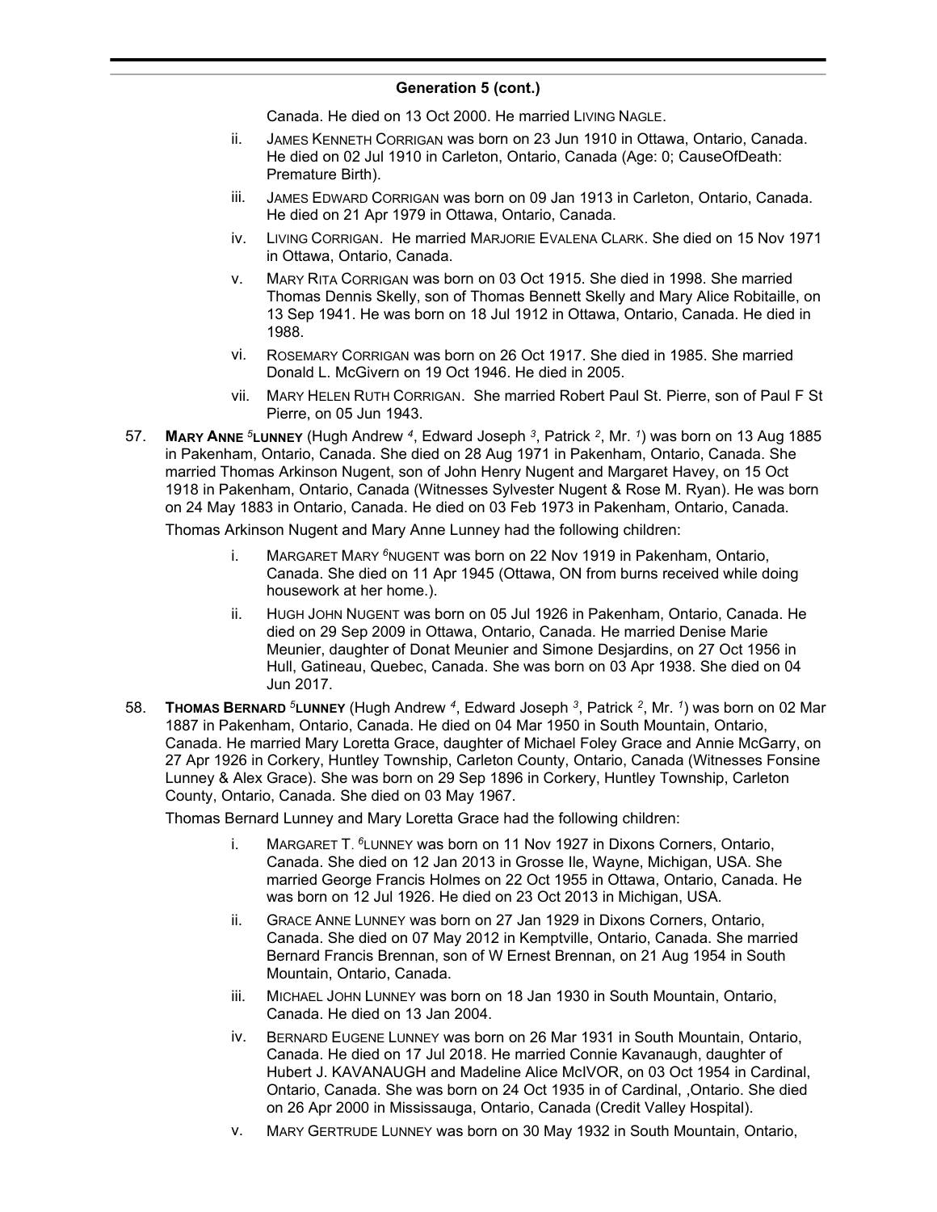## Generation 5 (cont.)

Canada. He died on 13 Oct 2000. He married LIVING NAGLE.

ii. JAMES KENNETH CORRIGAN was born on 23 Jun 1910 in Ottawa, Ontario, Canada. He died on 02 Jul 1910 in Carleton, Ontario, Canada (Age: 0; CauseOfDeath: Premature Birth).

iii. JAMES EDWARD CORRIGAN was born on 09 Jan 1913 in Carleton, Ontario, Canada. He died on 21 Apr 1979 in Ottawa, Ontario, Canada.

iv. LIVING CORRIGAN. He married MARJORIE EVALENA CLARK. She died on 15 Nov 1971 in Ottawa, Ontario, Canada.

v. MARY RITA CORRIGAN was born on 03 Oct 1915. She died in 1998. She married Thomas Dennis Skelly, son of Thomas Bennett Skelly and Mary Alice Robitaille, on 13 Sep 1941. He was born on 18 Jul 1912 in Ottawa, Ontario, Canada. He died in 1988.

vi. ROSEMARY CORRIGAN was born on 26 Oct 1917. She died in 1985. She married Donald L. McGivern on 19 Oct 1946. He died in 2005.

vii. MARY HELEN RUTH CORRIGAN. She married Robert Paul St. Pierre, son of Paul F St Pierre, on 05 Jun 1943.

57. **MARY ANNE [5]LUNNEY** (Hugh Andrew [4], Edward Joseph [3], Patrick [2], Mr. [1]) was born on 13 Aug 1885 in Pakenham, Ontario, Canada. She died on 28 Aug 1971 in Pakenham, Ontario, Canada. She married Thomas Arkinson Nugent, son of John Henry Nugent and Margaret Havey, on 15 Oct 1918 in Pakenham, Ontario, Canada (Witnesses Sylvester Nugent & Rose M. Ryan). He was born on 24 May 1883 in Ontario, Canada. He died on 03 Feb 1973 in Pakenham, Ontario, Canada.

Thomas Arkinson Nugent and Mary Anne Lunney had the following children:

i. MARGARET MARY [6]NUGENT was born on 22 Nov 1919 in Pakenham, Ontario, Canada. She died on 11 Apr 1945 (Ottawa, ON from burns received while doing housework at her home.).

ii. HUGH JOHN NUGENT was born on 05 Jul 1926 in Pakenham, Ontario, Canada. He died on 29 Sep 2009 in Ottawa, Ontario, Canada. He married Denise Marie Meunier, daughter of Donat Meunier and Simone Desjardins, on 27 Oct 1956 in Hull, Gatineau, Quebec, Canada. She was born on 03 Apr 1938. She died on 04 Jun 2017.

58. **THOMAS BERNARD [5]LUNNEY** (Hugh Andrew [4], Edward Joseph [3], Patrick [2], Mr. [1]) was born on 02 Mar 1887 in Pakenham, Ontario, Canada. He died on 04 Mar 1950 in South Mountain, Ontario, Canada. He married Mary Loretta Grace, daughter of Michael Foley Grace and Annie McGarry, on 27 Apr 1926 in Corkery, Huntley Township, Carleton County, Ontario, Canada (Witnesses Fonsine Lunney & Alex Grace). She was born on 29 Sep 1896 in Corkery, Huntley Township, Carleton County, Ontario, Canada. She died on 03 May 1967.

Thomas Bernard Lunney and Mary Loretta Grace had the following children:

i. MARGARET T. [6]LUNNEY was born on 11 Nov 1927 in Dixons Corners, Ontario, Canada. She died on 12 Jan 2013 in Grosse Ile, Wayne, Michigan, USA. She married George Francis Holmes on 22 Oct 1955 in Ottawa, Ontario, Canada. He was born on 12 Jul 1926. He died on 23 Oct 2013 in Michigan, USA.

ii. GRACE ANNE LUNNEY was born on 27 Jan 1929 in Dixons Corners, Ontario, Canada. She died on 07 May 2012 in Kemptville, Ontario, Canada. She married Bernard Francis Brennan, son of W Ernest Brennan, on 21 Aug 1954 in South Mountain, Ontario, Canada.

iii. MICHAEL JOHN LUNNEY was born on 18 Jan 1930 in South Mountain, Ontario, Canada. He died on 13 Jan 2004.

iv. BERNARD EUGENE LUNNEY was born on 26 Mar 1931 in South Mountain, Ontario, Canada. He died on 17 Jul 2018. He married Connie Kavanaugh, daughter of Hubert J. KAVANAUGH and Madeline Alice McIVOR, on 03 Oct 1954 in Cardinal, Ontario, Canada. She was born on 24 Oct 1935 in of Cardinal, ,Ontario. She died on 26 Apr 2000 in Mississauga, Ontario, Canada (Credit Valley Hospital).

v. MARY GERTRUDE LUNNEY was born on 30 May 1932 in South Mountain, Ontario,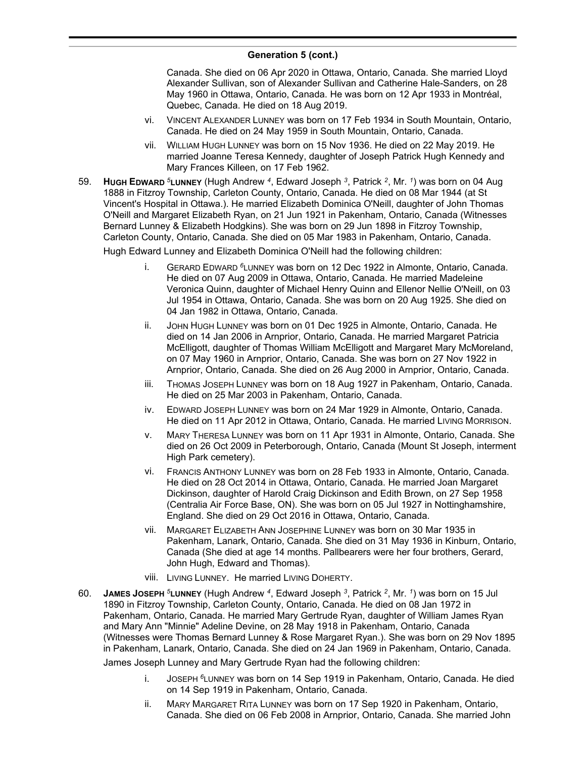## Generation 5 (cont.)

Canada. She died on 06 Apr 2020 in Ottawa, Ontario, Canada. She married Lloyd Alexander Sullivan, son of Alexander Sullivan and Catherine Hale-Sanders, on 28 May 1960 in Ottawa, Ontario, Canada. He was born on 12 Apr 1933 in Montréal, Quebec, Canada. He died on 18 Aug 2019.

- vi. VINCENT ALEXANDER LUNNEY was born on 17 Feb 1934 in South Mountain, Ontario, Canada. He died on 24 May 1959 in South Mountain, Ontario, Canada.
- vii. WILLIAM HUGH LUNNEY was born on 15 Nov 1936. He died on 22 May 2019. He married Joanne Teresa Kennedy, daughter of Joseph Patrick Hugh Kennedy and Mary Frances Killeen, on 17 Feb 1962.

59. **HUGH EDWARD [5]LUNNEY** (Hugh Andrew [4], Edward Joseph [3], Patrick [2], Mr. [1]) was born on 04 Aug 1888 in Fitzroy Township, Carleton County, Ontario, Canada. He died on 08 Mar 1944 (at St Vincent's Hospital in Ottawa.). He married Elizabeth Dominica O'Neill, daughter of John Thomas O'Neill and Margaret Elizabeth Ryan, on 21 Jun 1921 in Pakenham, Ontario, Canada (Witnesses Bernard Lunney & Elizabeth Hodgkins). She was born on 29 Jun 1898 in Fitzroy Township, Carleton County, Ontario, Canada. She died on 05 Mar 1983 in Pakenham, Ontario, Canada.

Hugh Edward Lunney and Elizabeth Dominica O'Neill had the following children:

- i. GERARD EDWARD [6]LUNNEY was born on 12 Dec 1922 in Almonte, Ontario, Canada. He died on 07 Aug 2009 in Ottawa, Ontario, Canada. He married Madeleine Veronica Quinn, daughter of Michael Henry Quinn and Ellenor Nellie O'Neill, on 03 Jul 1954 in Ottawa, Ontario, Canada. She was born on 20 Aug 1925. She died on 04 Jan 1982 in Ottawa, Ontario, Canada.
- ii. JOHN HUGH LUNNEY was born on 01 Dec 1925 in Almonte, Ontario, Canada. He died on 14 Jan 2006 in Arnprior, Ontario, Canada. He married Margaret Patricia McElligott, daughter of Thomas William McElligott and Margaret Mary McMoreland, on 07 May 1960 in Arnprior, Ontario, Canada. She was born on 27 Nov 1922 in Arnprior, Ontario, Canada. She died on 26 Aug 2000 in Arnprior, Ontario, Canada.
- iii. THOMAS JOSEPH LUNNEY was born on 18 Aug 1927 in Pakenham, Ontario, Canada. He died on 25 Mar 2003 in Pakenham, Ontario, Canada.
- iv. EDWARD JOSEPH LUNNEY was born on 24 Mar 1929 in Almonte, Ontario, Canada. He died on 11 Apr 2012 in Ottawa, Ontario, Canada. He married LIVING MORRISON.
- v. MARY THERESA LUNNEY was born on 11 Apr 1931 in Almonte, Ontario, Canada. She died on 26 Oct 2009 in Peterborough, Ontario, Canada (Mount St Joseph, interment High Park cemetery).
- vi. FRANCIS ANTHONY LUNNEY was born on 28 Feb 1933 in Almonte, Ontario, Canada. He died on 28 Oct 2014 in Ottawa, Ontario, Canada. He married Joan Margaret Dickinson, daughter of Harold Craig Dickinson and Edith Brown, on 27 Sep 1958 (Centralia Air Force Base, ON). She was born on 05 Jul 1927 in Nottinghamshire, England. She died on 29 Oct 2016 in Ottawa, Ontario, Canada.
- vii. MARGARET ELIZABETH ANN JOSEPHINE LUNNEY was born on 30 Mar 1935 in Pakenham, Lanark, Ontario, Canada. She died on 31 May 1936 in Kinburn, Ontario, Canada (She died at age 14 months. Pallbearers were her four brothers, Gerard, John Hugh, Edward and Thomas).
- viii. LIVING LUNNEY. He married LIVING DOHERTY.

60. **JAMES JOSEPH [5]LUNNEY** (Hugh Andrew [4], Edward Joseph [3], Patrick [2], Mr. [1]) was born on 15 Jul 1890 in Fitzroy Township, Carleton County, Ontario, Canada. He died on 08 Jan 1972 in Pakenham, Ontario, Canada. He married Mary Gertrude Ryan, daughter of William James Ryan and Mary Ann "Minnie" Adeline Devine, on 28 May 1918 in Pakenham, Ontario, Canada (Witnesses were Thomas Bernard Lunney & Rose Margaret Ryan.). She was born on 29 Nov 1895 in Pakenham, Lanark, Ontario, Canada. She died on 24 Jan 1969 in Pakenham, Ontario, Canada.

James Joseph Lunney and Mary Gertrude Ryan had the following children:

- i. JOSEPH [6]LUNNEY was born on 14 Sep 1919 in Pakenham, Ontario, Canada. He died on 14 Sep 1919 in Pakenham, Ontario, Canada.
- ii. MARY MARGARET RITA LUNNEY was born on 17 Sep 1920 in Pakenham, Ontario, Canada. She died on 06 Feb 2008 in Arnprior, Ontario, Canada. She married John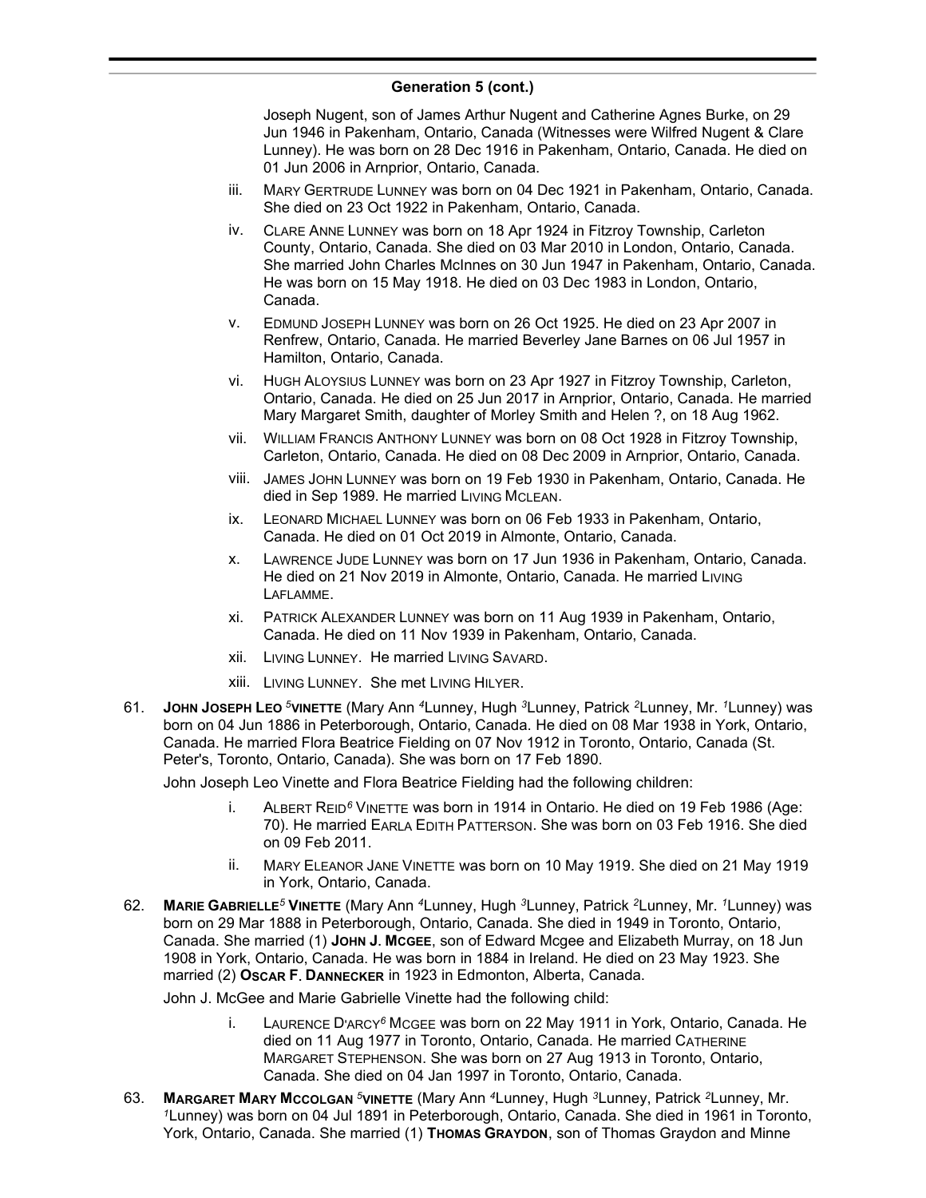## Generation 5 (cont.)

Joseph Nugent, son of James Arthur Nugent and Catherine Agnes Burke, on 29 Jun 1946 in Pakenham, Ontario, Canada (Witnesses were Wilfred Nugent & Clare Lunney). He was born on 28 Dec 1916 in Pakenham, Ontario, Canada. He died on 01 Jun 2006 in Arnprior, Ontario, Canada.

iii. Mary Gertrude Lunney was born on 04 Dec 1921 in Pakenham, Ontario, Canada. She died on 23 Oct 1922 in Pakenham, Ontario, Canada.

iv. Clare Anne Lunney was born on 18 Apr 1924 in Fitzroy Township, Carleton County, Ontario, Canada. She died on 03 Mar 2010 in London, Ontario, Canada. She married John Charles McInnes on 30 Jun 1947 in Pakenham, Ontario, Canada. He was born on 15 May 1918. He died on 03 Dec 1983 in London, Ontario, Canada.

v. Edmund Joseph Lunney was born on 26 Oct 1925. He died on 23 Apr 2007 in Renfrew, Ontario, Canada. He married Beverley Jane Barnes on 06 Jul 1957 in Hamilton, Ontario, Canada.

vi. Hugh Aloysius Lunney was born on 23 Apr 1927 in Fitzroy Township, Carleton, Ontario, Canada. He died on 25 Jun 2017 in Arnprior, Ontario, Canada. He married Mary Margaret Smith, daughter of Morley Smith and Helen ?, on 18 Aug 1962.

vii. William Francis Anthony Lunney was born on 08 Oct 1928 in Fitzroy Township, Carleton, Ontario, Canada. He died on 08 Dec 2009 in Arnprior, Ontario, Canada.

viii. James John Lunney was born on 19 Feb 1930 in Pakenham, Ontario, Canada. He died in Sep 1989. He married Living Mclean.

ix. Leonard Michael Lunney was born on 06 Feb 1933 in Pakenham, Ontario, Canada. He died on 01 Oct 2019 in Almonte, Ontario, Canada.

x. Lawrence Jude Lunney was born on 17 Jun 1936 in Pakenham, Ontario, Canada. He died on 21 Nov 2019 in Almonte, Ontario, Canada. He married Living Laflamme.

xi. Patrick Alexander Lunney was born on 11 Aug 1939 in Pakenham, Ontario, Canada. He died on 11 Nov 1939 in Pakenham, Ontario, Canada.

xii. Living Lunney. He married Living Savard.

xiii. Living Lunney. She met Living Hilyer.

61. **John Joseph Leo [5] Vinette** (Mary Ann [4]Lunney, Hugh [3]Lunney, Patrick [2]Lunney, Mr. [1]Lunney) was born on 04 Jun 1886 in Peterborough, Ontario, Canada. He died on 08 Mar 1938 in York, Ontario, Canada. He married Flora Beatrice Fielding on 07 Nov 1912 in Toronto, Ontario, Canada (St. Peter's, Toronto, Ontario, Canada). She was born on 17 Feb 1890.

John Joseph Leo Vinette and Flora Beatrice Fielding had the following children:

i. Albert Reid[6] Vinette was born in 1914 in Ontario. He died on 19 Feb 1986 (Age: 70). He married Earla Edith Patterson. She was born on 03 Feb 1916. She died on 09 Feb 2011.

ii. Mary Eleanor Jane Vinette was born on 10 May 1919. She died on 21 May 1919 in York, Ontario, Canada.

62. **Marie Gabrielle[5] Vinette** (Mary Ann [4]Lunney, Hugh [3]Lunney, Patrick [2]Lunney, Mr. [1]Lunney) was born on 29 Mar 1888 in Peterborough, Ontario, Canada. She died in 1949 in Toronto, Ontario, Canada. She married (1) **John J. Mcgee**, son of Edward Mcgee and Elizabeth Murray, on 18 Jun 1908 in York, Ontario, Canada. He was born in 1884 in Ireland. He died on 23 May 1923. She married (2) **Oscar F. Dannecker** in 1923 in Edmonton, Alberta, Canada.

John J. McGee and Marie Gabrielle Vinette had the following child:

i. Laurence D'arcy[6] Mcgee was born on 22 May 1911 in York, Ontario, Canada. He died on 11 Aug 1977 in Toronto, Ontario, Canada. He married Catherine Margaret Stephenson. She was born on 27 Aug 1913 in Toronto, Ontario, Canada. She died on 04 Jan 1997 in Toronto, Ontario, Canada.

63. **Margaret Mary Mccolgan [5] Vinette** (Mary Ann [4]Lunney, Hugh [3]Lunney, Patrick [2]Lunney, Mr. [1]Lunney) was born on 04 Jul 1891 in Peterborough, Ontario, Canada. She died in 1961 in Toronto, York, Ontario, Canada. She married (1) **Thomas Graydon**, son of Thomas Graydon and Minne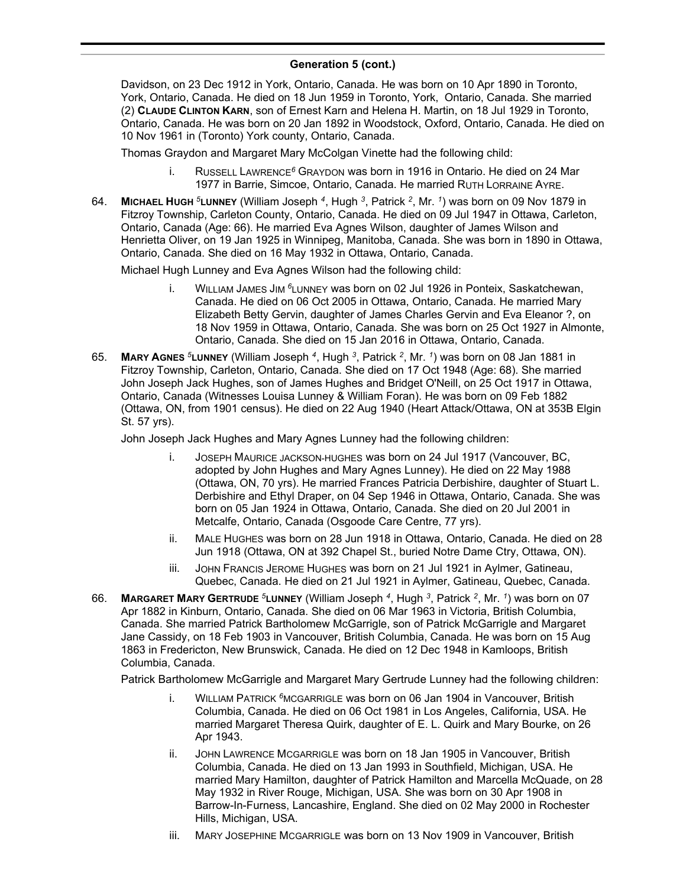## Generation 5 (cont.)

Davidson, on 23 Dec 1912 in York, Ontario, Canada. He was born on 10 Apr 1890 in Toronto, York, Ontario, Canada. He died on 18 Jun 1959 in Toronto, York, Ontario, Canada. She married (2) **Claude Clinton Karn**, son of Ernest Karn and Helena H. Martin, on 18 Jul 1929 in Toronto, Ontario, Canada. He was born on 20 Jan 1892 in Woodstock, Oxford, Ontario, Canada. He died on 10 Nov 1961 in (Toronto) York county, Ontario, Canada.

Thomas Graydon and Margaret Mary McColgan Vinette had the following child:

i. Russell Lawrence[6] Graydon was born in 1916 in Ontario. He died on 24 Mar 1977 in Barrie, Simcoe, Ontario, Canada. He married Ruth Lorraine Ayre.

64. **Michael Hugh [5]Lunney** (William Joseph [4], Hugh [3], Patrick [2], Mr. [1]) was born on 09 Nov 1879 in Fitzroy Township, Carleton County, Ontario, Canada. He died on 09 Jul 1947 in Ottawa, Carleton, Ontario, Canada (Age: 66). He married Eva Agnes Wilson, daughter of James Wilson and Henrietta Oliver, on 19 Jan 1925 in Winnipeg, Manitoba, Canada. She was born in 1890 in Ottawa, Ontario, Canada. She died on 16 May 1932 in Ottawa, Ontario, Canada.

Michael Hugh Lunney and Eva Agnes Wilson had the following child:

i. William James Jim [6]Lunney was born on 02 Jul 1926 in Ponteix, Saskatchewan, Canada. He died on 06 Oct 2005 in Ottawa, Ontario, Canada. He married Mary Elizabeth Betty Gervin, daughter of James Charles Gervin and Eva Eleanor ?, on 18 Nov 1959 in Ottawa, Ontario, Canada. She was born on 25 Oct 1927 in Almonte, Ontario, Canada. She died on 15 Jan 2016 in Ottawa, Ontario, Canada.

65. **Mary Agnes [5]Lunney** (William Joseph [4], Hugh [3], Patrick [2], Mr. [1]) was born on 08 Jan 1881 in Fitzroy Township, Carleton, Ontario, Canada. She died on 17 Oct 1948 (Age: 68). She married John Joseph Jack Hughes, son of James Hughes and Bridget O'Neill, on 25 Oct 1917 in Ottawa, Ontario, Canada (Witnesses Louisa Lunney & William Foran). He was born on 09 Feb 1882 (Ottawa, ON, from 1901 census). He died on 22 Aug 1940 (Heart Attack/Ottawa, ON at 353B Elgin St. 57 yrs).

John Joseph Jack Hughes and Mary Agnes Lunney had the following children:

i. Joseph Maurice jackson-hughes was born on 24 Jul 1917 (Vancouver, BC, adopted by John Hughes and Mary Agnes Lunney). He died on 22 May 1988 (Ottawa, ON, 70 yrs). He married Frances Patricia Derbishire, daughter of Stuart L. Derbishire and Ethyl Draper, on 04 Sep 1946 in Ottawa, Ontario, Canada. She was born on 05 Jan 1924 in Ottawa, Ontario, Canada. She died on 20 Jul 2001 in Metcalfe, Ontario, Canada (Osgoode Care Centre, 77 yrs).

ii. Male Hughes was born on 28 Jun 1918 in Ottawa, Ontario, Canada. He died on 28 Jun 1918 (Ottawa, ON at 392 Chapel St., buried Notre Dame Ctry, Ottawa, ON).

iii. John Francis Jerome Hughes was born on 21 Jul 1921 in Aylmer, Gatineau, Quebec, Canada. He died on 21 Jul 1921 in Aylmer, Gatineau, Quebec, Canada.

66. **Margaret Mary Gertrude [5]Lunney** (William Joseph [4], Hugh [3], Patrick [2], Mr. [1]) was born on 07 Apr 1882 in Kinburn, Ontario, Canada. She died on 06 Mar 1963 in Victoria, British Columbia, Canada. She married Patrick Bartholomew McGarrigle, son of Patrick McGarrigle and Margaret Jane Cassidy, on 18 Feb 1903 in Vancouver, British Columbia, Canada. He was born on 15 Aug 1863 in Fredericton, New Brunswick, Canada. He died on 12 Dec 1948 in Kamloops, British Columbia, Canada.

Patrick Bartholomew McGarrigle and Margaret Mary Gertrude Lunney had the following children:

i. William Patrick [6]McGarrigle was born on 06 Jan 1904 in Vancouver, British Columbia, Canada. He died on 06 Oct 1981 in Los Angeles, California, USA. He married Margaret Theresa Quirk, daughter of E. L. Quirk and Mary Bourke, on 26 Apr 1943.

ii. John Lawrence McGarrigle was born on 18 Jan 1905 in Vancouver, British Columbia, Canada. He died on 13 Jan 1993 in Southfield, Michigan, USA. He married Mary Hamilton, daughter of Patrick Hamilton and Marcella McQuade, on 28 May 1932 in River Rouge, Michigan, USA. She was born on 30 Apr 1908 in Barrow-In-Furness, Lancashire, England. She died on 02 May 2000 in Rochester Hills, Michigan, USA.

iii. Mary Josephine McGarrigle was born on 13 Nov 1909 in Vancouver, British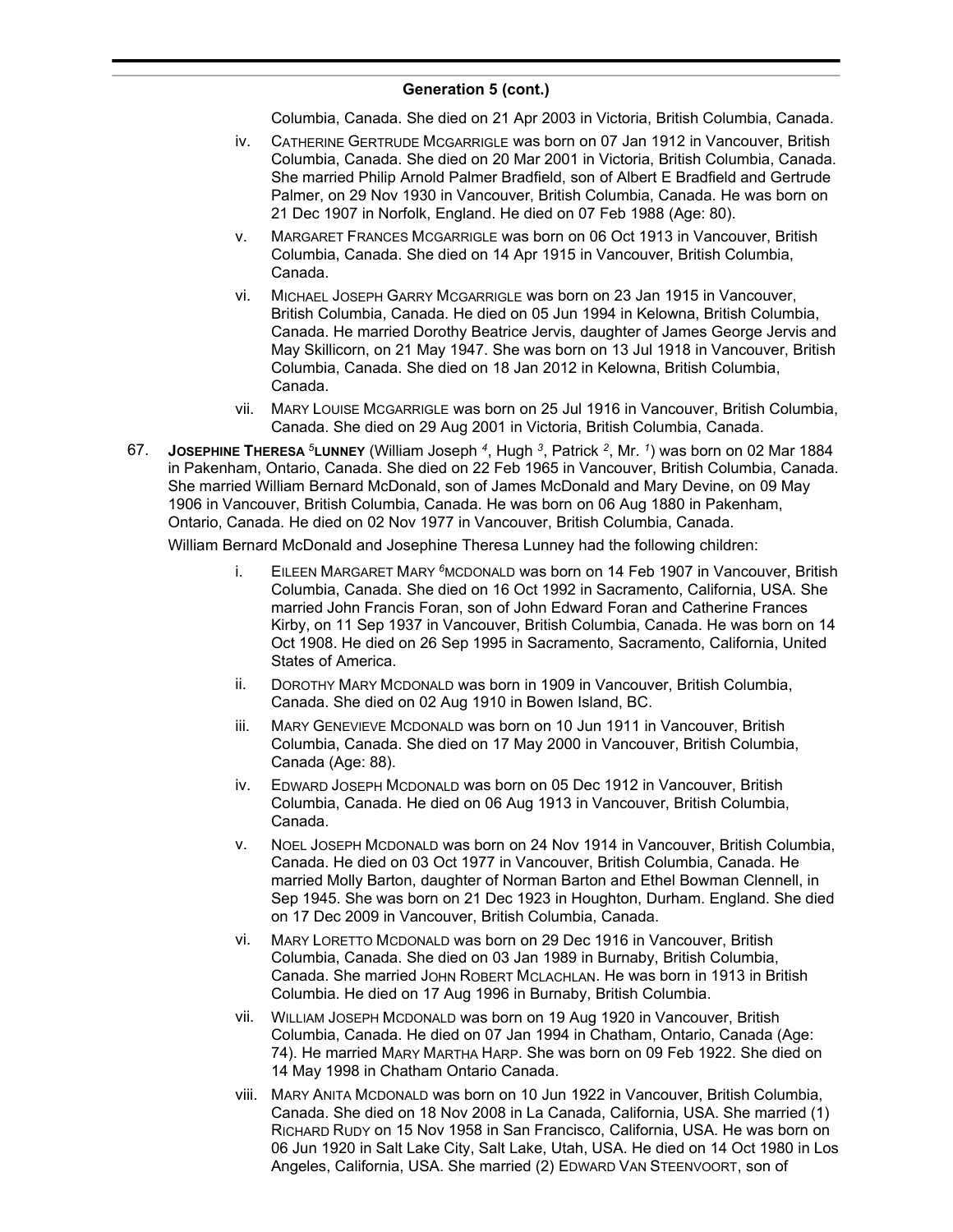## Generation 5 (cont.)

Columbia, Canada. She died on 21 Apr 2003 in Victoria, British Columbia, Canada.

- iv. CATHERINE GERTRUDE MCGARRIGLE was born on 07 Jan 1912 in Vancouver, British Columbia, Canada. She died on 20 Mar 2001 in Victoria, British Columbia, Canada. She married Philip Arnold Palmer Bradfield, son of Albert E Bradfield and Gertrude Palmer, on 29 Nov 1930 in Vancouver, British Columbia, Canada. He was born on 21 Dec 1907 in Norfolk, England. He died on 07 Feb 1988 (Age: 80).
- v. MARGARET FRANCES MCGARRIGLE was born on 06 Oct 1913 in Vancouver, British Columbia, Canada. She died on 14 Apr 1915 in Vancouver, British Columbia, Canada.
- vi. MICHAEL JOSEPH GARRY MCGARRIGLE was born on 23 Jan 1915 in Vancouver, British Columbia, Canada. He died on 05 Jun 1994 in Kelowna, British Columbia, Canada. He married Dorothy Beatrice Jervis, daughter of James George Jervis and May Skillicorn, on 21 May 1947. She was born on 13 Jul 1918 in Vancouver, British Columbia, Canada. She died on 18 Jan 2012 in Kelowna, British Columbia, Canada.
- vii. MARY LOUISE MCGARRIGLE was born on 25 Jul 1916 in Vancouver, British Columbia, Canada. She died on 29 Aug 2001 in Victoria, British Columbia, Canada.

67. **JOSEPHINE THERESA [5]LUNNEY** (William Joseph [4], Hugh [3], Patrick [2], Mr. [1]) was born on 02 Mar 1884 in Pakenham, Ontario, Canada. She died on 22 Feb 1965 in Vancouver, British Columbia, Canada. She married William Bernard McDonald, son of James McDonald and Mary Devine, on 09 May 1906 in Vancouver, British Columbia, Canada. He was born on 06 Aug 1880 in Pakenham, Ontario, Canada. He died on 02 Nov 1977 in Vancouver, British Columbia, Canada.

William Bernard McDonald and Josephine Theresa Lunney had the following children:

- i. EILEEN MARGARET MARY [6]MCDONALD was born on 14 Feb 1907 in Vancouver, British Columbia, Canada. She died on 16 Oct 1992 in Sacramento, California, USA. She married John Francis Foran, son of John Edward Foran and Catherine Frances Kirby, on 11 Sep 1937 in Vancouver, British Columbia, Canada. He was born on 14 Oct 1908. He died on 26 Sep 1995 in Sacramento, Sacramento, California, United States of America.
- ii. DOROTHY MARY MCDONALD was born in 1909 in Vancouver, British Columbia, Canada. She died on 02 Aug 1910 in Bowen Island, BC.
- iii. MARY GENEVIEVE MCDONALD was born on 10 Jun 1911 in Vancouver, British Columbia, Canada. She died on 17 May 2000 in Vancouver, British Columbia, Canada (Age: 88).
- iv. EDWARD JOSEPH MCDONALD was born on 05 Dec 1912 in Vancouver, British Columbia, Canada. He died on 06 Aug 1913 in Vancouver, British Columbia, Canada.
- v. NOEL JOSEPH MCDONALD was born on 24 Nov 1914 in Vancouver, British Columbia, Canada. He died on 03 Oct 1977 in Vancouver, British Columbia, Canada. He married Molly Barton, daughter of Norman Barton and Ethel Bowman Clennell, in Sep 1945. She was born on 21 Dec 1923 in Houghton, Durham. England. She died on 17 Dec 2009 in Vancouver, British Columbia, Canada.
- vi. MARY LORETTO MCDONALD was born on 29 Dec 1916 in Vancouver, British Columbia, Canada. She died on 03 Jan 1989 in Burnaby, British Columbia, Canada. She married JOHN ROBERT MCLACHLAN. He was born in 1913 in British Columbia. He died on 17 Aug 1996 in Burnaby, British Columbia.
- vii. WILLIAM JOSEPH MCDONALD was born on 19 Aug 1920 in Vancouver, British Columbia, Canada. He died on 07 Jan 1994 in Chatham, Ontario, Canada (Age: 74). He married MARY MARTHA HARP. She was born on 09 Feb 1922. She died on 14 May 1998 in Chatham Ontario Canada.
- viii. MARY ANITA MCDONALD was born on 10 Jun 1922 in Vancouver, British Columbia, Canada. She died on 18 Nov 2008 in La Canada, California, USA. She married (1) RICHARD RUDY on 15 Nov 1958 in San Francisco, California, USA. He was born on 06 Jun 1920 in Salt Lake City, Salt Lake, Utah, USA. He died on 14 Oct 1980 in Los Angeles, California, USA. She married (2) EDWARD VAN STEENVOORT, son of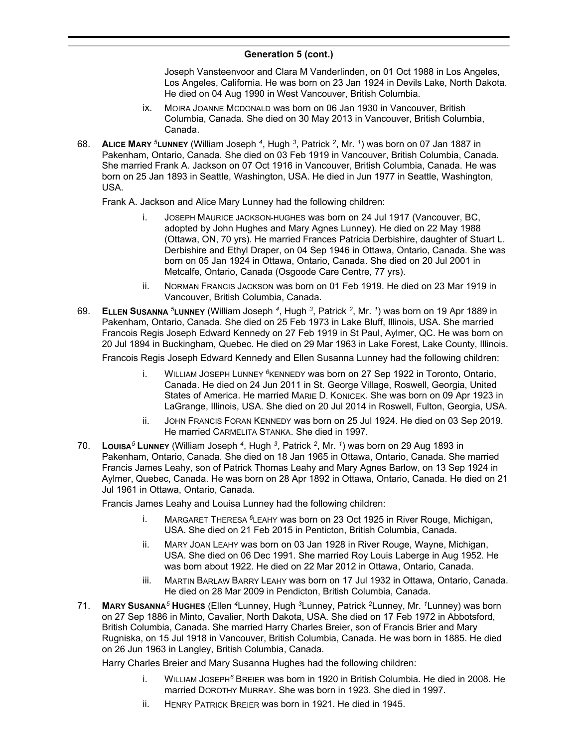## Generation 5 (cont.)

Joseph Vansteenvoor and Clara M Vanderlinden, on 01 Oct 1988 in Los Angeles, Los Angeles, California. He was born on 23 Jan 1924 in Devils Lake, North Dakota. He died on 04 Aug 1990 in West Vancouver, British Columbia.

ix. MOIRA JOANNE MCDONALD was born on 06 Jan 1930 in Vancouver, British Columbia, Canada. She died on 30 May 2013 in Vancouver, British Columbia, Canada.

68. **ALICE MARY [5]LUNNEY** (William Joseph [4], Hugh [3], Patrick [2], Mr. [1]) was born on 07 Jan 1887 in Pakenham, Ontario, Canada. She died on 03 Feb 1919 in Vancouver, British Columbia, Canada. She married Frank A. Jackson on 07 Oct 1916 in Vancouver, British Columbia, Canada. He was born on 25 Jan 1893 in Seattle, Washington, USA. He died in Jun 1977 in Seattle, Washington, USA.

Frank A. Jackson and Alice Mary Lunney had the following children:

i. JOSEPH MAURICE JACKSON-HUGHES was born on 24 Jul 1917 (Vancouver, BC, adopted by John Hughes and Mary Agnes Lunney). He died on 22 May 1988 (Ottawa, ON, 70 yrs). He married Frances Patricia Derbishire, daughter of Stuart L. Derbishire and Ethyl Draper, on 04 Sep 1946 in Ottawa, Ontario, Canada. She was born on 05 Jan 1924 in Ottawa, Ontario, Canada. She died on 20 Jul 2001 in Metcalfe, Ontario, Canada (Osgoode Care Centre, 77 yrs).

ii. NORMAN FRANCIS JACKSON was born on 01 Feb 1919. He died on 23 Mar 1919 in Vancouver, British Columbia, Canada.

69. **ELLEN SUSANNA [5]LUNNEY** (William Joseph [4], Hugh [3], Patrick [2], Mr. [1]) was born on 19 Apr 1889 in Pakenham, Ontario, Canada. She died on 25 Feb 1973 in Lake Bluff, Illinois, USA. She married Francois Regis Joseph Edward Kennedy on 27 Feb 1919 in St Paul, Aylmer, QC. He was born on 20 Jul 1894 in Buckingham, Quebec. He died on 29 Mar 1963 in Lake Forest, Lake County, Illinois.

Francois Regis Joseph Edward Kennedy and Ellen Susanna Lunney had the following children:

i. WILLIAM JOSEPH LUNNEY [6]KENNEDY was born on 27 Sep 1922 in Toronto, Ontario, Canada. He died on 24 Jun 2011 in St. George Village, Roswell, Georgia, United States of America. He married MARIE D. KONICEK. She was born on 09 Apr 1923 in LaGrange, Illinois, USA. She died on 20 Jul 2014 in Roswell, Fulton, Georgia, USA.

ii. JOHN FRANCIS FORAN KENNEDY was born on 25 Jul 1924. He died on 03 Sep 2019. He married CARMELITA STANKA. She died in 1997.

70. **LOUISA[5] LUNNEY** (William Joseph [4], Hugh [3], Patrick [2], Mr. [1]) was born on 29 Aug 1893 in Pakenham, Ontario, Canada. She died on 18 Jan 1965 in Ottawa, Ontario, Canada. She married Francis James Leahy, son of Patrick Thomas Leahy and Mary Agnes Barlow, on 13 Sep 1924 in Aylmer, Quebec, Canada. He was born on 28 Apr 1892 in Ottawa, Ontario, Canada. He died on 21 Jul 1961 in Ottawa, Ontario, Canada.

Francis James Leahy and Louisa Lunney had the following children:

i. MARGARET THERESA [6]LEAHY was born on 23 Oct 1925 in River Rouge, Michigan, USA. She died on 21 Feb 2015 in Penticton, British Columbia, Canada.

ii. MARY JOAN LEAHY was born on 03 Jan 1928 in River Rouge, Wayne, Michigan, USA. She died on 06 Dec 1991. She married Roy Louis Laberge in Aug 1952. He was born about 1922. He died on 22 Mar 2012 in Ottawa, Ontario, Canada.

iii. MARTIN BARLAW BARRY LEAHY was born on 17 Jul 1932 in Ottawa, Ontario, Canada. He died on 28 Mar 2009 in Pendicton, British Columbia, Canada.

71. **MARY SUSANNA[5] HUGHES** (Ellen [4]Lunney, Hugh [3]Lunney, Patrick [2]Lunney, Mr. [1]Lunney) was born on 27 Sep 1886 in Minto, Cavalier, North Dakota, USA. She died on 17 Feb 1972 in Abbotsford, British Columbia, Canada. She married Harry Charles Breier, son of Francis Brier and Mary Rugniska, on 15 Jul 1918 in Vancouver, British Columbia, Canada. He was born in 1885. He died on 26 Jun 1963 in Langley, British Columbia, Canada.

Harry Charles Breier and Mary Susanna Hughes had the following children:

i. WILLIAM JOSEPH[6] BREIER was born in 1920 in British Columbia. He died in 2008. He married DOROTHY MURRAY. She was born in 1923. She died in 1997.

ii. HENRY PATRICK BREIER was born in 1921. He died in 1945.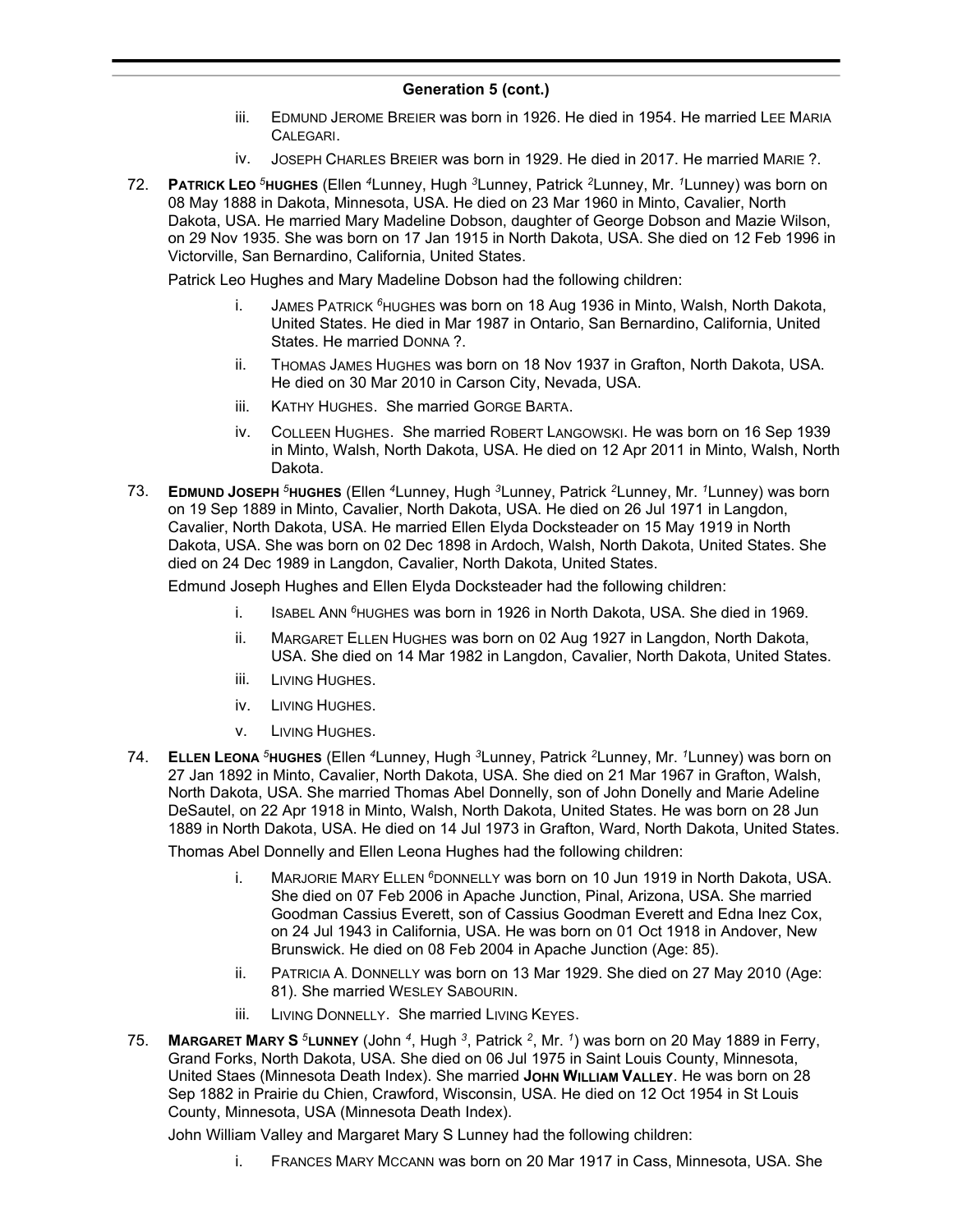## Generation 5 (cont.)

iii. EDMUND JEROME BREIER was born in 1926. He died in 1954. He married LEE MARIA CALEGARI.

iv. JOSEPH CHARLES BREIER was born in 1929. He died in 2017. He married MARIE ?.

72. **PATRICK LEO [5]HUGHES** (Ellen [4]Lunney, Hugh [3]Lunney, Patrick [2]Lunney, Mr. [1]Lunney) was born on 08 May 1888 in Dakota, Minnesota, USA. He died on 23 Mar 1960 in Minto, Cavalier, North Dakota, USA. He married Mary Madeline Dobson, daughter of George Dobson and Mazie Wilson, on 29 Nov 1935. She was born on 17 Jan 1915 in North Dakota, USA. She died on 12 Feb 1996 in Victorville, San Bernardino, California, United States.

Patrick Leo Hughes and Mary Madeline Dobson had the following children:

i. JAMES PATRICK [6]HUGHES was born on 18 Aug 1936 in Minto, Walsh, North Dakota, United States. He died in Mar 1987 in Ontario, San Bernardino, California, United States. He married DONNA ?.

ii. THOMAS JAMES HUGHES was born on 18 Nov 1937 in Grafton, North Dakota, USA. He died on 30 Mar 2010 in Carson City, Nevada, USA.

iii. KATHY HUGHES. She married GORGE BARTA.

iv. COLLEEN HUGHES. She married ROBERT LANGOWSKI. He was born on 16 Sep 1939 in Minto, Walsh, North Dakota, USA. He died on 12 Apr 2011 in Minto, Walsh, North Dakota.

73. **EDMUND JOSEPH [5]HUGHES** (Ellen [4]Lunney, Hugh [3]Lunney, Patrick [2]Lunney, Mr. [1]Lunney) was born on 19 Sep 1889 in Minto, Cavalier, North Dakota, USA. He died on 26 Jul 1971 in Langdon, Cavalier, North Dakota, USA. He married Ellen Elyda Docksteader on 15 May 1919 in North Dakota, USA. She was born on 02 Dec 1898 in Ardoch, Walsh, North Dakota, United States. She died on 24 Dec 1989 in Langdon, Cavalier, North Dakota, United States.

Edmund Joseph Hughes and Ellen Elyda Docksteader had the following children:

i. ISABEL ANN [6]HUGHES was born in 1926 in North Dakota, USA. She died in 1969.

ii. MARGARET ELLEN HUGHES was born on 02 Aug 1927 in Langdon, North Dakota, USA. She died on 14 Mar 1982 in Langdon, Cavalier, North Dakota, United States.

iii. LIVING HUGHES.

iv. LIVING HUGHES.

v. LIVING HUGHES.

74. **ELLEN LEONA [5]HUGHES** (Ellen [4]Lunney, Hugh [3]Lunney, Patrick [2]Lunney, Mr. [1]Lunney) was born on 27 Jan 1892 in Minto, Cavalier, North Dakota, USA. She died on 21 Mar 1967 in Grafton, Walsh, North Dakota, USA. She married Thomas Abel Donnelly, son of John Donelly and Marie Adeline DeSautel, on 22 Apr 1918 in Minto, Walsh, North Dakota, United States. He was born on 28 Jun 1889 in North Dakota, USA. He died on 14 Jul 1973 in Grafton, Ward, North Dakota, United States.

Thomas Abel Donnelly and Ellen Leona Hughes had the following children:

i. MARJORIE MARY ELLEN [6]DONNELLY was born on 10 Jun 1919 in North Dakota, USA. She died on 07 Feb 2006 in Apache Junction, Pinal, Arizona, USA. She married Goodman Cassius Everett, son of Cassius Goodman Everett and Edna Inez Cox, on 24 Jul 1943 in California, USA. He was born on 01 Oct 1918 in Andover, New Brunswick. He died on 08 Feb 2004 in Apache Junction (Age: 85).

ii. PATRICIA A. DONNELLY was born on 13 Mar 1929. She died on 27 May 2010 (Age: 81). She married WESLEY SABOURIN.

iii. LIVING DONNELLY. She married LIVING KEYES.

75. **MARGARET MARY S [5]LUNNEY** (John [4], Hugh [3], Patrick [2], Mr. [1]) was born on 20 May 1889 in Ferry, Grand Forks, North Dakota, USA. She died on 06 Jul 1975 in Saint Louis County, Minnesota, United Staes (Minnesota Death Index). She married **JOHN WILLIAM VALLEY**. He was born on 28 Sep 1882 in Prairie du Chien, Crawford, Wisconsin, USA. He died on 12 Oct 1954 in St Louis County, Minnesota, USA (Minnesota Death Index).

John William Valley and Margaret Mary S Lunney had the following children:

i. FRANCES MARY MCCANN was born on 20 Mar 1917 in Cass, Minnesota, USA. She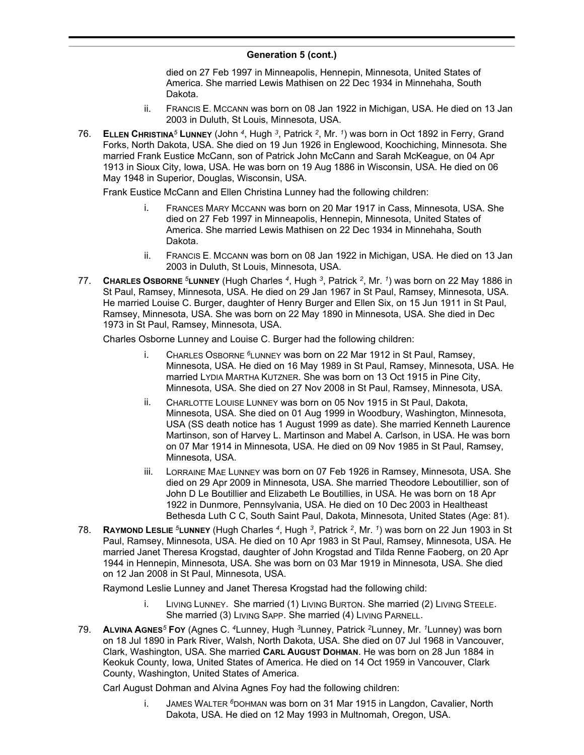## Generation 5 (cont.)

died on 27 Feb 1997 in Minneapolis, Hennepin, Minnesota, United States of America. She married Lewis Mathisen on 22 Dec 1934 in Minnehaha, South Dakota.

ii. FRANCIS E. MCCANN was born on 08 Jan 1922 in Michigan, USA. He died on 13 Jan 2003 in Duluth, St Louis, Minnesota, USA.

76. **ELLEN CHRISTINA**[5] **LUNNEY** (John [4], Hugh [3], Patrick [2], Mr. [1]) was born in Oct 1892 in Ferry, Grand Forks, North Dakota, USA. She died on 19 Jun 1926 in Englewood, Koochiching, Minnesota. She married Frank Eustice McCann, son of Patrick John McCann and Sarah McKeague, on 04 Apr 1913 in Sioux City, Iowa, USA. He was born on 19 Aug 1886 in Wisconsin, USA. He died on 06 May 1948 in Superior, Douglas, Wisconsin, USA.

Frank Eustice McCann and Ellen Christina Lunney had the following children:

i. FRANCES MARY MCCANN was born on 20 Mar 1917 in Cass, Minnesota, USA. She died on 27 Feb 1997 in Minneapolis, Hennepin, Minnesota, United States of America. She married Lewis Mathisen on 22 Dec 1934 in Minnehaha, South Dakota.

ii. FRANCIS E. MCCANN was born on 08 Jan 1922 in Michigan, USA. He died on 13 Jan 2003 in Duluth, St Louis, Minnesota, USA.

77. **CHARLES OSBORNE** [5]**LUNNEY** (Hugh Charles [4], Hugh [3], Patrick [2], Mr. [1]) was born on 22 May 1886 in St Paul, Ramsey, Minnesota, USA. He died on 29 Jan 1967 in St Paul, Ramsey, Minnesota, USA. He married Louise C. Burger, daughter of Henry Burger and Ellen Six, on 15 Jun 1911 in St Paul, Ramsey, Minnesota, USA. She was born on 22 May 1890 in Minnesota, USA. She died in Dec 1973 in St Paul, Ramsey, Minnesota, USA.

Charles Osborne Lunney and Louise C. Burger had the following children:

i. CHARLES OSBORNE [6]LUNNEY was born on 22 Mar 1912 in St Paul, Ramsey, Minnesota, USA. He died on 16 May 1989 in St Paul, Ramsey, Minnesota, USA. He married LYDIA MARTHA KUTZNER. She was born on 13 Oct 1915 in Pine City, Minnesota, USA. She died on 27 Nov 2008 in St Paul, Ramsey, Minnesota, USA.

ii. CHARLOTTE LOUISE LUNNEY was born on 05 Nov 1915 in St Paul, Dakota, Minnesota, USA. She died on 01 Aug 1999 in Woodbury, Washington, Minnesota, USA (SS death notice has 1 August 1999 as date). She married Kenneth Laurence Martinson, son of Harvey L. Martinson and Mabel A. Carlson, in USA. He was born on 07 Mar 1914 in Minnesota, USA. He died on 09 Nov 1985 in St Paul, Ramsey, Minnesota, USA.

iii. LORRAINE MAE LUNNEY was born on 07 Feb 1926 in Ramsey, Minnesota, USA. She died on 29 Apr 2009 in Minnesota, USA. She married Theodore Leboutillier, son of John D Le Boutillier and Elizabeth Le Boutillies, in USA. He was born on 18 Apr 1922 in Dunmore, Pennsylvania, USA. He died on 10 Dec 2003 in Healtheast Bethesda Luth C C, South Saint Paul, Dakota, Minnesota, United States (Age: 81).

78. **RAYMOND LESLIE** [5]**LUNNEY** (Hugh Charles [4], Hugh [3], Patrick [2], Mr. [1]) was born on 22 Jun 1903 in St Paul, Ramsey, Minnesota, USA. He died on 10 Apr 1983 in St Paul, Ramsey, Minnesota, USA. He married Janet Theresa Krogstad, daughter of John Krogstad and Tilda Renne Faoberg, on 20 Apr 1944 in Hennepin, Minnesota, USA. She was born on 03 Mar 1919 in Minnesota, USA. She died on 12 Jan 2008 in St Paul, Minnesota, USA.

Raymond Leslie Lunney and Janet Theresa Krogstad had the following child:

i. LIVING LUNNEY. She married (1) LIVING BURTON. She married (2) LIVING STEELE. She married (3) LIVING SAPP. She married (4) LIVING PARNELL.

79. **ALVINA AGNES**[5] **FOY** (Agnes C. [4]Lunney, Hugh [3]Lunney, Patrick [2]Lunney, Mr. [1]Lunney) was born on 18 Jul 1890 in Park River, Walsh, North Dakota, USA. She died on 07 Jul 1968 in Vancouver, Clark, Washington, USA. She married **CARL AUGUST DOHMAN**. He was born on 28 Jun 1884 in Keokuk County, Iowa, United States of America. He died on 14 Oct 1959 in Vancouver, Clark County, Washington, United States of America.

Carl August Dohman and Alvina Agnes Foy had the following children:

i. JAMES WALTER [6]DOHMAN was born on 31 Mar 1915 in Langdon, Cavalier, North Dakota, USA. He died on 12 May 1993 in Multnomah, Oregon, USA.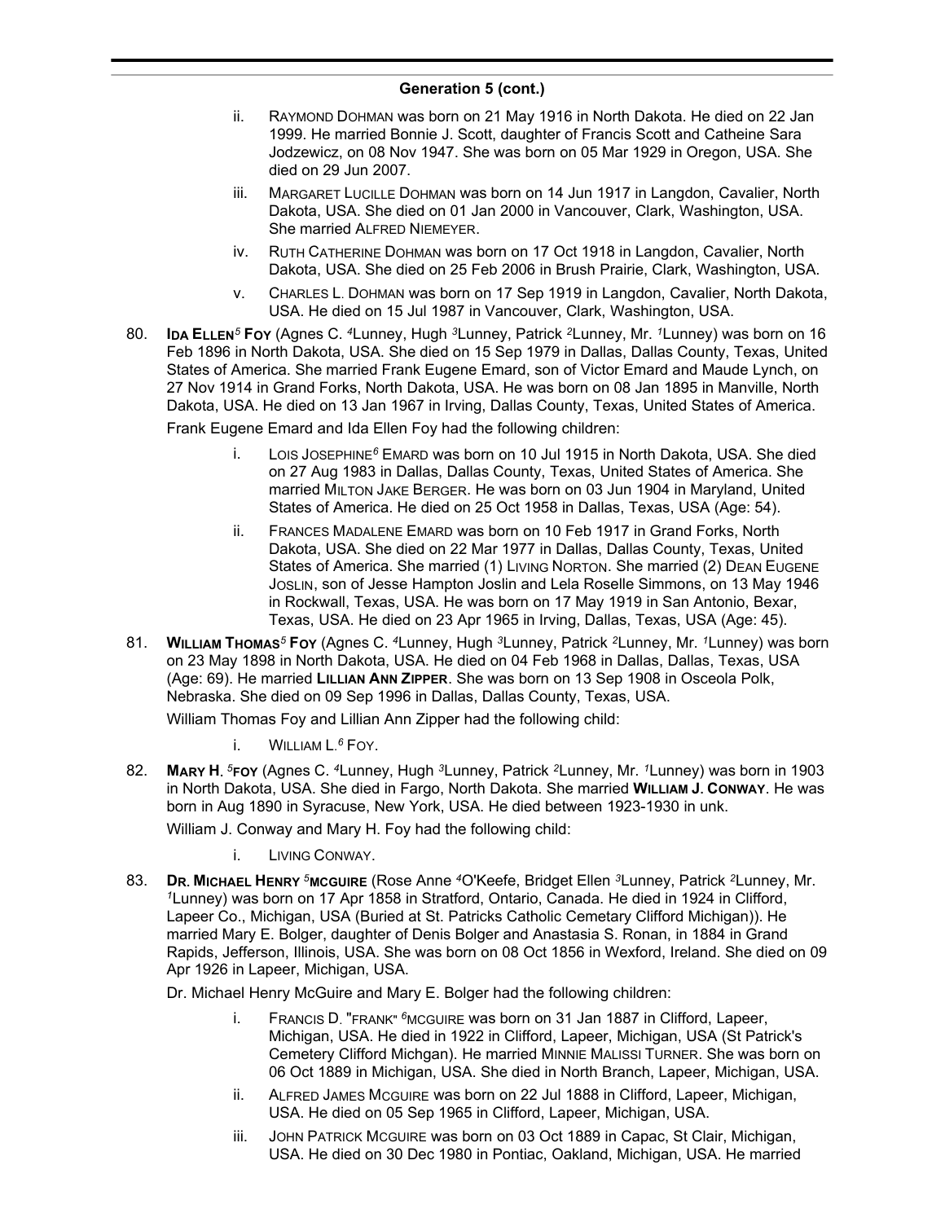## Generation 5 (cont.)

- ii. RAYMOND DOHMAN was born on 21 May 1916 in North Dakota. He died on 22 Jan 1999. He married Bonnie J. Scott, daughter of Francis Scott and Catheine Sara Jodzewicz, on 08 Nov 1947. She was born on 05 Mar 1929 in Oregon, USA. She died on 29 Jun 2007.
- iii. MARGARET LUCILLE DOHMAN was born on 14 Jun 1917 in Langdon, Cavalier, North Dakota, USA. She died on 01 Jan 2000 in Vancouver, Clark, Washington, USA. She married ALFRED NIEMEYER.
- iv. RUTH CATHERINE DOHMAN was born on 17 Oct 1918 in Langdon, Cavalier, North Dakota, USA. She died on 25 Feb 2006 in Brush Prairie, Clark, Washington, USA.
- v. CHARLES L. DOHMAN was born on 17 Sep 1919 in Langdon, Cavalier, North Dakota, USA. He died on 15 Jul 1987 in Vancouver, Clark, Washington, USA.

80. **IDA ELLEN**[5] **FOY** (Agnes C. [4]Lunney, Hugh [3]Lunney, Patrick [2]Lunney, Mr. [1]Lunney) was born on 16 Feb 1896 in North Dakota, USA. She died on 15 Sep 1979 in Dallas, Dallas County, Texas, United States of America. She married Frank Eugene Emard, son of Victor Emard and Maude Lynch, on 27 Nov 1914 in Grand Forks, North Dakota, USA. He was born on 08 Jan 1895 in Manville, North Dakota, USA. He died on 13 Jan 1967 in Irving, Dallas County, Texas, United States of America.

    Frank Eugene Emard and Ida Ellen Foy had the following children:

    - i. LOIS JOSEPHINE[6] EMARD was born on 10 Jul 1915 in North Dakota, USA. She died on 27 Aug 1983 in Dallas, Dallas County, Texas, United States of America. She married MILTON JAKE BERGER. He was born on 03 Jun 1904 in Maryland, United States of America. He died on 25 Oct 1958 in Dallas, Texas, USA (Age: 54).
    - ii. FRANCES MADALENE EMARD was born on 10 Feb 1917 in Grand Forks, North Dakota, USA. She died on 22 Mar 1977 in Dallas, Dallas County, Texas, United States of America. She married (1) LIVING NORTON. She married (2) DEAN EUGENE JOSLIN, son of Jesse Hampton Joslin and Lela Roselle Simmons, on 13 May 1946 in Rockwall, Texas, USA. He was born on 17 May 1919 in San Antonio, Bexar, Texas, USA. He died on 23 Apr 1965 in Irving, Dallas, Texas, USA (Age: 45).

81. **WILLIAM THOMAS**[5] **FOY** (Agnes C. [4]Lunney, Hugh [3]Lunney, Patrick [2]Lunney, Mr. [1]Lunney) was born on 23 May 1898 in North Dakota, USA. He died on 04 Feb 1968 in Dallas, Dallas, Texas, USA (Age: 69). He married **LILLIAN ANN ZIPPER**. She was born on 13 Sep 1908 in Osceola Polk, Nebraska. She died on 09 Sep 1996 in Dallas, Dallas County, Texas, USA.

    William Thomas Foy and Lillian Ann Zipper had the following child:

    - i. WILLIAM L.[6] FOY.

82. **MARY H**. [5]**FOY** (Agnes C. [4]Lunney, Hugh [3]Lunney, Patrick [2]Lunney, Mr. [1]Lunney) was born in 1903 in North Dakota, USA. She died in Fargo, North Dakota. She married **WILLIAM J**. **CONWAY**. He was born in Aug 1890 in Syracuse, New York, USA. He died between 1923-1930 in unk.

    William J. Conway and Mary H. Foy had the following child:

    - i. LIVING CONWAY.

83. **DR**. **MICHAEL HENRY** [5]**MCGUIRE** (Rose Anne [4]O'Keefe, Bridget Ellen [3]Lunney, Patrick [2]Lunney, Mr. [1]Lunney) was born on 17 Apr 1858 in Stratford, Ontario, Canada. He died in 1924 in Clifford, Lapeer Co., Michigan, USA (Buried at St. Patricks Catholic Cemetary Clifford Michigan)). He married Mary E. Bolger, daughter of Denis Bolger and Anastasia S. Ronan, in 1884 in Grand Rapids, Jefferson, Illinois, USA. She was born on 08 Oct 1856 in Wexford, Ireland. She died on 09 Apr 1926 in Lapeer, Michigan, USA.

    Dr. Michael Henry McGuire and Mary E. Bolger had the following children:

    - i. FRANCIS D. "FRANK" [6]MCGUIRE was born on 31 Jan 1887 in Clifford, Lapeer, Michigan, USA. He died in 1922 in Clifford, Lapeer, Michigan, USA (St Patrick's Cemetery Clifford Michgan). He married MINNIE MALISSI TURNER. She was born on 06 Oct 1889 in Michigan, USA. She died in North Branch, Lapeer, Michigan, USA.
    - ii. ALFRED JAMES MCGUIRE was born on 22 Jul 1888 in Clifford, Lapeer, Michigan, USA. He died on 05 Sep 1965 in Clifford, Lapeer, Michigan, USA.
    - iii. JOHN PATRICK MCGUIRE was born on 03 Oct 1889 in Capac, St Clair, Michigan, USA. He died on 30 Dec 1980 in Pontiac, Oakland, Michigan, USA. He married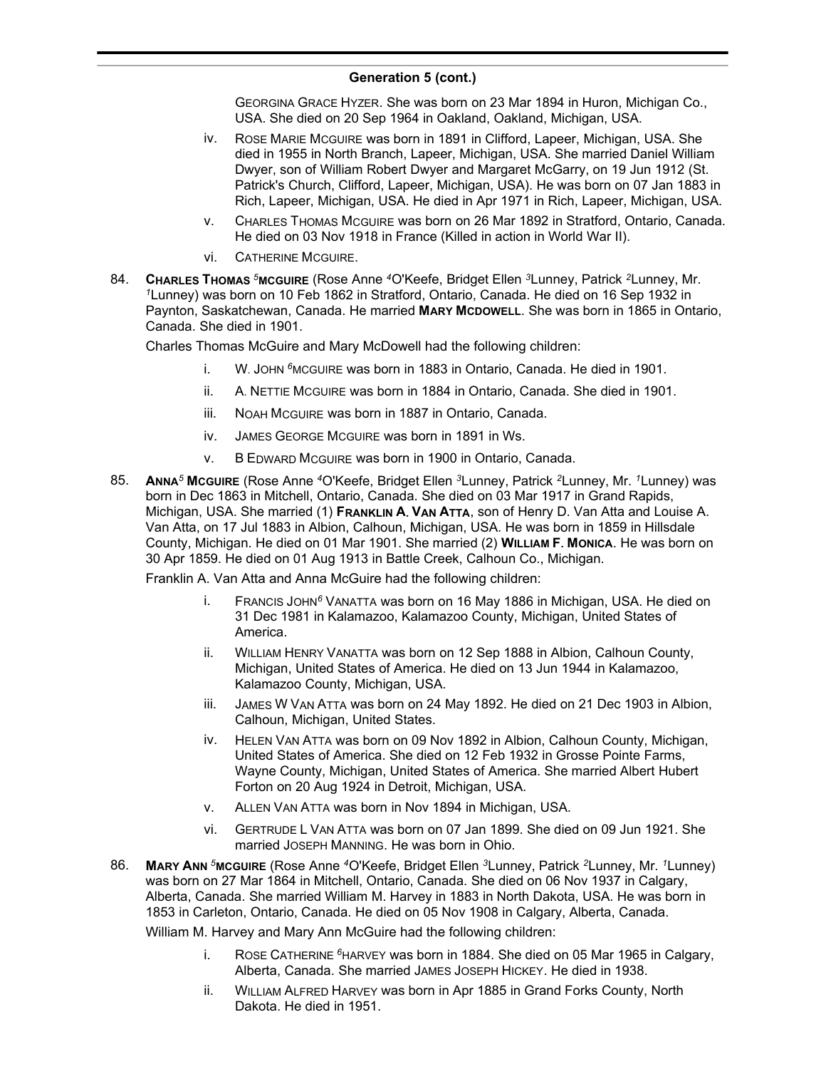## Generation 5 (cont.)

GEORGINA GRACE HYZER. She was born on 23 Mar 1894 in Huron, Michigan Co., USA. She died on 20 Sep 1964 in Oakland, Oakland, Michigan, USA.

iv. ROSE MARIE MCGUIRE was born in 1891 in Clifford, Lapeer, Michigan, USA. She died in 1955 in North Branch, Lapeer, Michigan, USA. She married Daniel William Dwyer, son of William Robert Dwyer and Margaret McGarry, on 19 Jun 1912 (St. Patrick's Church, Clifford, Lapeer, Michigan, USA). He was born on 07 Jan 1883 in Rich, Lapeer, Michigan, USA. He died in Apr 1971 in Rich, Lapeer, Michigan, USA.

v. CHARLES THOMAS MCGUIRE was born on 26 Mar 1892 in Stratford, Ontario, Canada. He died on 03 Nov 1918 in France (Killed in action in World War II).

vi. CATHERINE MCGUIRE.

84. **CHARLES THOMAS $^5$MCGUIRE** (Rose Anne $^4$O'Keefe, Bridget Ellen $^3$Lunney, Patrick $^2$Lunney, Mr. $^1$Lunney) was born on 10 Feb 1862 in Stratford, Ontario, Canada. He died on 16 Sep 1932 in Paynton, Saskatchewan, Canada. He married **MARY MCDOWELL**. She was born in 1865 in Ontario, Canada. She died in 1901.

Charles Thomas McGuire and Mary McDowell had the following children:

i. W. JOHN $^6$MCGUIRE was born in 1883 in Ontario, Canada. He died in 1901.

ii. A. NETTIE MCGUIRE was born in 1884 in Ontario, Canada. She died in 1901.

iii. NOAH MCGUIRE was born in 1887 in Ontario, Canada.

iv. JAMES GEORGE MCGUIRE was born in 1891 in Ws.

v. B EDWARD MCGUIRE was born in 1900 in Ontario, Canada.

85. **ANNA$^5$ MCGUIRE** (Rose Anne $^4$O'Keefe, Bridget Ellen $^3$Lunney, Patrick $^2$Lunney, Mr. $^1$Lunney) was born in Dec 1863 in Mitchell, Ontario, Canada. She died on 03 Mar 1917 in Grand Rapids, Michigan, USA. She married (1) **FRANKLIN A. VAN ATTA**, son of Henry D. Van Atta and Louise A. Van Atta, on 17 Jul 1883 in Albion, Calhoun, Michigan, USA. He was born in 1859 in Hillsdale County, Michigan. He died on 01 Mar 1901. She married (2) **WILLIAM F. MONICA**. He was born on 30 Apr 1859. He died on 01 Aug 1913 in Battle Creek, Calhoun Co., Michigan.

Franklin A. Van Atta and Anna McGuire had the following children:

i. FRANCIS JOHN$^6$ VANATTA was born on 16 May 1886 in Michigan, USA. He died on 31 Dec 1981 in Kalamazoo, Kalamazoo County, Michigan, United States of America.

ii. WILLIAM HENRY VANATTA was born on 12 Sep 1888 in Albion, Calhoun County, Michigan, United States of America. He died on 13 Jun 1944 in Kalamazoo, Kalamazoo County, Michigan, USA.

iii. JAMES W VAN ATTA was born on 24 May 1892. He died on 21 Dec 1903 in Albion, Calhoun, Michigan, United States.

iv. HELEN VAN ATTA was born on 09 Nov 1892 in Albion, Calhoun County, Michigan, United States of America. She died on 12 Feb 1932 in Grosse Pointe Farms, Wayne County, Michigan, United States of America. She married Albert Hubert Forton on 20 Aug 1924 in Detroit, Michigan, USA.

v. ALLEN VAN ATTA was born in Nov 1894 in Michigan, USA.

vi. GERTRUDE L VAN ATTA was born on 07 Jan 1899. She died on 09 Jun 1921. She married JOSEPH MANNING. He was born in Ohio.

86. **MARY ANN $^5$MCGUIRE** (Rose Anne $^4$O'Keefe, Bridget Ellen $^3$Lunney, Patrick $^2$Lunney, Mr. $^1$Lunney) was born on 27 Mar 1864 in Mitchell, Ontario, Canada. She died on 06 Nov 1937 in Calgary, Alberta, Canada. She married William M. Harvey in 1883 in North Dakota, USA. He was born in 1853 in Carleton, Ontario, Canada. He died on 05 Nov 1908 in Calgary, Alberta, Canada.

William M. Harvey and Mary Ann McGuire had the following children:

i. ROSE CATHERINE $^6$HARVEY was born in 1884. She died on 05 Mar 1965 in Calgary, Alberta, Canada. She married JAMES JOSEPH HICKEY. He died in 1938.

ii. WILLIAM ALFRED HARVEY was born in Apr 1885 in Grand Forks County, North Dakota. He died in 1951.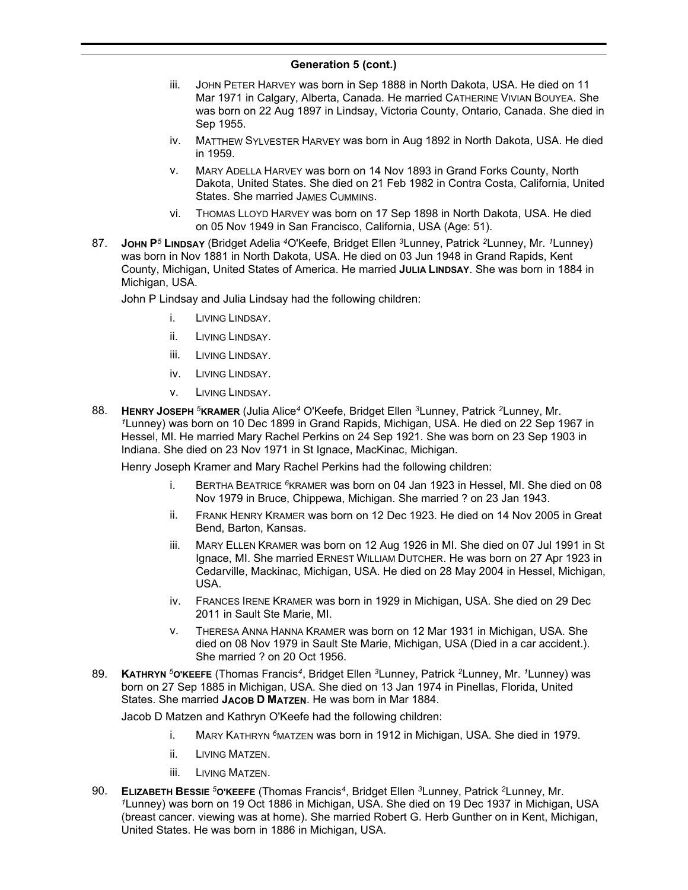## Generation 5 (cont.)

iii. JOHN PETER HARVEY was born in Sep 1888 in North Dakota, USA. He died on 11 Mar 1971 in Calgary, Alberta, Canada. He married CATHERINE VIVIAN BOUYEA. She was born on 22 Aug 1897 in Lindsay, Victoria County, Ontario, Canada. She died in Sep 1955.

iv. MATTHEW SYLVESTER HARVEY was born in Aug 1892 in North Dakota, USA. He died in 1959.

v. MARY ADELLA HARVEY was born on 14 Nov 1893 in Grand Forks County, North Dakota, United States. She died on 21 Feb 1982 in Contra Costa, California, United States. She married JAMES CUMMINS.

vi. THOMAS LLOYD HARVEY was born on 17 Sep 1898 in North Dakota, USA. He died on 05 Nov 1949 in San Francisco, California, USA (Age: 51).

87. **JOHN P**[5] **LINDSAY** (Bridget Adelia [4]O'Keefe, Bridget Ellen [3]Lunney, Patrick [2]Lunney, Mr. [1]Lunney) was born in Nov 1881 in North Dakota, USA. He died on 03 Jun 1948 in Grand Rapids, Kent County, Michigan, United States of America. He married **JULIA LINDSAY**. She was born in 1884 in Michigan, USA.

John P Lindsay and Julia Lindsay had the following children:

i. LIVING LINDSAY.

ii. LIVING LINDSAY.

iii. LIVING LINDSAY.

iv. LIVING LINDSAY.

v. LIVING LINDSAY.

88. **HENRY JOSEPH** [5]**KRAMER** (Julia Alice[4] O'Keefe, Bridget Ellen [3]Lunney, Patrick [2]Lunney, Mr. [1]Lunney) was born on 10 Dec 1899 in Grand Rapids, Michigan, USA. He died on 22 Sep 1967 in Hessel, MI. He married Mary Rachel Perkins on 24 Sep 1921. She was born on 23 Sep 1903 in Indiana. She died on 23 Nov 1971 in St Ignace, MacKinac, Michigan.

Henry Joseph Kramer and Mary Rachel Perkins had the following children:

i. BERTHA BEATRICE [6]KRAMER was born on 04 Jan 1923 in Hessel, MI. She died on 08 Nov 1979 in Bruce, Chippewa, Michigan. She married ? on 23 Jan 1943.

ii. FRANK HENRY KRAMER was born on 12 Dec 1923. He died on 14 Nov 2005 in Great Bend, Barton, Kansas.

iii. MARY ELLEN KRAMER was born on 12 Aug 1926 in MI. She died on 07 Jul 1991 in St Ignace, MI. She married ERNEST WILLIAM DUTCHER. He was born on 27 Apr 1923 in Cedarville, Mackinac, Michigan, USA. He died on 28 May 2004 in Hessel, Michigan, USA.

iv. FRANCES IRENE KRAMER was born in 1929 in Michigan, USA. She died on 29 Dec 2011 in Sault Ste Marie, MI.

v. THERESA ANNA HANNA KRAMER was born on 12 Mar 1931 in Michigan, USA. She died on 08 Nov 1979 in Sault Ste Marie, Michigan, USA (Died in a car accident.). She married ? on 20 Oct 1956.

89. **KATHRYN** [5]**O'KEEFE** (Thomas Francis[4], Bridget Ellen [3]Lunney, Patrick [2]Lunney, Mr. [1]Lunney) was born on 27 Sep 1885 in Michigan, USA. She died on 13 Jan 1974 in Pinellas, Florida, United States. She married **JACOB D MATZEN**. He was born in Mar 1884.

Jacob D Matzen and Kathryn O'Keefe had the following children:

i. MARY KATHRYN [6]MATZEN was born in 1912 in Michigan, USA. She died in 1979.

ii. LIVING MATZEN.

iii. LIVING MATZEN.

90. **ELIZABETH BESSIE** [5]**O'KEEFE** (Thomas Francis[4], Bridget Ellen [3]Lunney, Patrick [2]Lunney, Mr. [1]Lunney) was born on 19 Oct 1886 in Michigan, USA. She died on 19 Dec 1937 in Michigan, USA (breast cancer. viewing was at home). She married Robert G. Herb Gunther on in Kent, Michigan, United States. He was born in 1886 in Michigan, USA.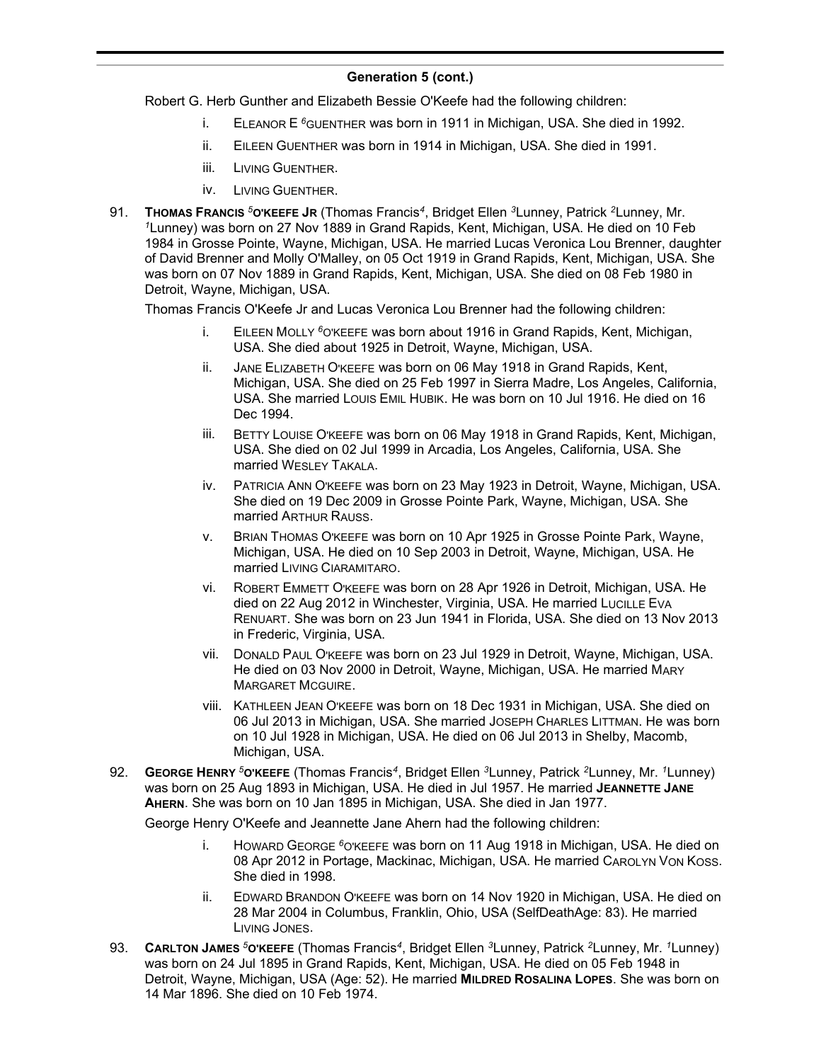**Generation 5 (cont.)**

Robert G. Herb Gunther and Elizabeth Bessie O'Keefe had the following children:

- i. ELEANOR E $^{6}$GUENTHER was born in 1911 in Michigan, USA. She died in 1992.
- ii. EILEEN GUENTHER was born in 1914 in Michigan, USA. She died in 1991.
- iii. LIVING GUENTHER.
- iv. LIVING GUENTHER.

91. **THOMAS FRANCIS $^{5}$O'KEEFE JR** (Thomas Francis$^{4}$, Bridget Ellen $^{3}$Lunney, Patrick $^{2}$Lunney, Mr. $^{1}$Lunney) was born on 27 Nov 1889 in Grand Rapids, Kent, Michigan, USA. He died on 10 Feb 1984 in Grosse Pointe, Wayne, Michigan, USA. He married Lucas Veronica Lou Brenner, daughter of David Brenner and Molly O'Malley, on 05 Oct 1919 in Grand Rapids, Kent, Michigan, USA. She was born on 07 Nov 1889 in Grand Rapids, Kent, Michigan, USA. She died on 08 Feb 1980 in Detroit, Wayne, Michigan, USA.

Thomas Francis O'Keefe Jr and Lucas Veronica Lou Brenner had the following children:

- i. EILEEN MOLLY $^{6}$O'KEEFE was born about 1916 in Grand Rapids, Kent, Michigan, USA. She died about 1925 in Detroit, Wayne, Michigan, USA.
- ii. JANE ELIZABETH O'KEEFE was born on 06 May 1918 in Grand Rapids, Kent, Michigan, USA. She died on 25 Feb 1997 in Sierra Madre, Los Angeles, California, USA. She married LOUIS EMIL HUBIK. He was born on 10 Jul 1916. He died on 16 Dec 1994.
- iii. BETTY LOUISE O'KEEFE was born on 06 May 1918 in Grand Rapids, Kent, Michigan, USA. She died on 02 Jul 1999 in Arcadia, Los Angeles, California, USA. She married WESLEY TAKALA.
- iv. PATRICIA ANN O'KEEFE was born on 23 May 1923 in Detroit, Wayne, Michigan, USA. She died on 19 Dec 2009 in Grosse Pointe Park, Wayne, Michigan, USA. She married ARTHUR RAUSS.
- v. BRIAN THOMAS O'KEEFE was born on 10 Apr 1925 in Grosse Pointe Park, Wayne, Michigan, USA. He died on 10 Sep 2003 in Detroit, Wayne, Michigan, USA. He married LIVING CIARAMITARO.
- vi. ROBERT EMMETT O'KEEFE was born on 28 Apr 1926 in Detroit, Michigan, USA. He died on 22 Aug 2012 in Winchester, Virginia, USA. He married LUCILLE EVA RENUART. She was born on 23 Jun 1941 in Florida, USA. She died on 13 Nov 2013 in Frederic, Virginia, USA.
- vii. DONALD PAUL O'KEEFE was born on 23 Jul 1929 in Detroit, Wayne, Michigan, USA. He died on 03 Nov 2000 in Detroit, Wayne, Michigan, USA. He married MARY MARGARET MCGUIRE.
- viii. KATHLEEN JEAN O'KEEFE was born on 18 Dec 1931 in Michigan, USA. She died on 06 Jul 2013 in Michigan, USA. She married JOSEPH CHARLES LITTMAN. He was born on 10 Jul 1928 in Michigan, USA. He died on 06 Jul 2013 in Shelby, Macomb, Michigan, USA.

92. **GEORGE HENRY $^{5}$O'KEEFE** (Thomas Francis$^{4}$, Bridget Ellen $^{3}$Lunney, Patrick $^{2}$Lunney, Mr. $^{1}$Lunney) was born on 25 Aug 1893 in Michigan, USA. He died in Jul 1957. He married **JEANNETTE JANE AHERN**. She was born on 10 Jan 1895 in Michigan, USA. She died in Jan 1977.

George Henry O'Keefe and Jeannette Jane Ahern had the following children:

- i. HOWARD GEORGE $^{6}$O'KEEFE was born on 11 Aug 1918 in Michigan, USA. He died on 08 Apr 2012 in Portage, Mackinac, Michigan, USA. He married CAROLYN VON KOSS. She died in 1998.
- ii. EDWARD BRANDON O'KEEFE was born on 14 Nov 1920 in Michigan, USA. He died on 28 Mar 2004 in Columbus, Franklin, Ohio, USA (SelfDeathAge: 83). He married LIVING JONES.

93. **CARLTON JAMES $^{5}$O'KEEFE** (Thomas Francis$^{4}$, Bridget Ellen $^{3}$Lunney, Patrick $^{2}$Lunney, Mr. $^{1}$Lunney) was born on 24 Jul 1895 in Grand Rapids, Kent, Michigan, USA. He died on 05 Feb 1948 in Detroit, Wayne, Michigan, USA (Age: 52). He married **MILDRED ROSALINA LOPES**. She was born on 14 Mar 1896. She died on 10 Feb 1974.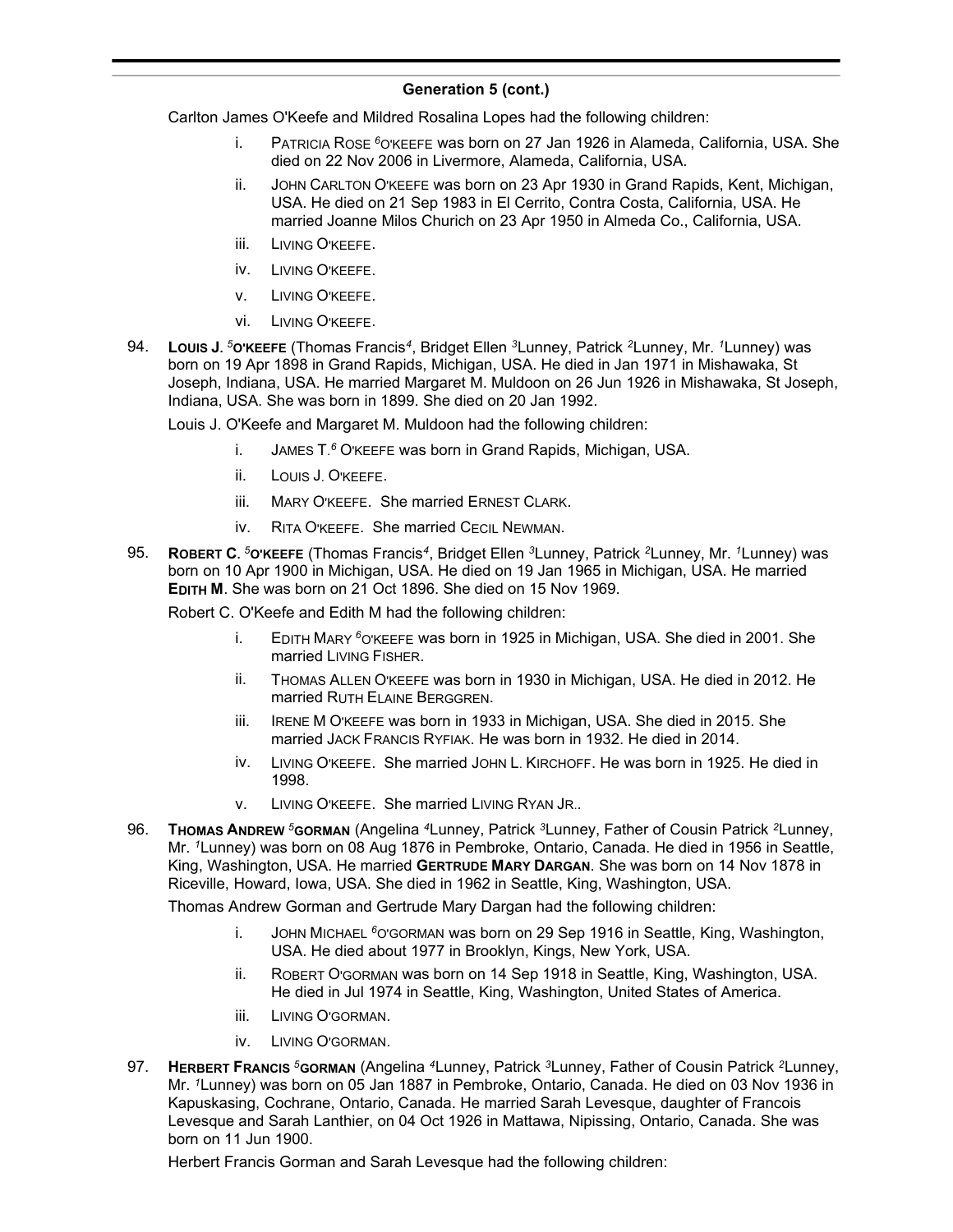## Generation 5 (cont.)

Carlton James O'Keefe and Mildred Rosalina Lopes had the following children:

- i. PATRICIA ROSE [6]O'KEEFE was born on 27 Jan 1926 in Alameda, California, USA. She died on 22 Nov 2006 in Livermore, Alameda, California, USA.
- ii. JOHN CARLTON O'KEEFE was born on 23 Apr 1930 in Grand Rapids, Kent, Michigan, USA. He died on 21 Sep 1983 in El Cerrito, Contra Costa, California, USA. He married Joanne Milos Church on 23 Apr 1950 in Almeda Co., California, USA.
- iii. LIVING O'KEEFE.
- iv. LIVING O'KEEFE.
- v. LIVING O'KEEFE.
- vi. LIVING O'KEEFE.

94. **LOUIS J. [5]O'KEEFE** (Thomas Francis[4], Bridget Ellen [3]Lunney, Patrick [2]Lunney, Mr. [1]Lunney) was born on 19 Apr 1898 in Grand Rapids, Michigan, USA. He died in Jan 1971 in Mishawaka, St Joseph, Indiana, USA. He married Margaret M. Muldoon on 26 Jun 1926 in Mishawaka, St Joseph, Indiana, USA. She was born in 1899. She died on 20 Jan 1992.

Louis J. O'Keefe and Margaret M. Muldoon had the following children:

- i. JAMES T.[6] O'KEEFE was born in Grand Rapids, Michigan, USA.
- ii. LOUIS J. O'KEEFE.
- iii. MARY O'KEEFE. She married ERNEST CLARK.
- iv. RITA O'KEEFE. She married CECIL NEWMAN.

95. **ROBERT C. [5]O'KEEFE** (Thomas Francis[4], Bridget Ellen [3]Lunney, Patrick [2]Lunney, Mr. [1]Lunney) was born on 10 Apr 1900 in Michigan, USA. He died on 19 Jan 1965 in Michigan, USA. He married **EDITH M**. She was born on 21 Oct 1896. She died on 15 Nov 1969.

Robert C. O'Keefe and Edith M had the following children:

- i. EDITH MARY [6]O'KEEFE was born in 1925 in Michigan, USA. She died in 2001. She married LIVING FISHER.
- ii. THOMAS ALLEN O'KEEFE was born in 1930 in Michigan, USA. He died in 2012. He married RUTH ELAINE BERGGREN.
- iii. IRENE M O'KEEFE was born in 1933 in Michigan, USA. She died in 2015. She married JACK FRANCIS RYFIAK. He was born in 1932. He died in 2014.
- iv. LIVING O'KEEFE. She married JOHN L. KIRCHOFF. He was born in 1925. He died in 1998.
- v. LIVING O'KEEFE. She married LIVING RYAN JR..

96. **THOMAS ANDREW [5]GORMAN** (Angelina [4]Lunney, Patrick [3]Lunney, Father of Cousin Patrick [2]Lunney, Mr. [1]Lunney) was born on 08 Aug 1876 in Pembroke, Ontario, Canada. He died in 1956 in Seattle, King, Washington, USA. He married **GERTRUDE MARY DARGAN**. She was born on 14 Nov 1878 in Riceville, Howard, Iowa, USA. She died in 1962 in Seattle, King, Washington, USA.

Thomas Andrew Gorman and Gertrude Mary Dargan had the following children:

- i. JOHN MICHAEL [6]O'GORMAN was born on 29 Sep 1916 in Seattle, King, Washington, USA. He died about 1977 in Brooklyn, Kings, New York, USA.
- ii. ROBERT O'GORMAN was born on 14 Sep 1918 in Seattle, King, Washington, USA. He died in Jul 1974 in Seattle, King, Washington, United States of America.
- iii. LIVING O'GORMAN.
- iv. LIVING O'GORMAN.

97. **HERBERT FRANCIS [5]GORMAN** (Angelina [4]Lunney, Patrick [3]Lunney, Father of Cousin Patrick [2]Lunney, Mr. [1]Lunney) was born on 05 Jan 1887 in Pembroke, Ontario, Canada. He died on 03 Nov 1936 in Kapuskasing, Cochrane, Ontario, Canada. He married Sarah Levesque, daughter of Francois Levesque and Sarah Lanthier, on 04 Oct 1926 in Mattawa, Nipissing, Ontario, Canada. She was born on 11 Jun 1900.

Herbert Francis Gorman and Sarah Levesque had the following children: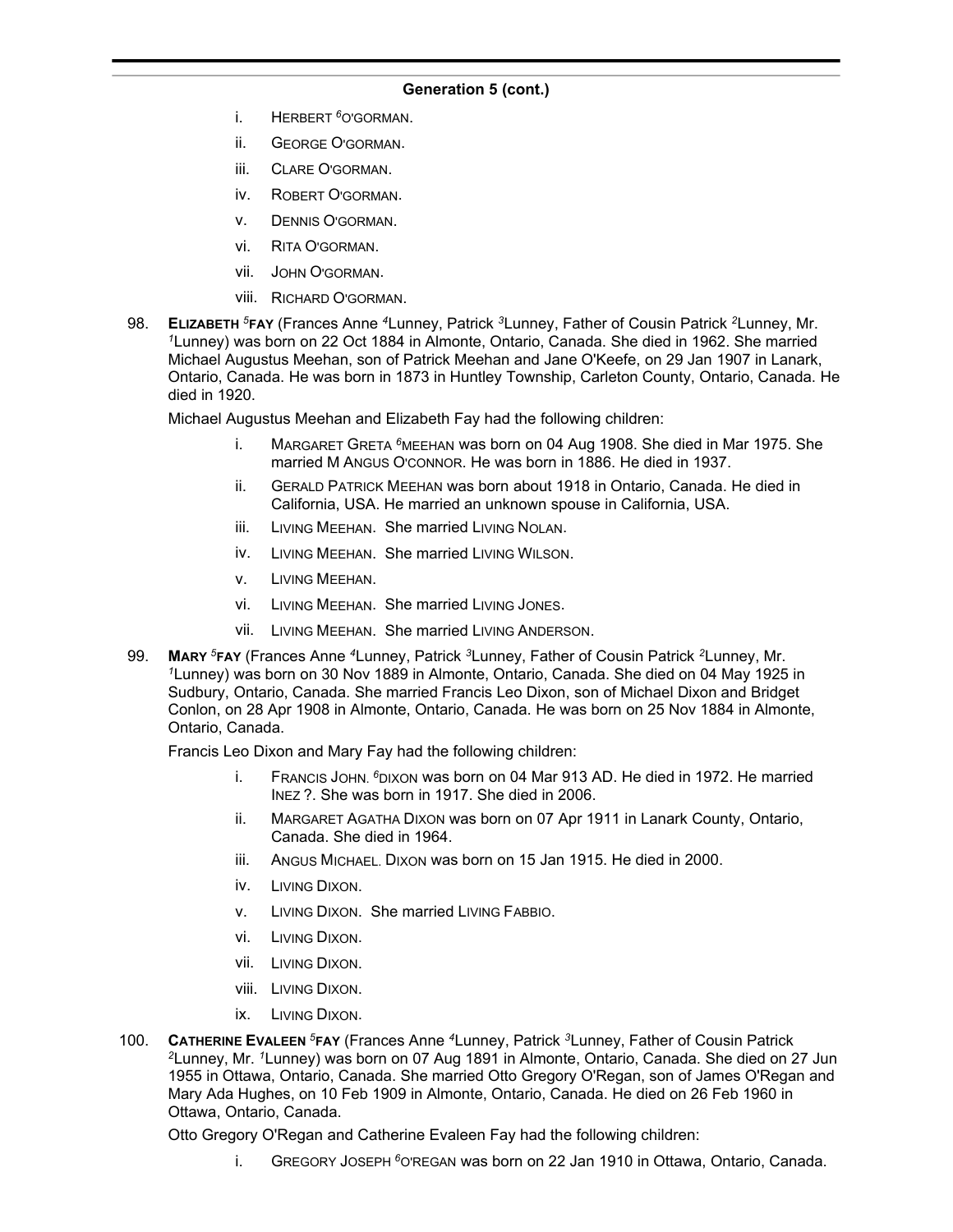## Generation 5 (cont.)

i. Herbert [6]O'gorman.

ii. George O'gorman.

iii. Clare O'gorman.

iv. Robert O'gorman.

v. Dennis O'gorman.

vi. Rita O'gorman.

vii. John O'gorman.

viii. Richard O'gorman.

98. **Elizabeth [5]Fay** (Frances Anne [4]Lunney, Patrick [3]Lunney, Father of Cousin Patrick [2]Lunney, Mr. [1]Lunney) was born on 22 Oct 1884 in Almonte, Ontario, Canada. She died in 1962. She married Michael Augustus Meehan, son of Patrick Meehan and Jane O'Keefe, on 29 Jan 1907 in Lanark, Ontario, Canada. He was born in 1873 in Huntley Township, Carleton County, Ontario, Canada. He died in 1920.

Michael Augustus Meehan and Elizabeth Fay had the following children:

i. Margaret Greta [6]Meehan was born on 04 Aug 1908. She died in Mar 1975. She married M Angus O'connor. He was born in 1886. He died in 1937.

ii. Gerald Patrick Meehan was born about 1918 in Ontario, Canada. He died in California, USA. He married an unknown spouse in California, USA.

iii. Living Meehan. She married Living Nolan.

iv. Living Meehan. She married Living Wilson.

v. Living Meehan.

vi. Living Meehan. She married Living Jones.

vii. Living Meehan. She married Living Anderson.

99. **Mary [5]Fay** (Frances Anne [4]Lunney, Patrick [3]Lunney, Father of Cousin Patrick [2]Lunney, Mr. [1]Lunney) was born on 30 Nov 1889 in Almonte, Ontario, Canada. She died on 04 May 1925 in Sudbury, Ontario, Canada. She married Francis Leo Dixon, son of Michael Dixon and Bridget Conlon, on 28 Apr 1908 in Almonte, Ontario, Canada. He was born on 25 Nov 1884 in Almonte, Ontario, Canada.

Francis Leo Dixon and Mary Fay had the following children:

i. Francis John. [6]Dixon was born on 04 Mar 913 AD. He died in 1972. He married Inez ?. She was born in 1917. She died in 2006.

ii. Margaret Agatha Dixon was born on 07 Apr 1911 in Lanark County, Ontario, Canada. She died in 1964.

iii. Angus Michael. Dixon was born on 15 Jan 1915. He died in 2000.

iv. Living Dixon.

v. Living Dixon. She married Living Fabbio.

vi. Living Dixon.

vii. Living Dixon.

viii. Living Dixon.

ix. Living Dixon.

100. **Catherine Evaleen [5]Fay** (Frances Anne [4]Lunney, Patrick [3]Lunney, Father of Cousin Patrick [2]Lunney, Mr. [1]Lunney) was born on 07 Aug 1891 in Almonte, Ontario, Canada. She died on 27 Jun 1955 in Ottawa, Ontario, Canada. She married Otto Gregory O'Regan, son of James O'Regan and Mary Ada Hughes, on 10 Feb 1909 in Almonte, Ontario, Canada. He died on 26 Feb 1960 in Ottawa, Ontario, Canada.

Otto Gregory O'Regan and Catherine Evaleen Fay had the following children:

i. Gregory Joseph [6]O'regan was born on 22 Jan 1910 in Ottawa, Ontario, Canada.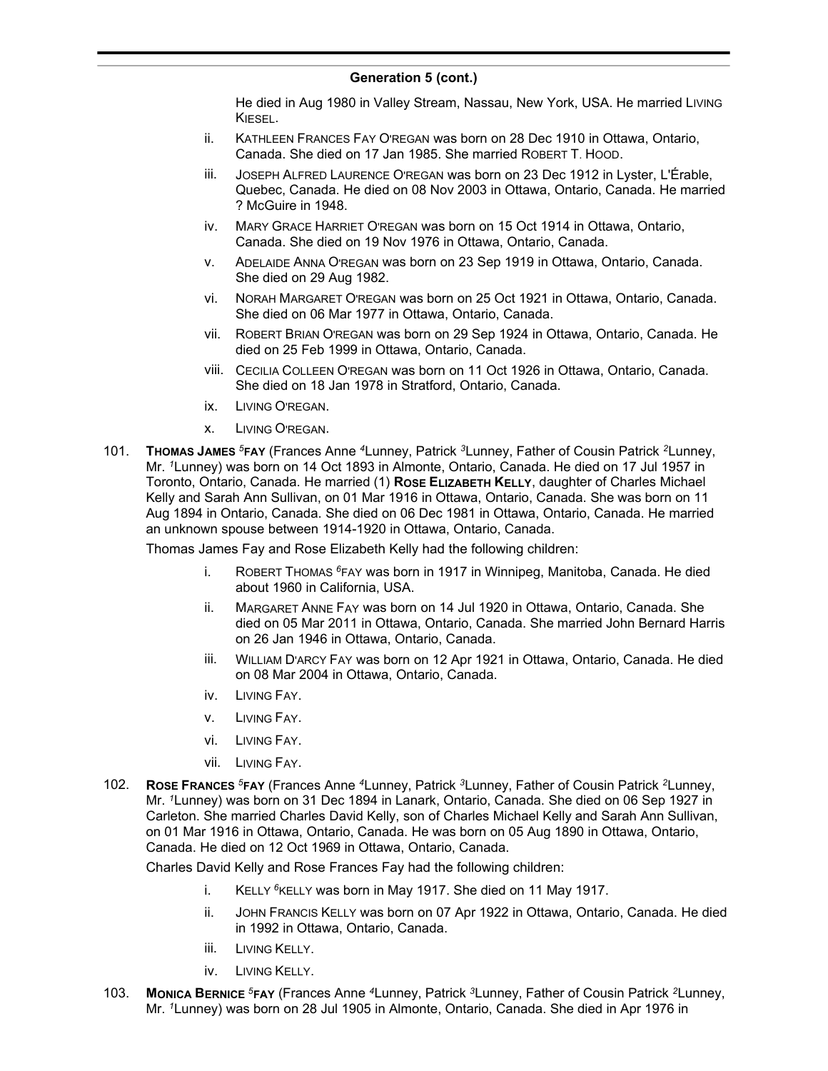## Generation 5 (cont.)

He died in Aug 1980 in Valley Stream, Nassau, New York, USA. He married LIVING KIESEL.

- ii. KATHLEEN FRANCES FAY O'REGAN was born on 28 Dec 1910 in Ottawa, Ontario, Canada. She died on 17 Jan 1985. She married ROBERT T. HOOD.
- iii. JOSEPH ALFRED LAURENCE O'REGAN was born on 23 Dec 1912 in Lyster, L'Érable, Quebec, Canada. He died on 08 Nov 2003 in Ottawa, Ontario, Canada. He married ? McGuire in 1948.
- iv. MARY GRACE HARRIET O'REGAN was born on 15 Oct 1914 in Ottawa, Ontario, Canada. She died on 19 Nov 1976 in Ottawa, Ontario, Canada.
- v. ADELAIDE ANNA O'REGAN was born on 23 Sep 1919 in Ottawa, Ontario, Canada. She died on 29 Aug 1982.
- vi. NORAH MARGARET O'REGAN was born on 25 Oct 1921 in Ottawa, Ontario, Canada. She died on 06 Mar 1977 in Ottawa, Ontario, Canada.
- vii. ROBERT BRIAN O'REGAN was born on 29 Sep 1924 in Ottawa, Ontario, Canada. He died on 25 Feb 1999 in Ottawa, Ontario, Canada.
- viii. CECILIA COLLEEN O'REGAN was born on 11 Oct 1926 in Ottawa, Ontario, Canada. She died on 18 Jan 1978 in Stratford, Ontario, Canada.
- ix. LIVING O'REGAN.
- x. LIVING O'REGAN.

101. **THOMAS JAMES [5]FAY** (Frances Anne [4]Lunney, Patrick [3]Lunney, Father of Cousin Patrick [2]Lunney, Mr. [1]Lunney) was born on 14 Oct 1893 in Almonte, Ontario, Canada. He died on 17 Jul 1957 in Toronto, Ontario, Canada. He married (1) **ROSE ELIZABETH KELLY**, daughter of Charles Michael Kelly and Sarah Ann Sullivan, on 01 Mar 1916 in Ottawa, Ontario, Canada. She was born on 11 Aug 1894 in Ontario, Canada. She died on 06 Dec 1981 in Ottawa, Ontario, Canada. He married an unknown spouse between 1914-1920 in Ottawa, Ontario, Canada.

Thomas James Fay and Rose Elizabeth Kelly had the following children:

- i. ROBERT THOMAS [6]FAY was born in 1917 in Winnipeg, Manitoba, Canada. He died about 1960 in California, USA.
- ii. MARGARET ANNE FAY was born on 14 Jul 1920 in Ottawa, Ontario, Canada. She died on 05 Mar 2011 in Ottawa, Ontario, Canada. She married John Bernard Harris on 26 Jan 1946 in Ottawa, Ontario, Canada.
- iii. WILLIAM D'ARCY FAY was born on 12 Apr 1921 in Ottawa, Ontario, Canada. He died on 08 Mar 2004 in Ottawa, Ontario, Canada.
- iv. LIVING FAY.
- v. LIVING FAY.
- vi. LIVING FAY.
- vii. LIVING FAY.

102. **ROSE FRANCES [5]FAY** (Frances Anne [4]Lunney, Patrick [3]Lunney, Father of Cousin Patrick [2]Lunney, Mr. [1]Lunney) was born on 31 Dec 1894 in Lanark, Ontario, Canada. She died on 06 Sep 1927 in Carleton. She married Charles David Kelly, son of Charles Michael Kelly and Sarah Ann Sullivan, on 01 Mar 1916 in Ottawa, Ontario, Canada. He was born on 05 Aug 1890 in Ottawa, Ontario, Canada. He died on 12 Oct 1969 in Ottawa, Ontario, Canada.

Charles David Kelly and Rose Frances Fay had the following children:

- i. KELLY [6]KELLY was born in May 1917. She died on 11 May 1917.
- ii. JOHN FRANCIS KELLY was born on 07 Apr 1922 in Ottawa, Ontario, Canada. He died in 1992 in Ottawa, Ontario, Canada.
- iii. LIVING KELLY.
- iv. LIVING KELLY.

103. **MONICA BERNICE [5]FAY** (Frances Anne [4]Lunney, Patrick [3]Lunney, Father of Cousin Patrick [2]Lunney, Mr. [1]Lunney) was born on 28 Jul 1905 in Almonte, Ontario, Canada. She died in Apr 1976 in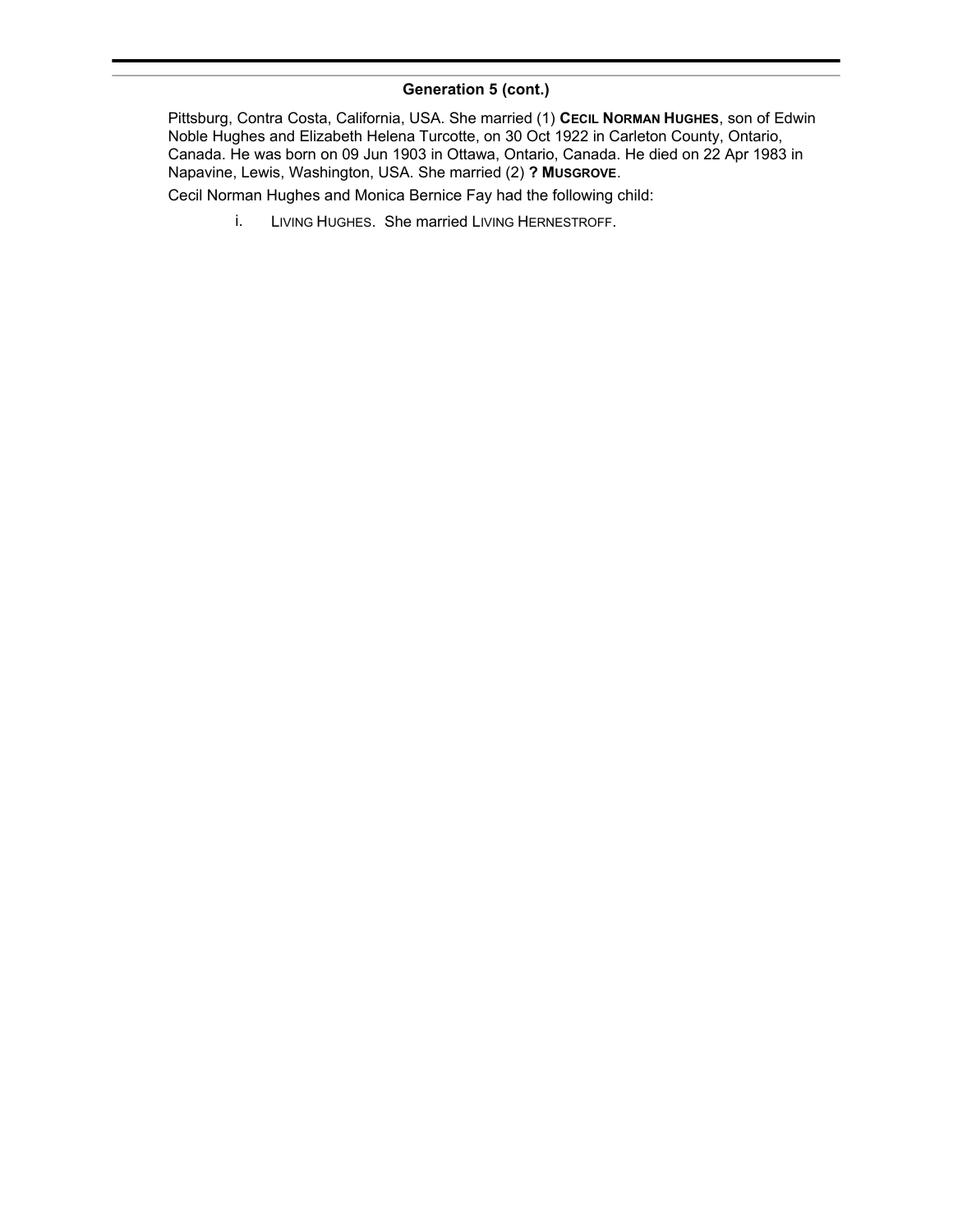## Generation 5 (cont.)

Pittsburg, Contra Costa, California, USA. She married (1) **CECIL NORMAN HUGHES**, son of Edwin Noble Hughes and Elizabeth Helena Turcotte, on 30 Oct 1922 in Carleton County, Ontario, Canada. He was born on 09 Jun 1903 in Ottawa, Ontario, Canada. He died on 22 Apr 1983 in Napavine, Lewis, Washington, USA. She married (2) **? MUSGROVE**.

Cecil Norman Hughes and Monica Bernice Fay had the following child:

i. LIVING HUGHES. She married LIVING HERNESTROFF.